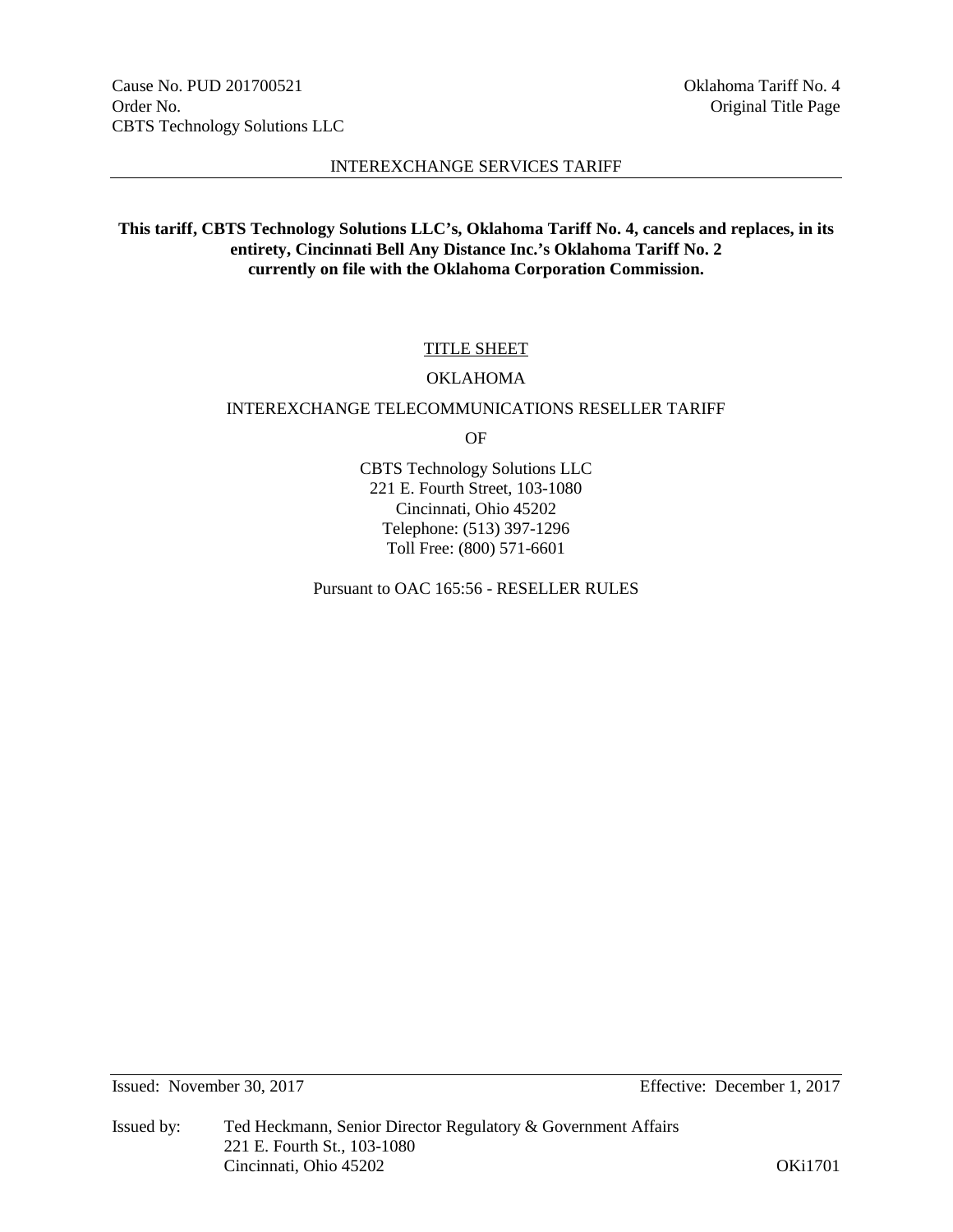Cause No. PUD 201700521
Order No.
CBTS Technology Solutions LLC

Oklahoma Tariff No. 4
Original Title Page

INTEREXCHANGE SERVICES TARIFF

**This tariff, CBTS Technology Solutions LLC's, Oklahoma Tariff No. 4, cancels and replaces, in its entirety, Cincinnati Bell Any Distance Inc.'s Oklahoma Tariff No. 2 currently on file with the Oklahoma Corporation Commission.**

TITLE SHEET

OKLAHOMA

INTEREXCHANGE TELECOMMUNICATIONS RESELLER TARIFF

OF

CBTS Technology Solutions LLC
221 E. Fourth Street, 103-1080
Cincinnati, Ohio 45202
Telephone: (513) 397-1296
Toll Free: (800) 571-6601

Pursuant to OAC 165:56 - RESELLER RULES

Issued: November 30, 2017

Effective: December 1, 2017

Issued by: Ted Heckmann, Senior Director Regulatory & Government Affairs
221 E. Fourth St., 103-1080
Cincinnati, Ohio 45202

OKi1701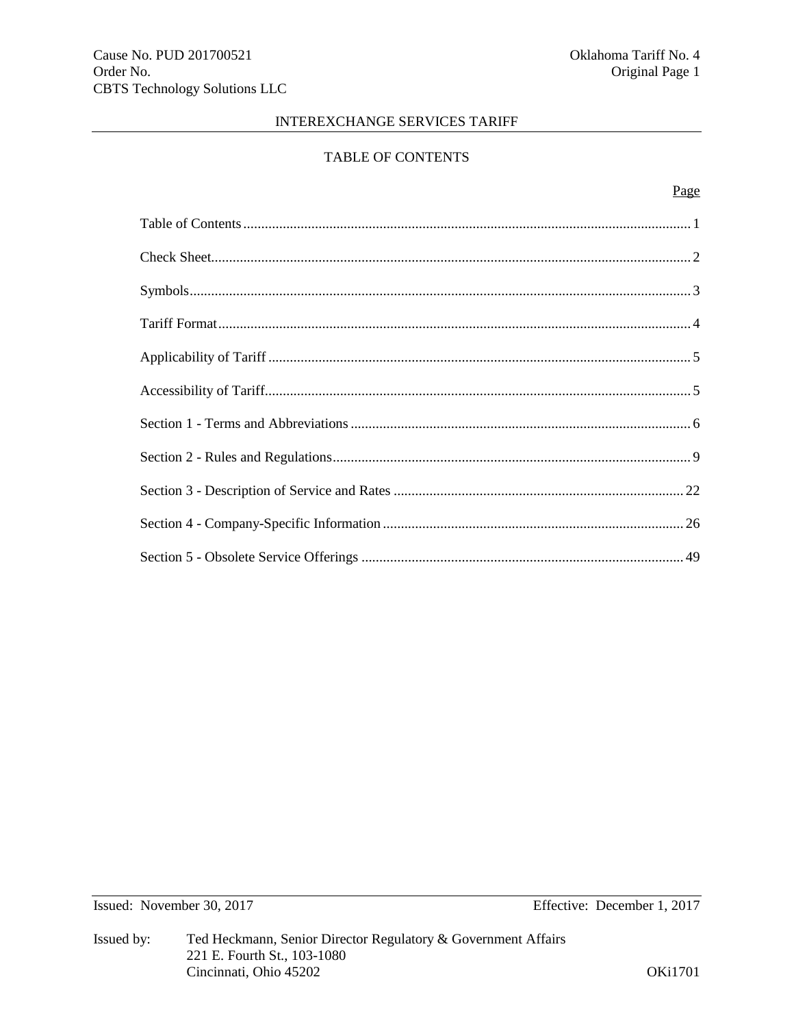# INTEREXCHANGE SERVICES TARIFF

## TABLE OF CONTENTS

| | Page |
|---|---|
| Table of Contents | 1 |
| Check Sheet | 2 |
| Symbols | 3 |
| Tariff Format | 4 |
| Applicability of Tariff | 5 |
| Accessibility of Tariff | 5 |
| Section 1 - Terms and Abbreviations | 6 |
| Section 2 - Rules and Regulations | 9 |
| Section 3 - Description of Service and Rates | 22 |
| Section 4 - Company-Specific Information | 26 |
| Section 5 - Obsolete Service Offerings | 49 |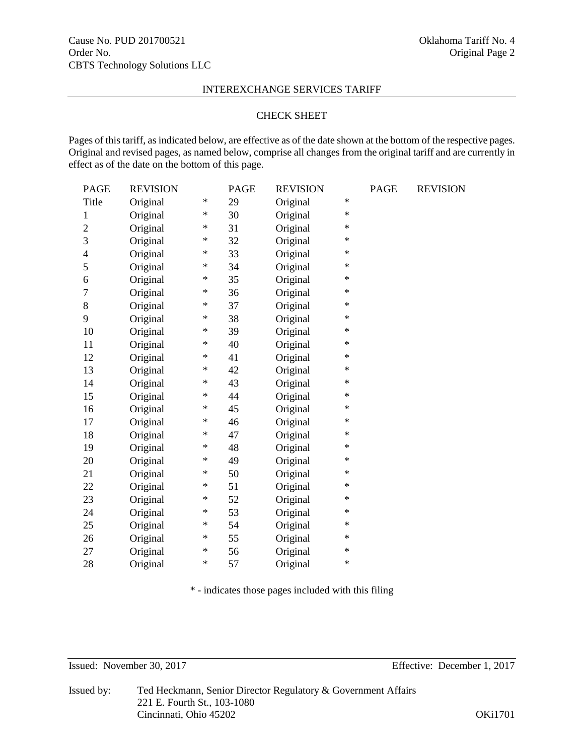Cause No. PUD 201700521
Order No.
CBTS Technology Solutions LLC

Oklahoma Tariff No. 4
Original Page 2

INTEREXCHANGE SERVICES TARIFF

## CHECK SHEET

Pages of this tariff, as indicated below, are effective as of the date shown at the bottom of the respective pages. Original and revised pages, as named below, comprise all changes from the original tariff and are currently in effect as of the date on the bottom of this page.

| PAGE | REVISION | | PAGE | REVISION | | PAGE | REVISION |
|---|---|---|---|---|---|---|---|
| Title | Original | * | 29 | Original | * | | |
| 1 | Original | * | 30 | Original | * | | |
| 2 | Original | * | 31 | Original | * | | |
| 3 | Original | * | 32 | Original | * | | |
| 4 | Original | * | 33 | Original | * | | |
| 5 | Original | * | 34 | Original | * | | |
| 6 | Original | * | 35 | Original | * | | |
| 7 | Original | * | 36 | Original | * | | |
| 8 | Original | * | 37 | Original | * | | |
| 9 | Original | * | 38 | Original | * | | |
| 10 | Original | * | 39 | Original | * | | |
| 11 | Original | * | 40 | Original | * | | |
| 12 | Original | * | 41 | Original | * | | |
| 13 | Original | * | 42 | Original | * | | |
| 14 | Original | * | 43 | Original | * | | |
| 15 | Original | * | 44 | Original | * | | |
| 16 | Original | * | 45 | Original | * | | |
| 17 | Original | * | 46 | Original | * | | |
| 18 | Original | * | 47 | Original | * | | |
| 19 | Original | * | 48 | Original | * | | |
| 20 | Original | * | 49 | Original | * | | |
| 21 | Original | * | 50 | Original | * | | |
| 22 | Original | * | 51 | Original | * | | |
| 23 | Original | * | 52 | Original | * | | |
| 24 | Original | * | 53 | Original | * | | |
| 25 | Original | * | 54 | Original | * | | |
| 26 | Original | * | 55 | Original | * | | |
| 27 | Original | * | 56 | Original | * | | |
| 28 | Original | * | 57 | Original | * | | |

\* - indicates those pages included with this filing

Issued: November 30, 2017

Effective: December 1, 2017

Issued by: Ted Heckmann, Senior Director Regulatory & Government Affairs
221 E. Fourth St., 103-1080
Cincinnati, Ohio 45202

OKi1701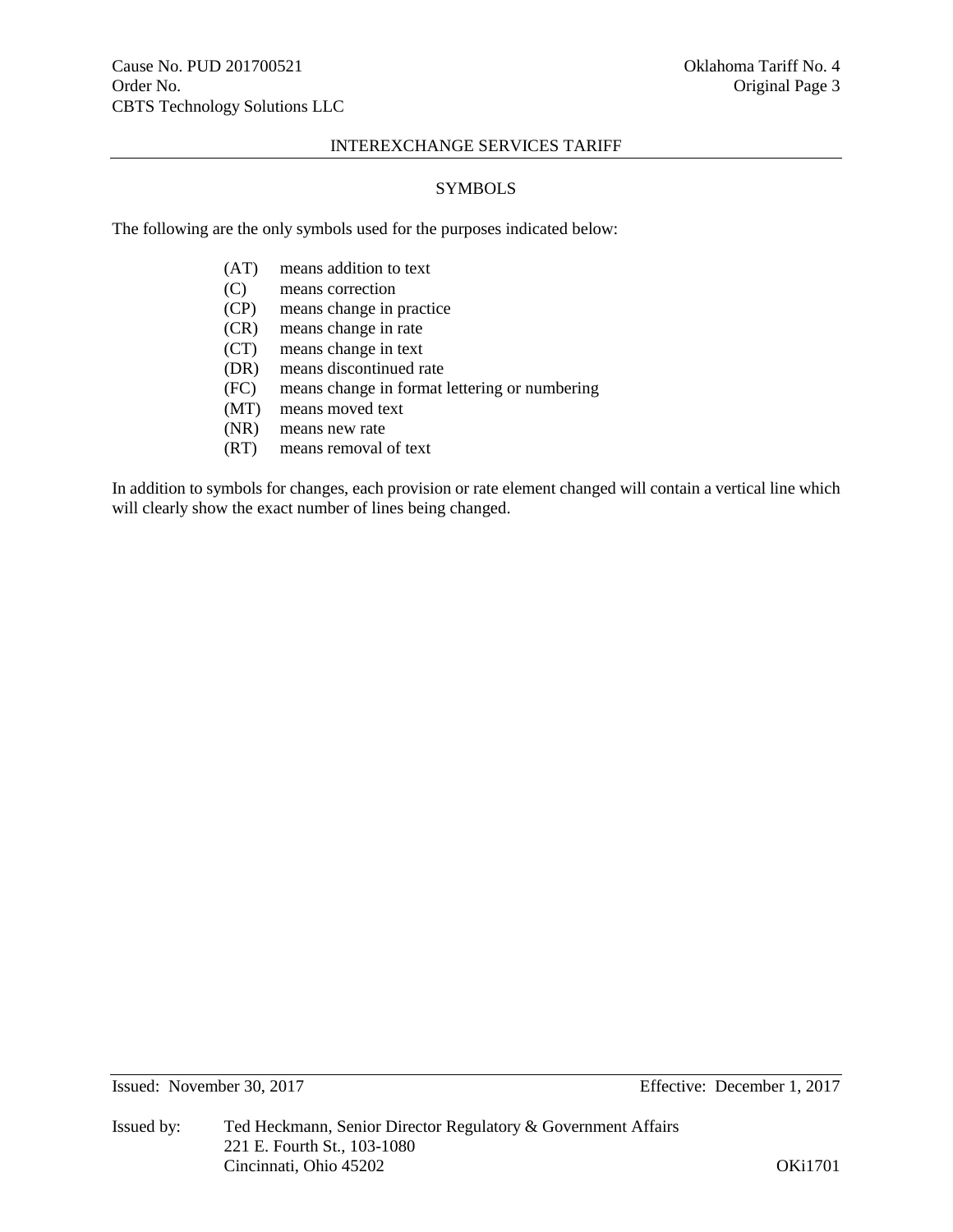## SYMBOLS

The following are the only symbols used for the purposes indicated below:

- (AT) means addition to text
- (C) means correction
- (CP) means change in practice
- (CR) means change in rate
- (CT) means change in text
- (DR) means discontinued rate
- (FC) means change in format lettering or numbering
- (MT) means moved text
- (NR) means new rate
- (RT) means removal of text

In addition to symbols for changes, each provision or rate element changed will contain a vertical line which will clearly show the exact number of lines being changed.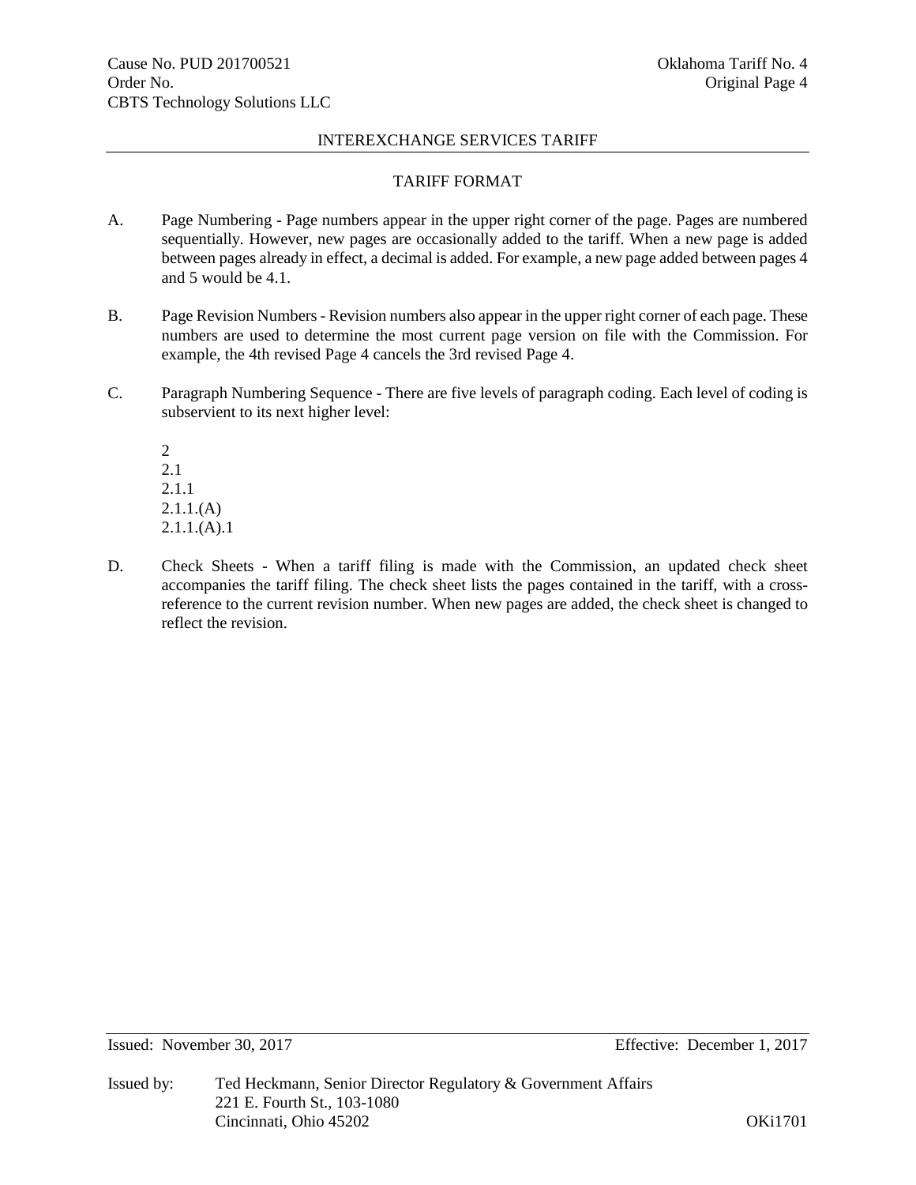## TARIFF FORMAT

A. Page Numbering - Page numbers appear in the upper right corner of the page. Pages are numbered sequentially. However, new pages are occasionally added to the tariff. When a new page is added between pages already in effect, a decimal is added. For example, a new page added between pages 4 and 5 would be 4.1.

B. Page Revision Numbers - Revision numbers also appear in the upper right corner of each page. These numbers are used to determine the most current page version on file with the Commission. For example, the 4th revised Page 4 cancels the 3rd revised Page 4.

C. Paragraph Numbering Sequence - There are five levels of paragraph coding. Each level of coding is subservient to its next higher level:

   2
   2.1
   2.1.1
   2.1.1.(A)
   2.1.1.(A).1

D. Check Sheets - When a tariff filing is made with the Commission, an updated check sheet accompanies the tariff filing. The check sheet lists the pages contained in the tariff, with a cross-reference to the current revision number. When new pages are added, the check sheet is changed to reflect the revision.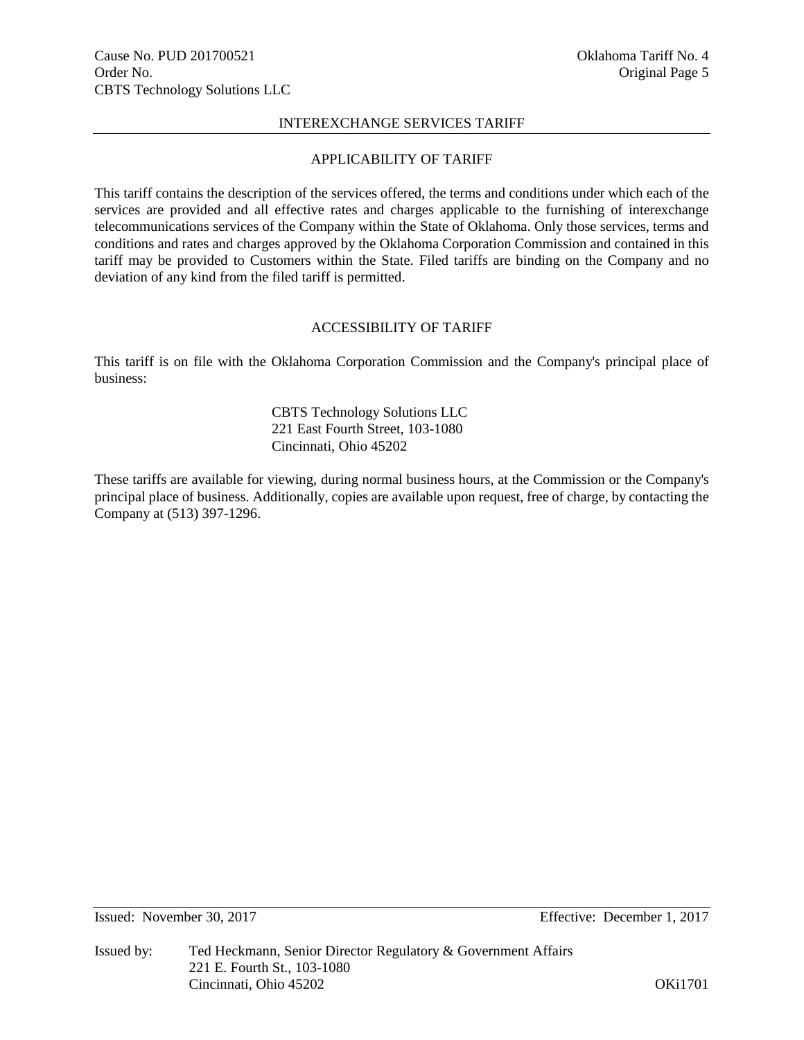## APPLICABILITY OF TARIFF

This tariff contains the description of the services offered, the terms and conditions under which each of the services are provided and all effective rates and charges applicable to the furnishing of interexchange telecommunications services of the Company within the State of Oklahoma. Only those services, terms and conditions and rates and charges approved by the Oklahoma Corporation Commission and contained in this tariff may be provided to Customers within the State. Filed tariffs are binding on the Company and no deviation of any kind from the filed tariff is permitted.

## ACCESSIBILITY OF TARIFF

This tariff is on file with the Oklahoma Corporation Commission and the Company's principal place of business:

CBTS Technology Solutions LLC
221 East Fourth Street, 103-1080
Cincinnati, Ohio 45202

These tariffs are available for viewing, during normal business hours, at the Commission or the Company's principal place of business. Additionally, copies are available upon request, free of charge, by contacting the Company at (513) 397-1296.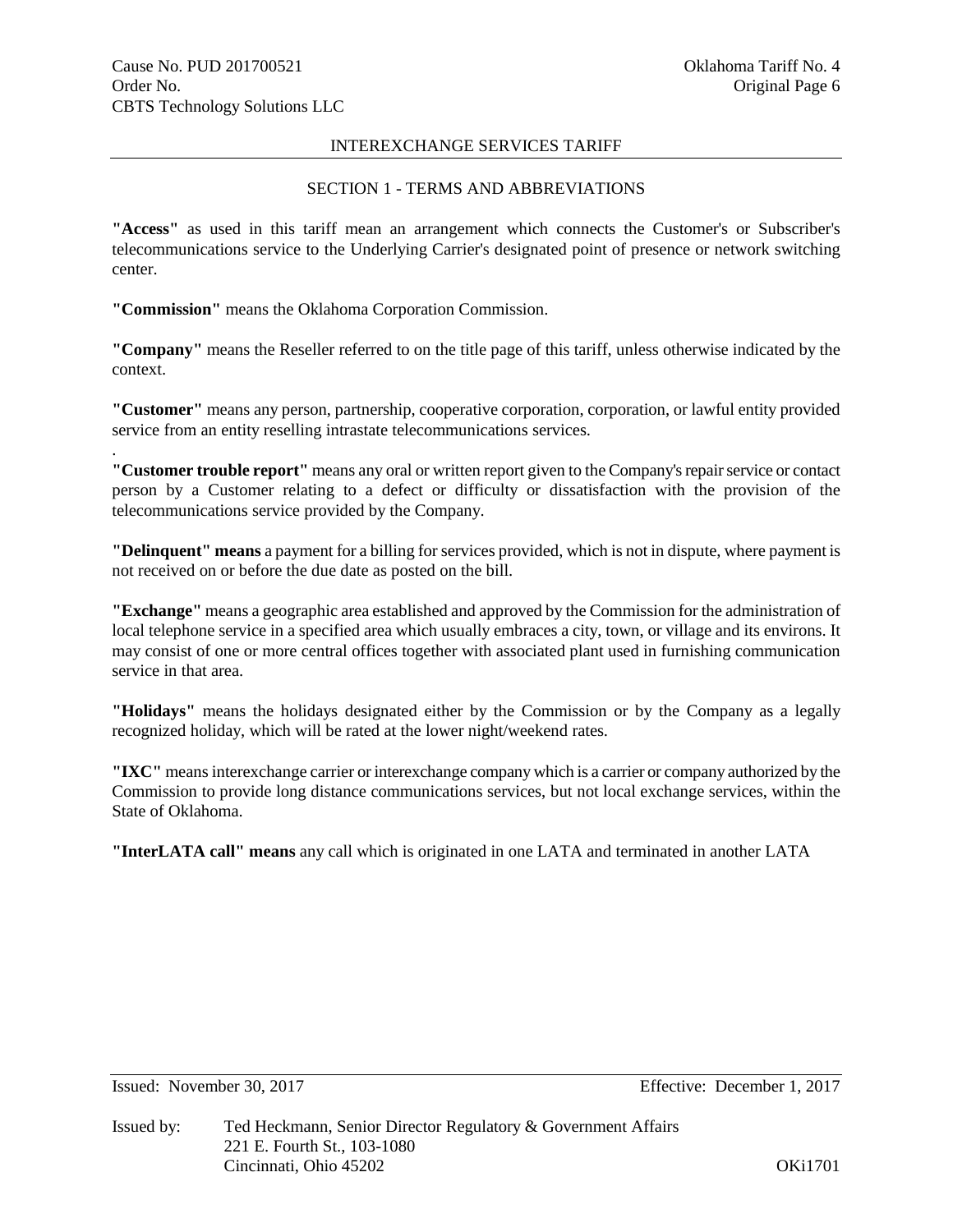## SECTION 1 - TERMS AND ABBREVIATIONS

**"Access"** as used in this tariff mean an arrangement which connects the Customer's or Subscriber's telecommunications service to the Underlying Carrier's designated point of presence or network switching center.

**"Commission"** means the Oklahoma Corporation Commission.

**"Company"** means the Reseller referred to on the title page of this tariff, unless otherwise indicated by the context.

**"Customer"** means any person, partnership, cooperative corporation, corporation, or lawful entity provided service from an entity reselling intrastate telecommunications services.

**"Customer trouble report"** means any oral or written report given to the Company's repair service or contact person by a Customer relating to a defect or difficulty or dissatisfaction with the provision of the telecommunications service provided by the Company.

**"Delinquent" means** a payment for a billing for services provided, which is not in dispute, where payment is not received on or before the due date as posted on the bill.

**"Exchange"** means a geographic area established and approved by the Commission for the administration of local telephone service in a specified area which usually embraces a city, town, or village and its environs. It may consist of one or more central offices together with associated plant used in furnishing communication service in that area.

**"Holidays"** means the holidays designated either by the Commission or by the Company as a legally recognized holiday, which will be rated at the lower night/weekend rates.

**"IXC"** means interexchange carrier or interexchange company which is a carrier or company authorized by the Commission to provide long distance communications services, but not local exchange services, within the State of Oklahoma.

**"InterLATA call" means** any call which is originated in one LATA and terminated in another LATA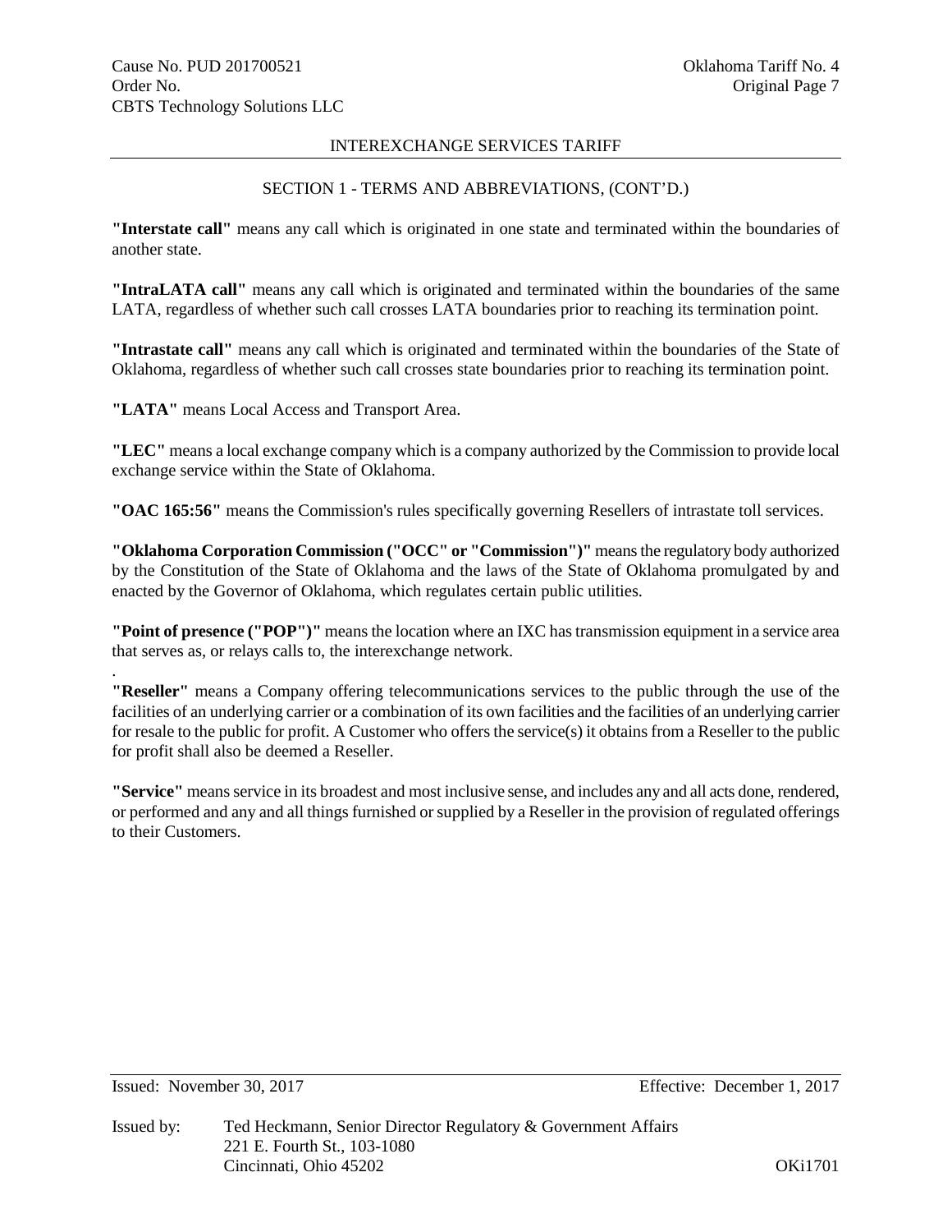## SECTION 1 - TERMS AND ABBREVIATIONS, (CONT'D.)

**"Interstate call"** means any call which is originated in one state and terminated within the boundaries of another state.

**"IntraLATA call"** means any call which is originated and terminated within the boundaries of the same LATA, regardless of whether such call crosses LATA boundaries prior to reaching its termination point.

**"Intrastate call"** means any call which is originated and terminated within the boundaries of the State of Oklahoma, regardless of whether such call crosses state boundaries prior to reaching its termination point.

**"LATA"** means Local Access and Transport Area.

**"LEC"** means a local exchange company which is a company authorized by the Commission to provide local exchange service within the State of Oklahoma.

**"OAC 165:56"** means the Commission's rules specifically governing Resellers of intrastate toll services.

**"Oklahoma Corporation Commission ("OCC" or "Commission")"** means the regulatory body authorized by the Constitution of the State of Oklahoma and the laws of the State of Oklahoma promulgated by and enacted by the Governor of Oklahoma, which regulates certain public utilities.

**"Point of presence ("POP")"** means the location where an IXC has transmission equipment in a service area that serves as, or relays calls to, the interexchange network.

**"Reseller"** means a Company offering telecommunications services to the public through the use of the facilities of an underlying carrier or a combination of its own facilities and the facilities of an underlying carrier for resale to the public for profit. A Customer who offers the service(s) it obtains from a Reseller to the public for profit shall also be deemed a Reseller.

**"Service"** means service in its broadest and most inclusive sense, and includes any and all acts done, rendered, or performed and any and all things furnished or supplied by a Reseller in the provision of regulated offerings to their Customers.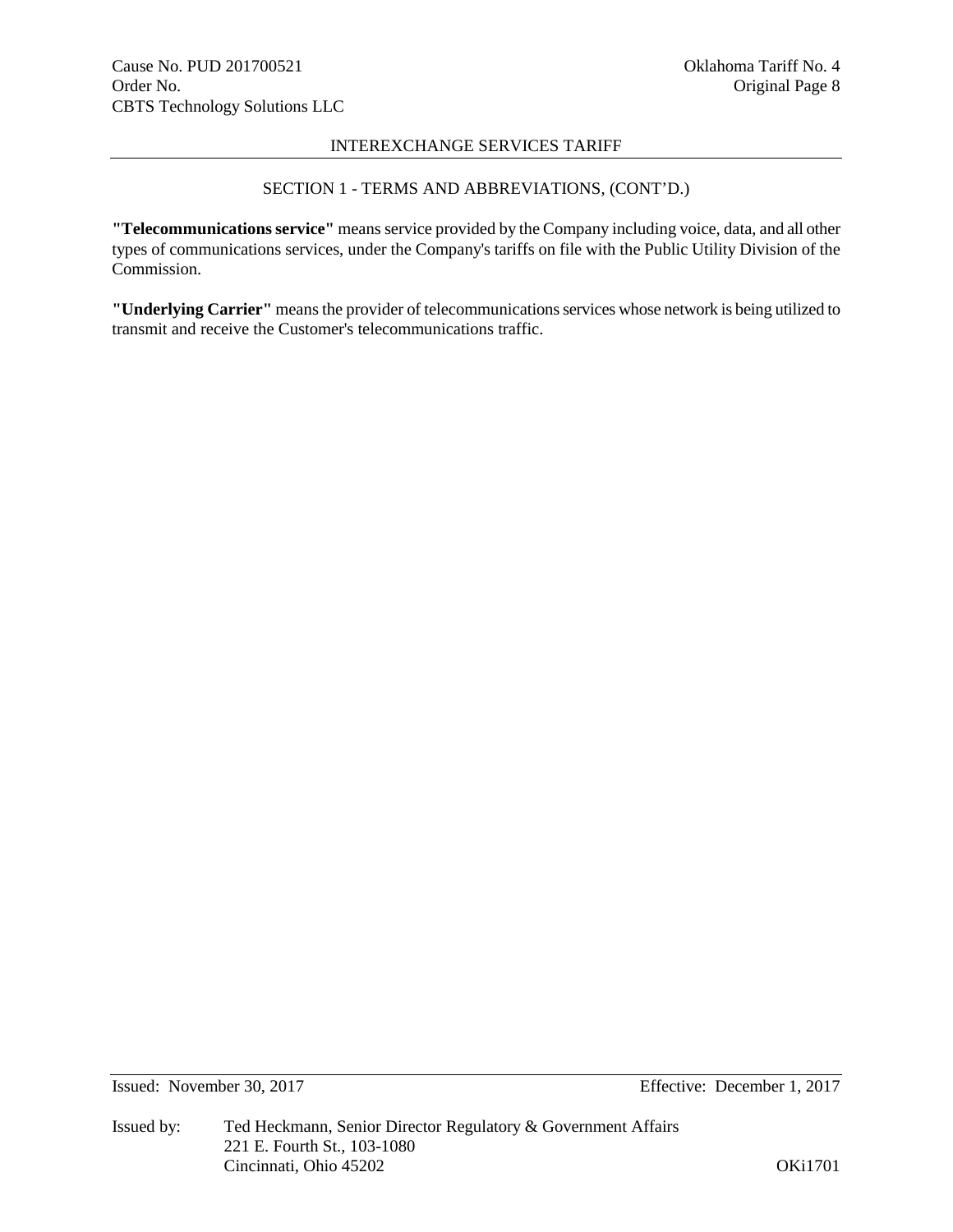SECTION 1 - TERMS AND ABBREVIATIONS, (CONT'D.)

**"Telecommunications service"** means service provided by the Company including voice, data, and all other types of communications services, under the Company's tariffs on file with the Public Utility Division of the Commission.

**"Underlying Carrier"** means the provider of telecommunications services whose network is being utilized to transmit and receive the Customer's telecommunications traffic.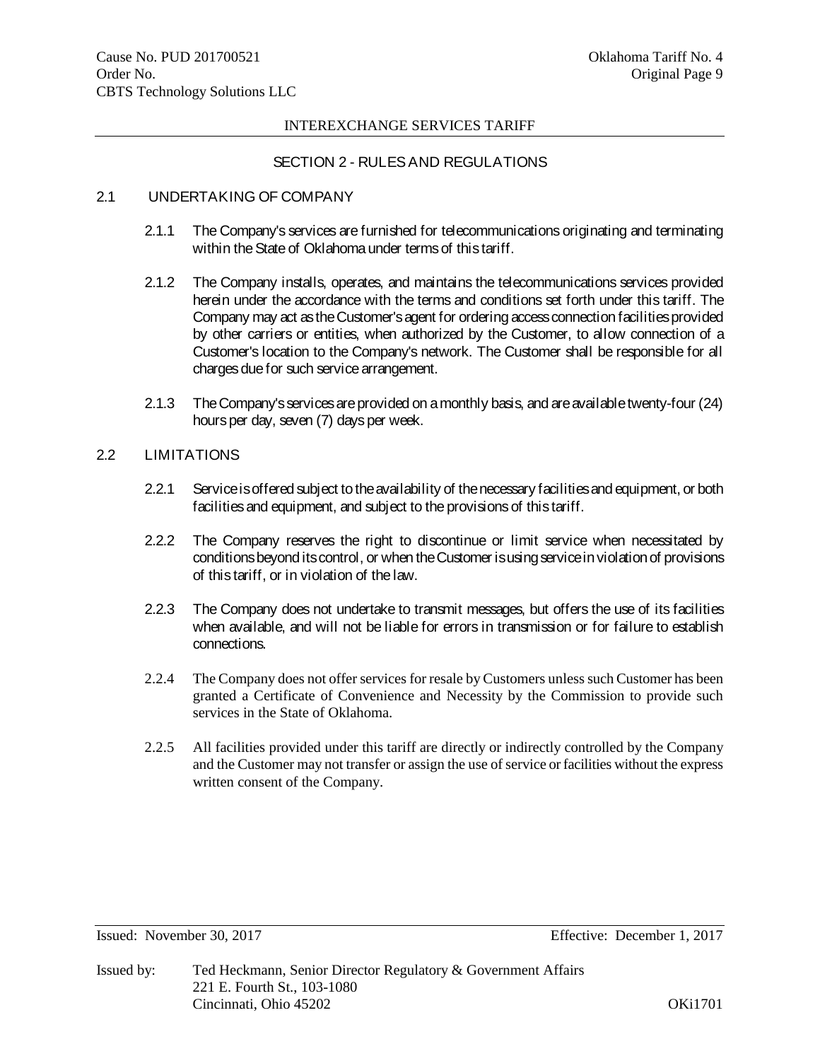## SECTION 2 - RULES AND REGULATIONS

### 2.1 UNDERTAKING OF COMPANY

2.1.1 The Company's services are furnished for telecommunications originating and terminating within the State of Oklahoma under terms of this tariff.

2.1.2 The Company installs, operates, and maintains the telecommunications services provided herein under the accordance with the terms and conditions set forth under this tariff. The Company may act as the Customer's agent for ordering access connection facilities provided by other carriers or entities, when authorized by the Customer, to allow connection of a Customer's location to the Company's network. The Customer shall be responsible for all charges due for such service arrangement.

2.1.3 The Company's services are provided on a monthly basis, and are available twenty-four (24) hours per day, seven (7) days per week.

### 2.2 LIMITATIONS

2.2.1 Service is offered subject to the availability of the necessary facilities and equipment, or both facilities and equipment, and subject to the provisions of this tariff.

2.2.2 The Company reserves the right to discontinue or limit service when necessitated by conditions beyond its control, or when the Customer is using service in violation of provisions of this tariff, or in violation of the law.

2.2.3 The Company does not undertake to transmit messages, but offers the use of its facilities when available, and will not be liable for errors in transmission or for failure to establish connections.

2.2.4 The Company does not offer services for resale by Customers unless such Customer has been granted a Certificate of Convenience and Necessity by the Commission to provide such services in the State of Oklahoma.

2.2.5 All facilities provided under this tariff are directly or indirectly controlled by the Company and the Customer may not transfer or assign the use of service or facilities without the express written consent of the Company.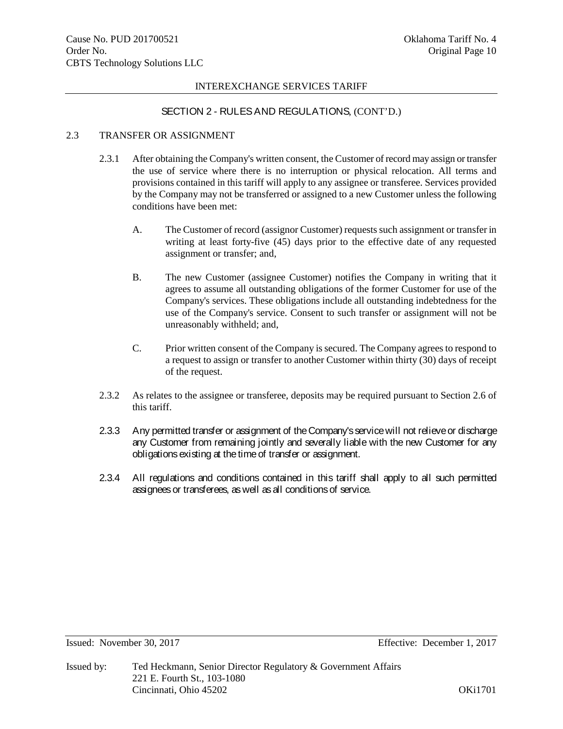## SECTION 2 - RULES AND REGULATIONS, (CONT'D.)

### 2.3 TRANSFER OR ASSIGNMENT

2.3.1 After obtaining the Company's written consent, the Customer of record may assign or transfer the use of service where there is no interruption or physical relocation. All terms and provisions contained in this tariff will apply to any assignee or transferee. Services provided by the Company may not be transferred or assigned to a new Customer unless the following conditions have been met:

A. The Customer of record (assignor Customer) requests such assignment or transfer in writing at least forty-five (45) days prior to the effective date of any requested assignment or transfer; and,

B. The new Customer (assignee Customer) notifies the Company in writing that it agrees to assume all outstanding obligations of the former Customer for use of the Company's services. These obligations include all outstanding indebtedness for the use of the Company's service. Consent to such transfer or assignment will not be unreasonably withheld; and,

C. Prior written consent of the Company is secured. The Company agrees to respond to a request to assign or transfer to another Customer within thirty (30) days of receipt of the request.

2.3.2 As relates to the assignee or transferee, deposits may be required pursuant to Section 2.6 of this tariff.

2.3.3 Any permitted transfer or assignment of the Company's service will not relieve or discharge any Customer from remaining jointly and severally liable with the new Customer for any obligations existing at the time of transfer or assignment.

2.3.4 All regulations and conditions contained in this tariff shall apply to all such permitted assignees or transferees, as well as all conditions of service.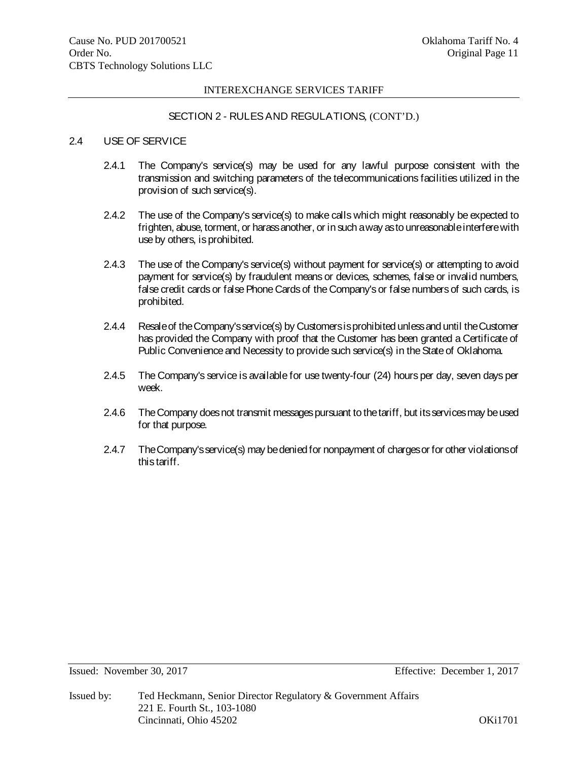SECTION 2 - RULES AND REGULATIONS, (CONT'D.)

## 2.4 USE OF SERVICE

2.4.1 The Company's service(s) may be used for any lawful purpose consistent with the transmission and switching parameters of the telecommunications facilities utilized in the provision of such service(s).

2.4.2 The use of the Company's service(s) to make calls which might reasonably be expected to frighten, abuse, torment, or harass another, or in such a way as to unreasonable interfere with use by others, is prohibited.

2.4.3 The use of the Company's service(s) without payment for service(s) or attempting to avoid payment for service(s) by fraudulent means or devices, schemes, false or invalid numbers, false credit cards or false Phone Cards of the Company's or false numbers of such cards, is prohibited.

2.4.4 Resale of the Company's service(s) by Customers is prohibited unless and until the Customer has provided the Company with proof that the Customer has been granted a Certificate of Public Convenience and Necessity to provide such service(s) in the State of Oklahoma.

2.4.5 The Company's service is available for use twenty-four (24) hours per day, seven days per week.

2.4.6 The Company does not transmit messages pursuant to the tariff, but its services may be used for that purpose.

2.4.7 The Company's service(s) may be denied for nonpayment of charges or for other violations of this tariff.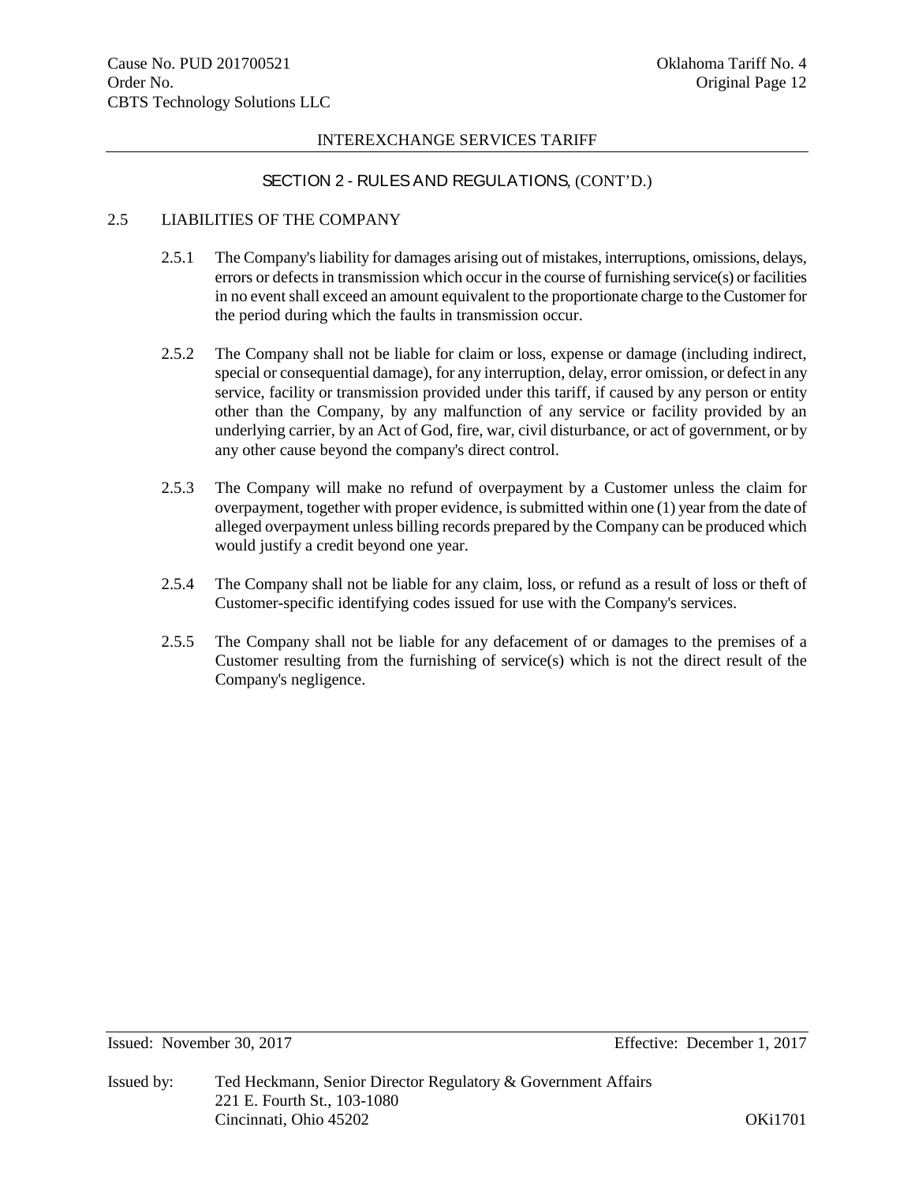## SECTION 2 - RULES AND REGULATIONS, (CONT'D.)

### 2.5 LIABILITIES OF THE COMPANY

2.5.1 The Company's liability for damages arising out of mistakes, interruptions, omissions, delays, errors or defects in transmission which occur in the course of furnishing service(s) or facilities in no event shall exceed an amount equivalent to the proportionate charge to the Customer for the period during which the faults in transmission occur.

2.5.2 The Company shall not be liable for claim or loss, expense or damage (including indirect, special or consequential damage), for any interruption, delay, error omission, or defect in any service, facility or transmission provided under this tariff, if caused by any person or entity other than the Company, by any malfunction of any service or facility provided by an underlying carrier, by an Act of God, fire, war, civil disturbance, or act of government, or by any other cause beyond the company's direct control.

2.5.3 The Company will make no refund of overpayment by a Customer unless the claim for overpayment, together with proper evidence, is submitted within one (1) year from the date of alleged overpayment unless billing records prepared by the Company can be produced which would justify a credit beyond one year.

2.5.4 The Company shall not be liable for any claim, loss, or refund as a result of loss or theft of Customer-specific identifying codes issued for use with the Company's services.

2.5.5 The Company shall not be liable for any defacement of or damages to the premises of a Customer resulting from the furnishing of service(s) which is not the direct result of the Company's negligence.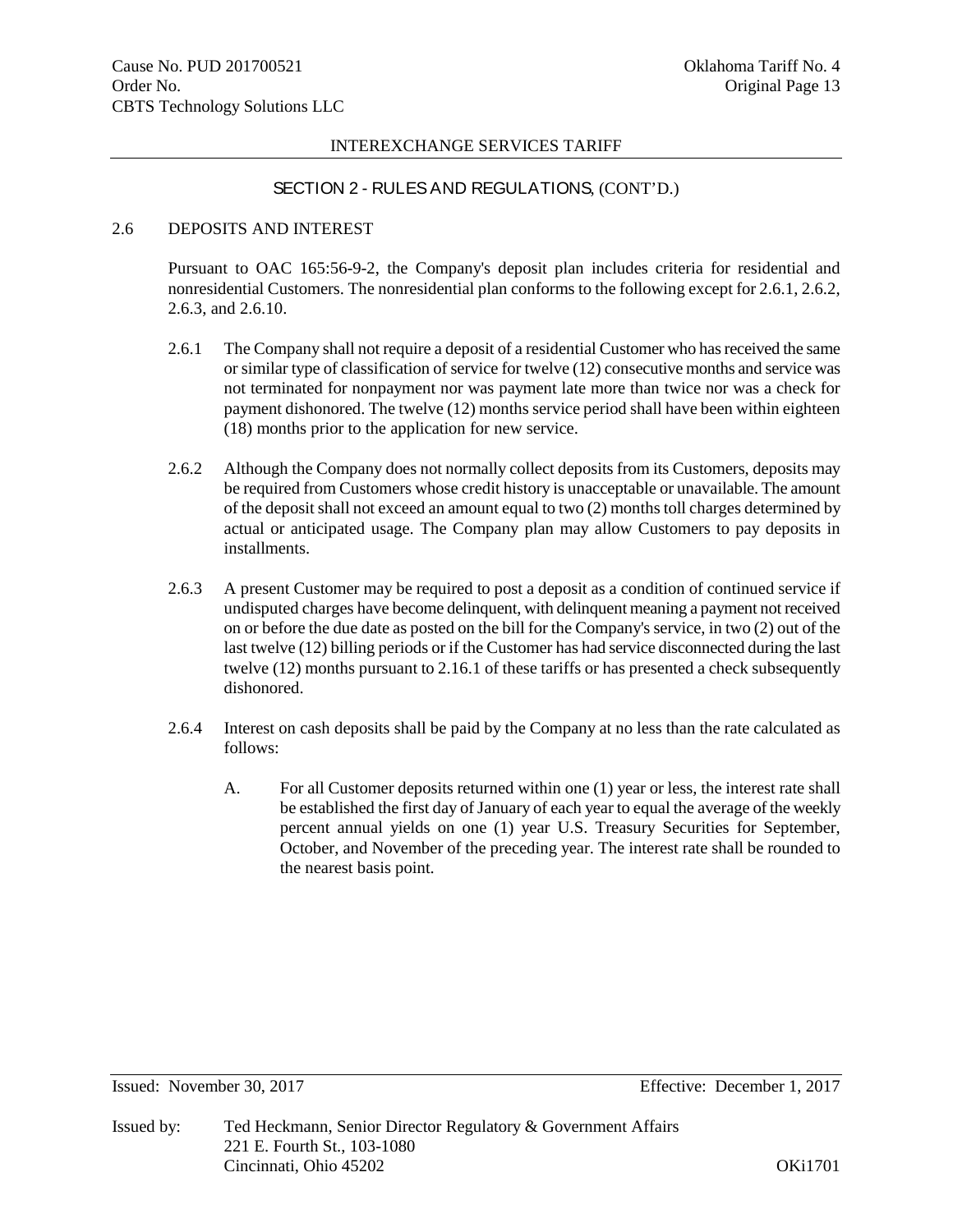## SECTION 2 - RULES AND REGULATIONS, (CONT'D.)

### 2.6 DEPOSITS AND INTEREST

Pursuant to OAC 165:56-9-2, the Company's deposit plan includes criteria for residential and nonresidential Customers. The nonresidential plan conforms to the following except for 2.6.1, 2.6.2, 2.6.3, and 2.6.10.

2.6.1 The Company shall not require a deposit of a residential Customer who has received the same or similar type of classification of service for twelve (12) consecutive months and service was not terminated for nonpayment nor was payment late more than twice nor was a check for payment dishonored. The twelve (12) months service period shall have been within eighteen (18) months prior to the application for new service.

2.6.2 Although the Company does not normally collect deposits from its Customers, deposits may be required from Customers whose credit history is unacceptable or unavailable. The amount of the deposit shall not exceed an amount equal to two (2) months toll charges determined by actual or anticipated usage. The Company plan may allow Customers to pay deposits in installments.

2.6.3 A present Customer may be required to post a deposit as a condition of continued service if undisputed charges have become delinquent, with delinquent meaning a payment not received on or before the due date as posted on the bill for the Company's service, in two (2) out of the last twelve (12) billing periods or if the Customer has had service disconnected during the last twelve (12) months pursuant to 2.16.1 of these tariffs or has presented a check subsequently dishonored.

2.6.4 Interest on cash deposits shall be paid by the Company at no less than the rate calculated as follows:

A. For all Customer deposits returned within one (1) year or less, the interest rate shall be established the first day of January of each year to equal the average of the weekly percent annual yields on one (1) year U.S. Treasury Securities for September, October, and November of the preceding year. The interest rate shall be rounded to the nearest basis point.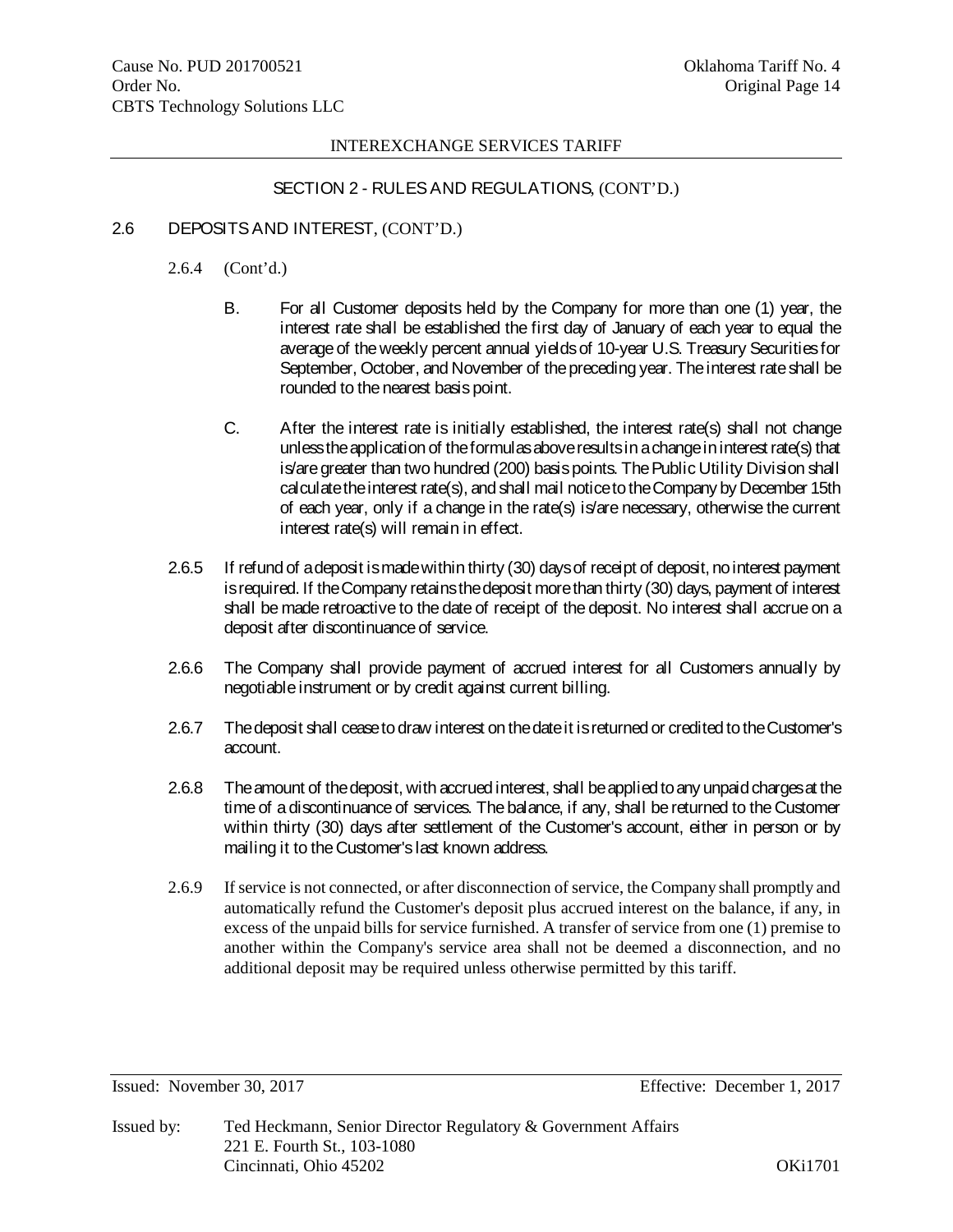INTEREXCHANGE SERVICES TARIFF

SECTION 2 - RULES AND REGULATIONS, (CONT'D.)

2.6 DEPOSITS AND INTEREST, (CONT'D.)

2.6.4 (Cont'd.)

B. For all Customer deposits held by the Company for more than one (1) year, the interest rate shall be established the first day of January of each year to equal the average of the weekly percent annual yields of 10-year U.S. Treasury Securities for September, October, and November of the preceding year. The interest rate shall be rounded to the nearest basis point.

C. After the interest rate is initially established, the interest rate(s) shall not change unless the application of the formulas above results in a change in interest rate(s) that is/are greater than two hundred (200) basis points. The Public Utility Division shall calculate the interest rate(s), and shall mail notice to the Company by December 15th of each year, only if a change in the rate(s) is/are necessary, otherwise the current interest rate(s) will remain in effect.

2.6.5 If refund of a deposit is made within thirty (30) days of receipt of deposit, no interest payment is required. If the Company retains the deposit more than thirty (30) days, payment of interest shall be made retroactive to the date of receipt of the deposit. No interest shall accrue on a deposit after discontinuance of service.

2.6.6 The Company shall provide payment of accrued interest for all Customers annually by negotiable instrument or by credit against current billing.

2.6.7 The deposit shall cease to draw interest on the date it is returned or credited to the Customer's account.

2.6.8 The amount of the deposit, with accrued interest, shall be applied to any unpaid charges at the time of a discontinuance of services. The balance, if any, shall be returned to the Customer within thirty (30) days after settlement of the Customer's account, either in person or by mailing it to the Customer's last known address.

2.6.9 If service is not connected, or after disconnection of service, the Company shall promptly and automatically refund the Customer's deposit plus accrued interest on the balance, if any, in excess of the unpaid bills for service furnished. A transfer of service from one (1) premise to another within the Company's service area shall not be deemed a disconnection, and no additional deposit may be required unless otherwise permitted by this tariff.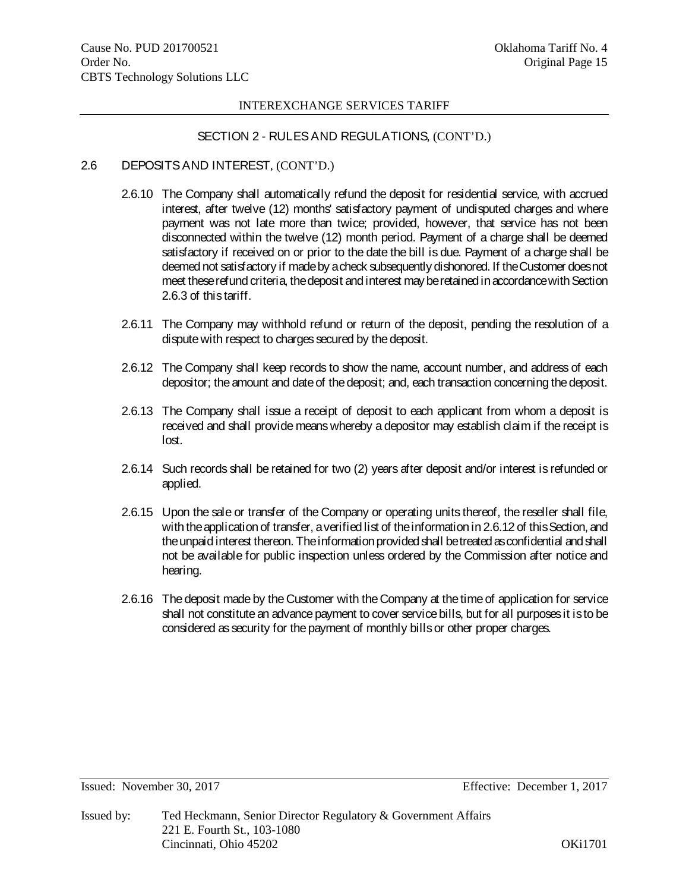SECTION 2 - RULES AND REGULATIONS, (CONT'D.)

2.6 DEPOSITS AND INTEREST, (CONT'D.)

2.6.10 The Company shall automatically refund the deposit for residential service, with accrued interest, after twelve (12) months' satisfactory payment of undisputed charges and where payment was not late more than twice; provided, however, that service has not been disconnected within the twelve (12) month period. Payment of a charge shall be deemed satisfactory if received on or prior to the date the bill is due. Payment of a charge shall be deemed not satisfactory if made by a check subsequently dishonored. If the Customer does not meet these refund criteria, the deposit and interest may be retained in accordance with Section 2.6.3 of this tariff.

2.6.11 The Company may withhold refund or return of the deposit, pending the resolution of a dispute with respect to charges secured by the deposit.

2.6.12 The Company shall keep records to show the name, account number, and address of each depositor; the amount and date of the deposit; and, each transaction concerning the deposit.

2.6.13 The Company shall issue a receipt of deposit to each applicant from whom a deposit is received and shall provide means whereby a depositor may establish claim if the receipt is lost.

2.6.14 Such records shall be retained for two (2) years after deposit and/or interest is refunded or applied.

2.6.15 Upon the sale or transfer of the Company or operating units thereof, the reseller shall file, with the application of transfer, a verified list of the information in 2.6.12 of this Section, and the unpaid interest thereon. The information provided shall be treated as confidential and shall not be available for public inspection unless ordered by the Commission after notice and hearing.

2.6.16 The deposit made by the Customer with the Company at the time of application for service shall not constitute an advance payment to cover service bills, but for all purposes it is to be considered as security for the payment of monthly bills or other proper charges.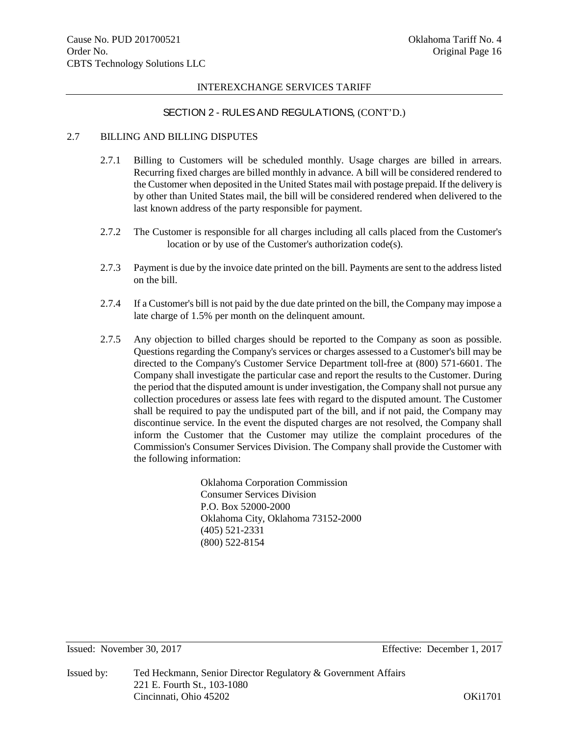## SECTION 2 - RULES AND REGULATIONS, (CONT'D.)

### 2.7 BILLING AND BILLING DISPUTES

2.7.1 Billing to Customers will be scheduled monthly. Usage charges are billed in arrears. Recurring fixed charges are billed monthly in advance. A bill will be considered rendered to the Customer when deposited in the United States mail with postage prepaid. If the delivery is by other than United States mail, the bill will be considered rendered when delivered to the last known address of the party responsible for payment.

2.7.2 The Customer is responsible for all charges including all calls placed from the Customer's location or by use of the Customer's authorization code(s).

2.7.3 Payment is due by the invoice date printed on the bill. Payments are sent to the address listed on the bill.

2.7.4 If a Customer's bill is not paid by the due date printed on the bill, the Company may impose a late charge of 1.5% per month on the delinquent amount.

2.7.5 Any objection to billed charges should be reported to the Company as soon as possible. Questions regarding the Company's services or charges assessed to a Customer's bill may be directed to the Company's Customer Service Department toll-free at (800) 571-6601. The Company shall investigate the particular case and report the results to the Customer. During the period that the disputed amount is under investigation, the Company shall not pursue any collection procedures or assess late fees with regard to the disputed amount. The Customer shall be required to pay the undisputed part of the bill, and if not paid, the Company may discontinue service. In the event the disputed charges are not resolved, the Company shall inform the Customer that the Customer may utilize the complaint procedures of the Commission's Consumer Services Division. The Company shall provide the Customer with the following information:

Oklahoma Corporation Commission
Consumer Services Division
P.O. Box 52000-2000
Oklahoma City, Oklahoma 73152-2000
(405) 521-2331
(800) 522-8154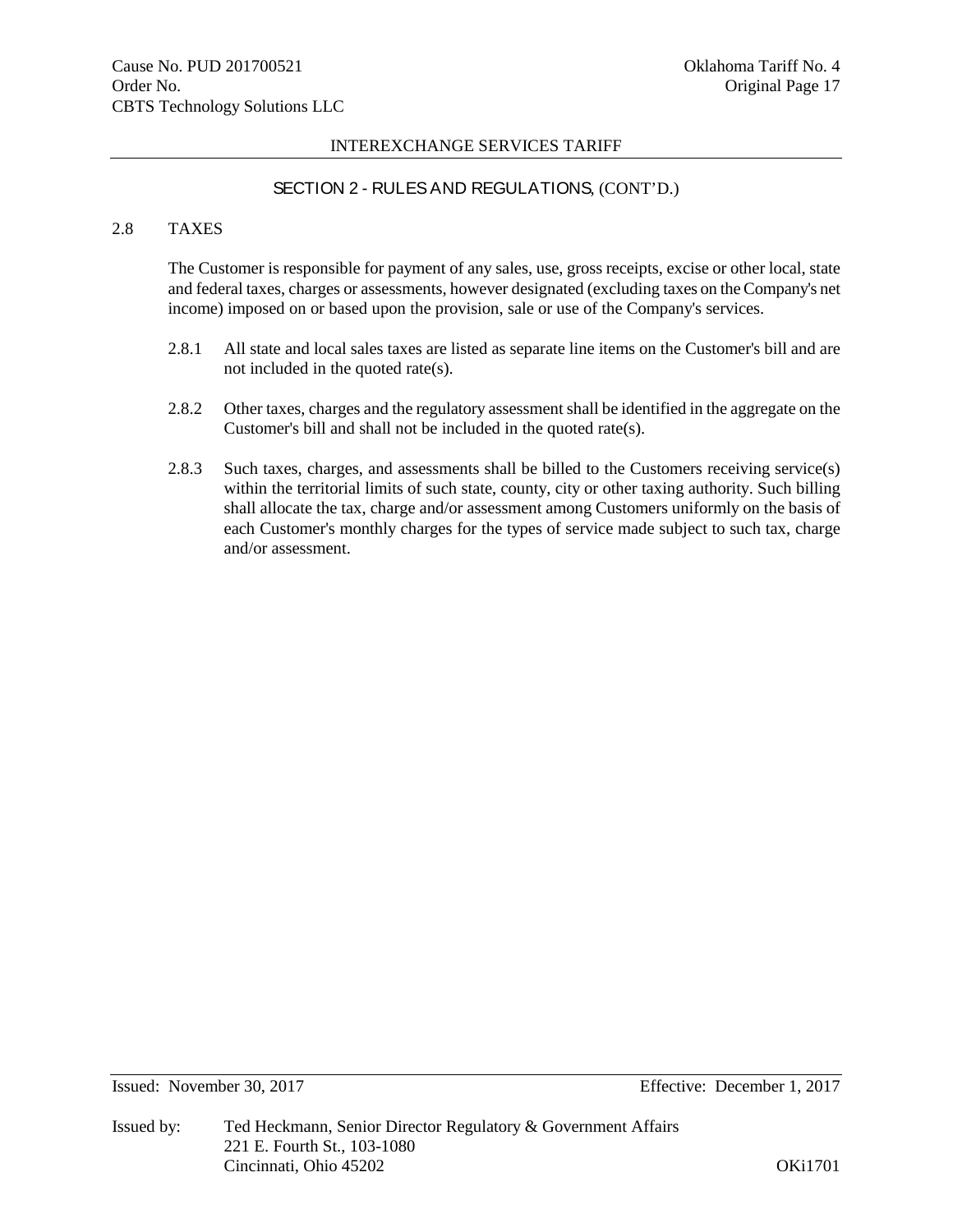## SECTION 2 - RULES AND REGULATIONS, (CONT'D.)

### 2.8 TAXES

The Customer is responsible for payment of any sales, use, gross receipts, excise or other local, state and federal taxes, charges or assessments, however designated (excluding taxes on the Company's net income) imposed on or based upon the provision, sale or use of the Company's services.

2.8.1 All state and local sales taxes are listed as separate line items on the Customer's bill and are not included in the quoted rate(s).

2.8.2 Other taxes, charges and the regulatory assessment shall be identified in the aggregate on the Customer's bill and shall not be included in the quoted rate(s).

2.8.3 Such taxes, charges, and assessments shall be billed to the Customers receiving service(s) within the territorial limits of such state, county, city or other taxing authority. Such billing shall allocate the tax, charge and/or assessment among Customers uniformly on the basis of each Customer's monthly charges for the types of service made subject to such tax, charge and/or assessment.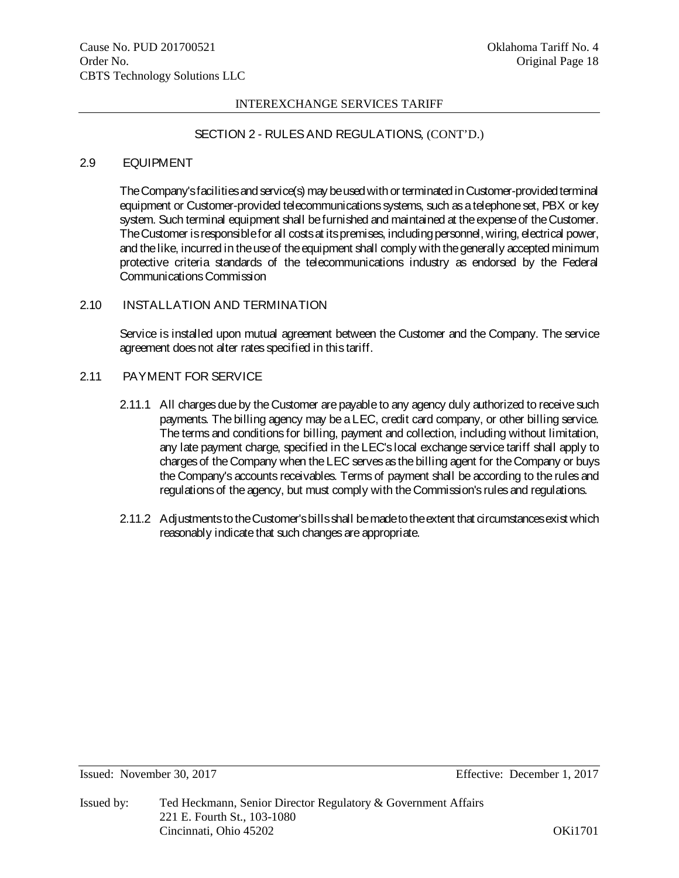## SECTION 2 - RULES AND REGULATIONS, (CONT'D.)

### 2.9 EQUIPMENT

The Company's facilities and service(s) may be used with or terminated in Customer-provided terminal equipment or Customer-provided telecommunications systems, such as a telephone set, PBX or key system. Such terminal equipment shall be furnished and maintained at the expense of the Customer. The Customer is responsible for all costs at its premises, including personnel, wiring, electrical power, and the like, incurred in the use of the equipment shall comply with the generally accepted minimum protective criteria standards of the telecommunications industry as endorsed by the Federal Communications Commission

### 2.10 INSTALLATION AND TERMINATION

Service is installed upon mutual agreement between the Customer and the Company. The service agreement does not alter rates specified in this tariff.

### 2.11 PAYMENT FOR SERVICE

2.11.1 All charges due by the Customer are payable to any agency duly authorized to receive such payments. The billing agency may be a LEC, credit card company, or other billing service. The terms and conditions for billing, payment and collection, including without limitation, any late payment charge, specified in the LEC's local exchange service tariff shall apply to charges of the Company when the LEC serves as the billing agent for the Company or buys the Company's accounts receivables. Terms of payment shall be according to the rules and regulations of the agency, but must comply with the Commission's rules and regulations.

2.11.2 Adjustments to the Customer's bills shall be made to the extent that circumstances exist which reasonably indicate that such changes are appropriate.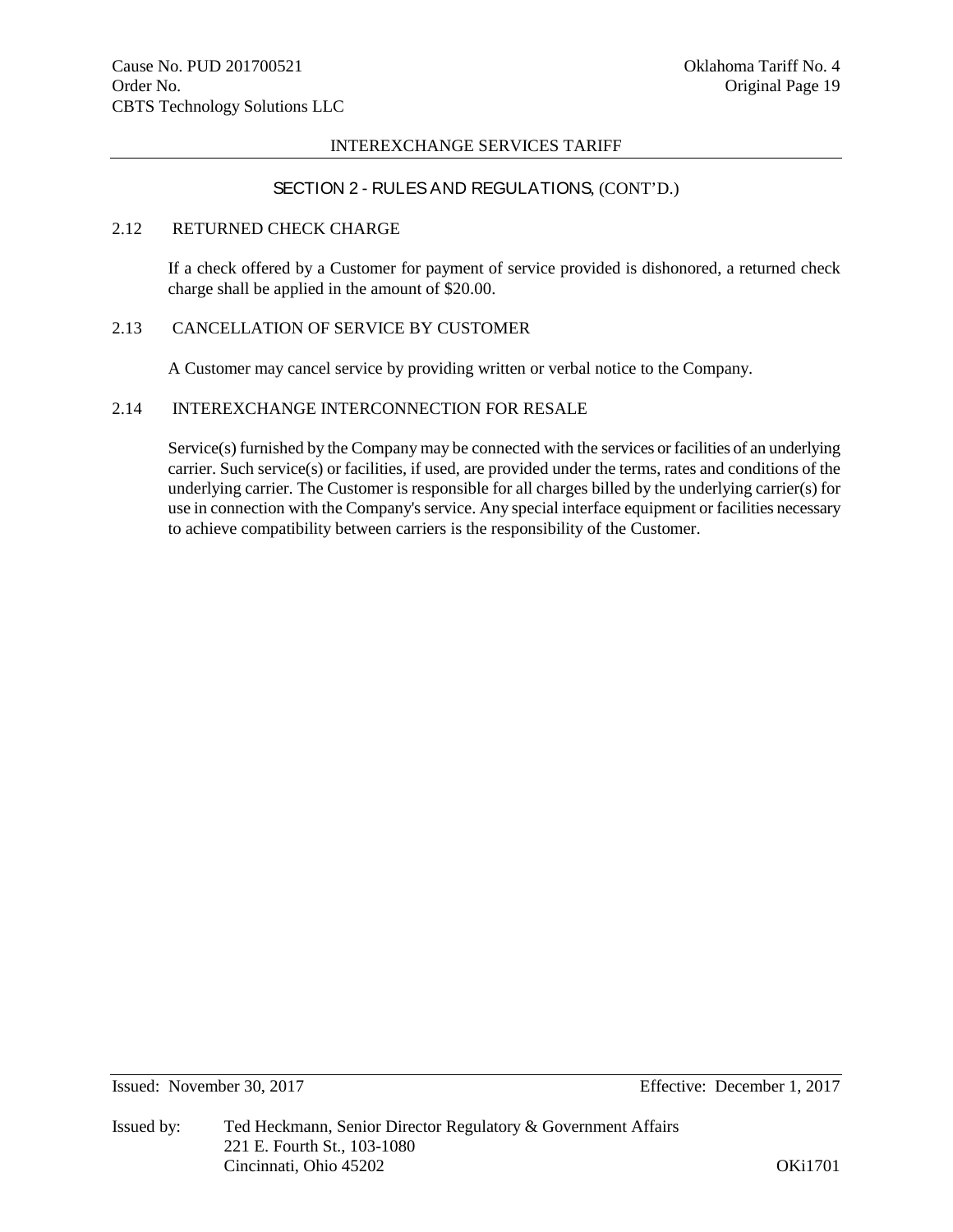## SECTION 2 - RULES AND REGULATIONS, (CONT'D.)

### 2.12 RETURNED CHECK CHARGE

If a check offered by a Customer for payment of service provided is dishonored, a returned check charge shall be applied in the amount of $20.00.

### 2.13 CANCELLATION OF SERVICE BY CUSTOMER

A Customer may cancel service by providing written or verbal notice to the Company.

### 2.14 INTEREXCHANGE INTERCONNECTION FOR RESALE

Service(s) furnished by the Company may be connected with the services or facilities of an underlying carrier. Such service(s) or facilities, if used, are provided under the terms, rates and conditions of the underlying carrier. The Customer is responsible for all charges billed by the underlying carrier(s) for use in connection with the Company's service. Any special interface equipment or facilities necessary to achieve compatibility between carriers is the responsibility of the Customer.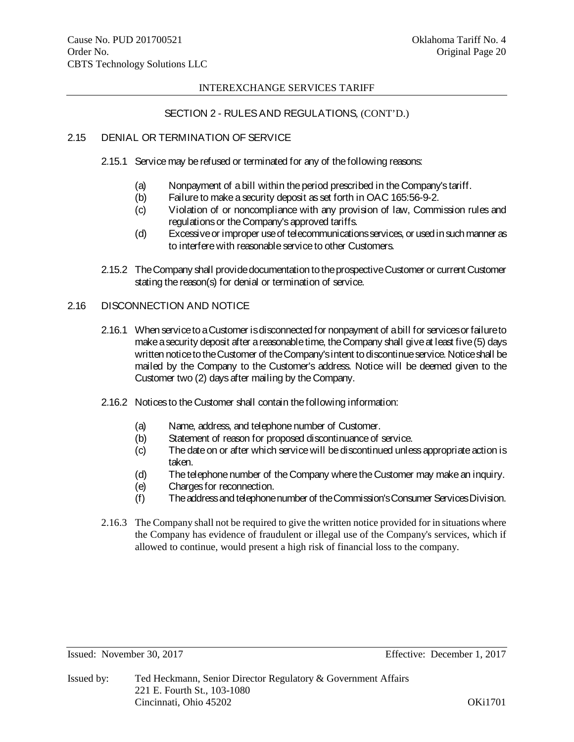## SECTION 2 - RULES AND REGULATIONS, (CONT'D.)

### 2.15 DENIAL OR TERMINATION OF SERVICE

2.15.1 Service may be refused or terminated for any of the following reasons:

(a) Nonpayment of a bill within the period prescribed in the Company's tariff.

(b) Failure to make a security deposit as set forth in OAC 165:56-9-2.

(c) Violation of or noncompliance with any provision of law, Commission rules and regulations or the Company's approved tariffs.

(d) Excessive or improper use of telecommunications services, or used in such manner as to interfere with reasonable service to other Customers.

2.15.2 The Company shall provide documentation to the prospective Customer or current Customer stating the reason(s) for denial or termination of service.

### 2.16 DISCONNECTION AND NOTICE

2.16.1 When service to a Customer is disconnected for nonpayment of a bill for services or failure to make a security deposit after a reasonable time, the Company shall give at least five (5) days written notice to the Customer of the Company's intent to discontinue service. Notice shall be mailed by the Company to the Customer's address. Notice will be deemed given to the Customer two (2) days after mailing by the Company.

2.16.2 Notices to the Customer shall contain the following information:

(a) Name, address, and telephone number of Customer.

(b) Statement of reason for proposed discontinuance of service.

(c) The date on or after which service will be discontinued unless appropriate action is taken.

(d) The telephone number of the Company where the Customer may make an inquiry.

(e) Charges for reconnection.

(f) The address and telephone number of the Commission's Consumer Services Division.

2.16.3 The Company shall not be required to give the written notice provided for in situations where the Company has evidence of fraudulent or illegal use of the Company's services, which if allowed to continue, would present a high risk of financial loss to the company.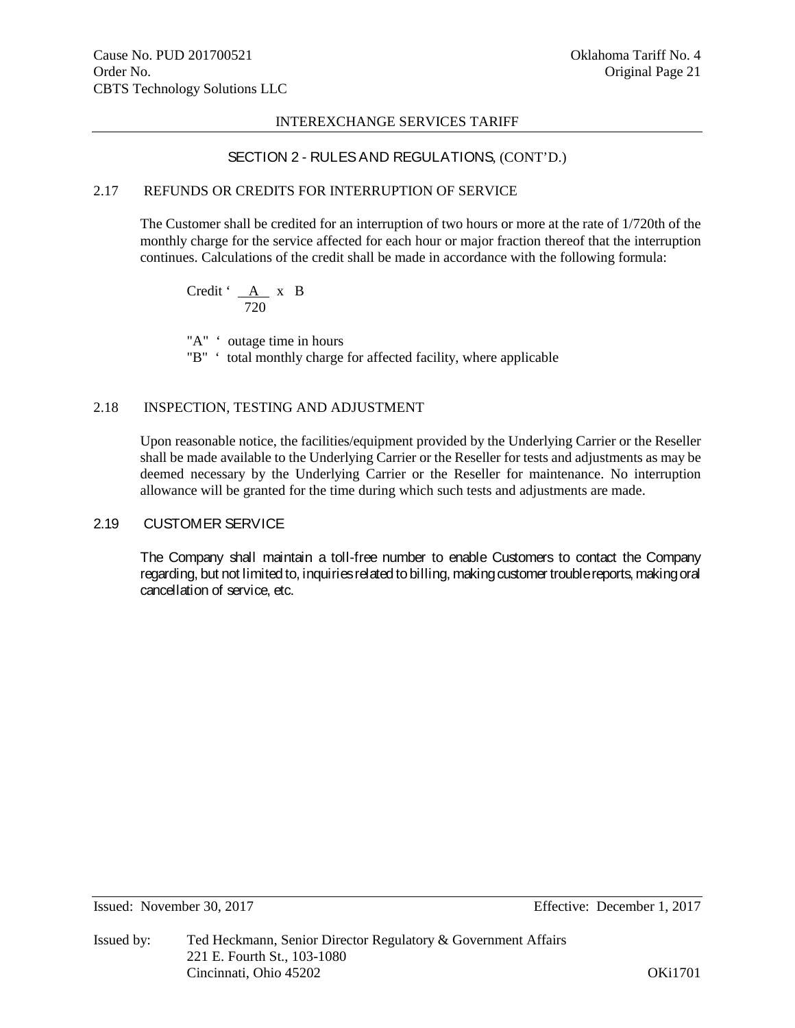## SECTION 2 - RULES AND REGULATIONS, (CONT'D.)

### 2.17 REFUNDS OR CREDITS FOR INTERRUPTION OF SERVICE

The Customer shall be credited for an interruption of two hours or more at the rate of 1/720th of the monthly charge for the service affected for each hour or major fraction thereof that the interruption continues. Calculations of the credit shall be made in accordance with the following formula:

$$\text{Credit} = \frac{A}{720} \times B$$

"A" = outage time in hours
"B" = total monthly charge for affected facility, where applicable

### 2.18 INSPECTION, TESTING AND ADJUSTMENT

Upon reasonable notice, the facilities/equipment provided by the Underlying Carrier or the Reseller shall be made available to the Underlying Carrier or the Reseller for tests and adjustments as may be deemed necessary by the Underlying Carrier or the Reseller for maintenance. No interruption allowance will be granted for the time during which such tests and adjustments are made.

### 2.19 CUSTOMER SERVICE

The Company shall maintain a toll-free number to enable Customers to contact the Company regarding, but not limited to, inquiries related to billing, making customer trouble reports, making oral cancellation of service, etc.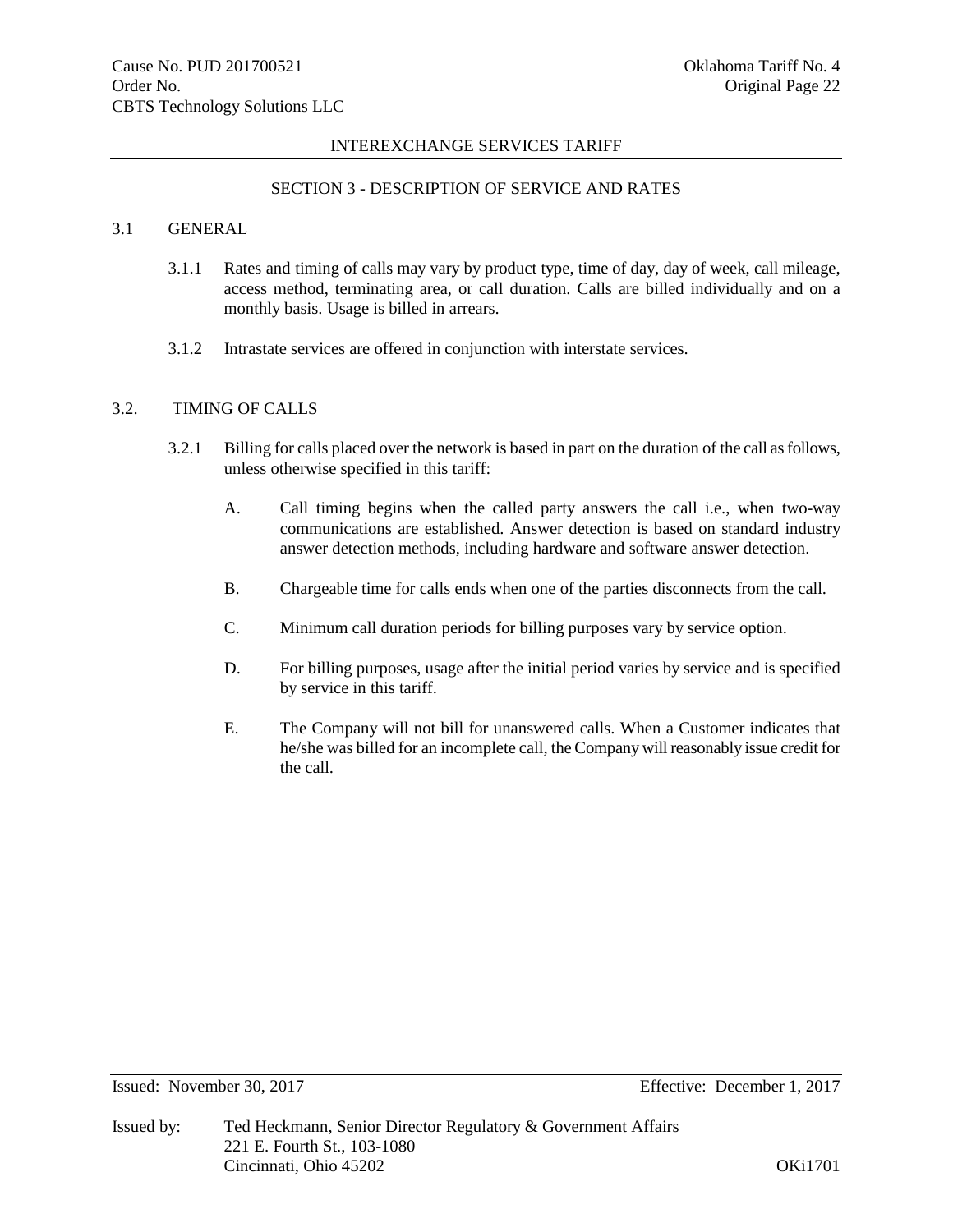## SECTION 3 - DESCRIPTION OF SERVICE AND RATES

### 3.1 GENERAL

3.1.1 Rates and timing of calls may vary by product type, time of day, day of week, call mileage, access method, terminating area, or call duration. Calls are billed individually and on a monthly basis. Usage is billed in arrears.

3.1.2 Intrastate services are offered in conjunction with interstate services.

### 3.2. TIMING OF CALLS

3.2.1 Billing for calls placed over the network is based in part on the duration of the call as follows, unless otherwise specified in this tariff:

A. Call timing begins when the called party answers the call i.e., when two-way communications are established. Answer detection is based on standard industry answer detection methods, including hardware and software answer detection.

B. Chargeable time for calls ends when one of the parties disconnects from the call.

C. Minimum call duration periods for billing purposes vary by service option.

D. For billing purposes, usage after the initial period varies by service and is specified by service in this tariff.

E. The Company will not bill for unanswered calls. When a Customer indicates that he/she was billed for an incomplete call, the Company will reasonably issue credit for the call.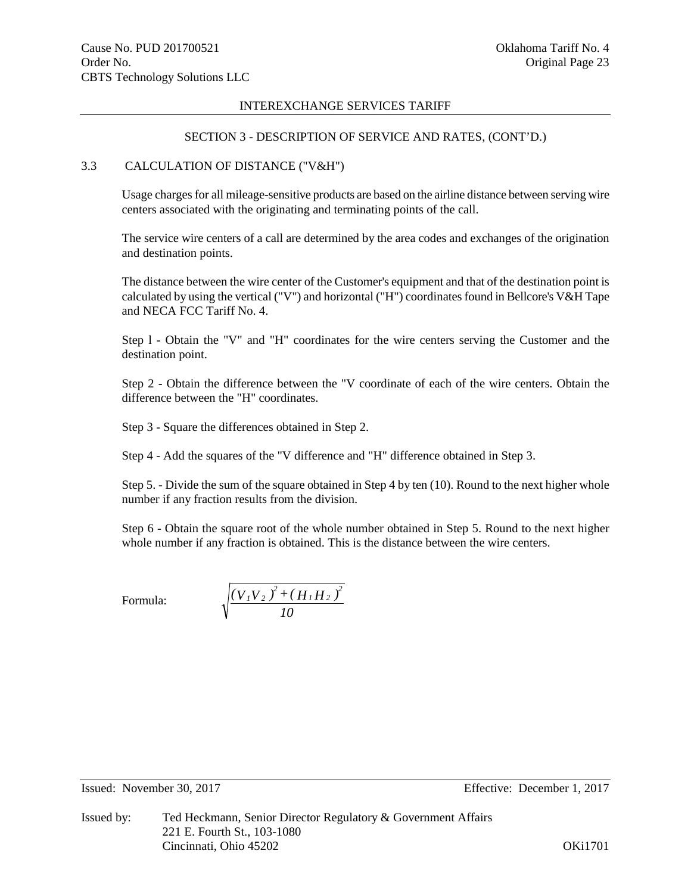## INTEREXCHANGE SERVICES TARIFF

### SECTION 3 - DESCRIPTION OF SERVICE AND RATES, (CONT'D.)

### 3.3 CALCULATION OF DISTANCE ("V&H")

Usage charges for all mileage-sensitive products are based on the airline distance between serving wire centers associated with the originating and terminating points of the call.

The service wire centers of a call are determined by the area codes and exchanges of the origination and destination points.

The distance between the wire center of the Customer's equipment and that of the destination point is calculated by using the vertical ("V") and horizontal ("H") coordinates found in Bellcore's V&H Tape and NECA FCC Tariff No. 4.

Step l - Obtain the "V" and "H" coordinates for the wire centers serving the Customer and the destination point.

Step 2 - Obtain the difference between the "V coordinate of each of the wire centers. Obtain the difference between the "H" coordinates.

Step 3 - Square the differences obtained in Step 2.

Step 4 - Add the squares of the "V difference and "H" difference obtained in Step 3.

Step 5. - Divide the sum of the square obtained in Step 4 by ten (10). Round to the next higher whole number if any fraction results from the division.

Step 6 - Obtain the square root of the whole number obtained in Step 5. Round to the next higher whole number if any fraction is obtained. This is the distance between the wire centers.

Formula:

$$\sqrt{\frac{(V_1 V_2)^2 + (H_1 H_2)^2}{10}}$$

Issued: November 30, 2017

Effective: December 1, 2017

Issued by: Ted Heckmann, Senior Director Regulatory & Government Affairs
221 E. Fourth St., 103-1080
Cincinnati, Ohio 45202

OKi1701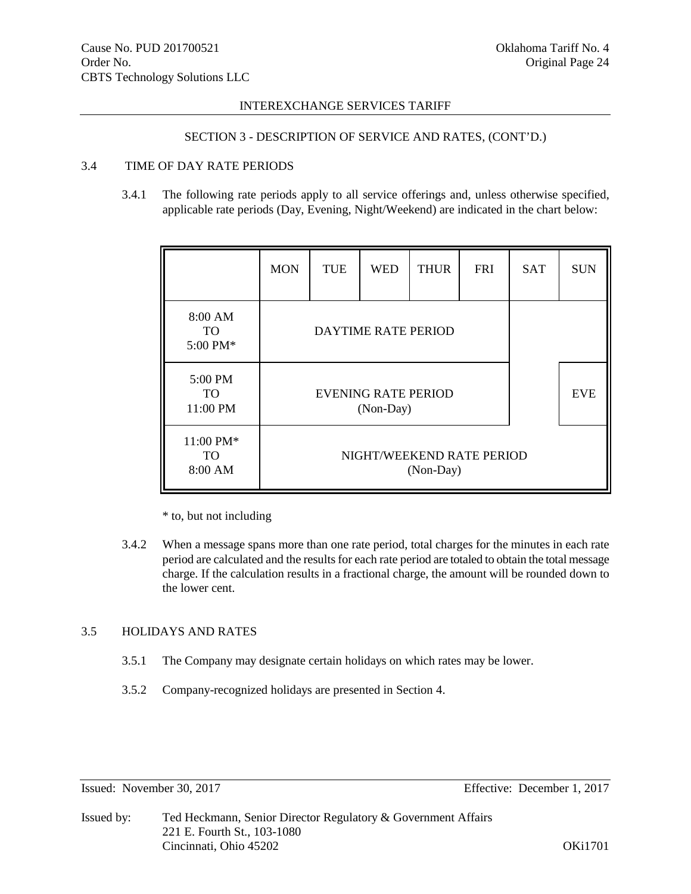INTEREXCHANGE SERVICES TARIFF

SECTION 3 - DESCRIPTION OF SERVICE AND RATES, (CONT'D.)

## 3.4 TIME OF DAY RATE PERIODS

3.4.1 The following rate periods apply to all service offerings and, unless otherwise specified, applicable rate periods (Day, Evening, Night/Weekend) are indicated in the chart below:

| | MON | TUE | WED | THUR | FRI | SAT | SUN |
|---|---|---|---|---|---|---|---|
| 8:00 AM TO 5:00 PM* | DAYTIME RATE PERIOD | | | | | | |
| 5:00 PM TO 11:00 PM | EVENING RATE PERIOD (Non-Day) | | | | | | EVE |
| 11:00 PM* TO 8:00 AM | NIGHT/WEEKEND RATE PERIOD (Non-Day) | | | | | | |

\* to, but not including

3.4.2 When a message spans more than one rate period, total charges for the minutes in each rate period are calculated and the results for each rate period are totaled to obtain the total message charge. If the calculation results in a fractional charge, the amount will be rounded down to the lower cent.

## 3.5 HOLIDAYS AND RATES

3.5.1 The Company may designate certain holidays on which rates may be lower.

3.5.2 Company-recognized holidays are presented in Section 4.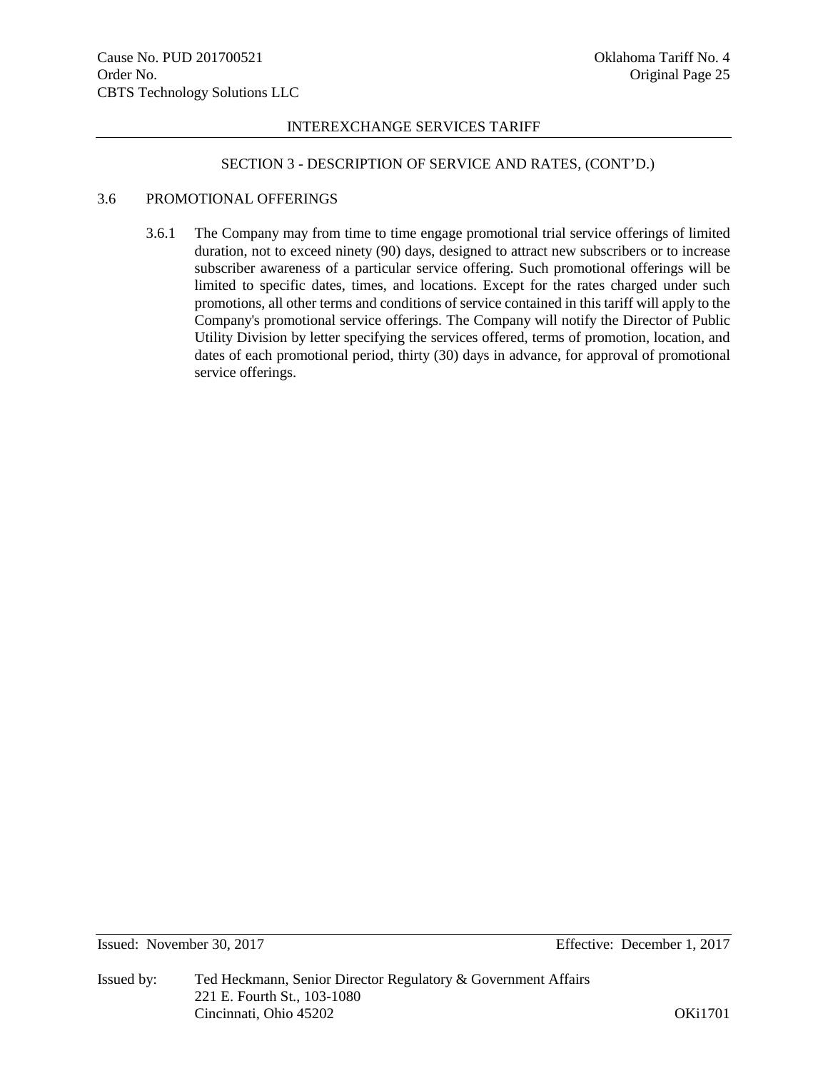## SECTION 3 - DESCRIPTION OF SERVICE AND RATES, (CONT'D.)

### 3.6 PROMOTIONAL OFFERINGS

3.6.1 The Company may from time to time engage promotional trial service offerings of limited duration, not to exceed ninety (90) days, designed to attract new subscribers or to increase subscriber awareness of a particular service offering. Such promotional offerings will be limited to specific dates, times, and locations. Except for the rates charged under such promotions, all other terms and conditions of service contained in this tariff will apply to the Company's promotional service offerings. The Company will notify the Director of Public Utility Division by letter specifying the services offered, terms of promotion, location, and dates of each promotional period, thirty (30) days in advance, for approval of promotional service offerings.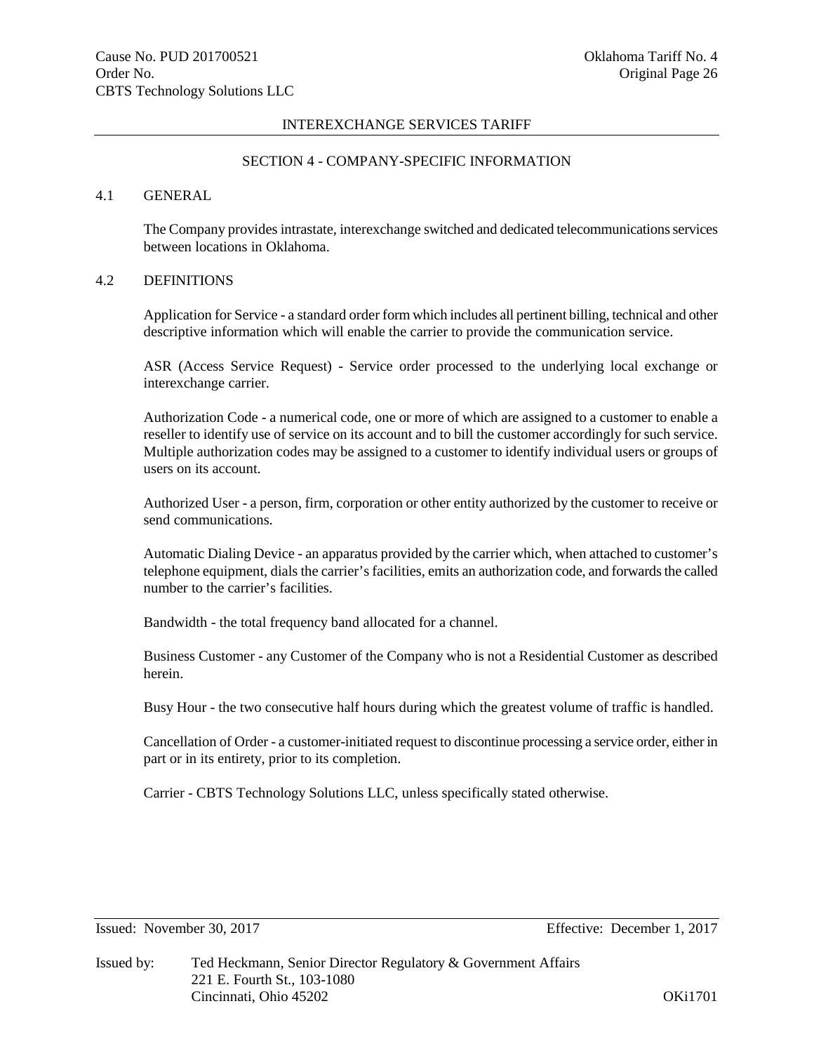## SECTION 4 - COMPANY-SPECIFIC INFORMATION

### 4.1 GENERAL

The Company provides intrastate, interexchange switched and dedicated telecommunications services between locations in Oklahoma.

### 4.2 DEFINITIONS

Application for Service - a standard order form which includes all pertinent billing, technical and other descriptive information which will enable the carrier to provide the communication service.

ASR (Access Service Request) - Service order processed to the underlying local exchange or interexchange carrier.

Authorization Code - a numerical code, one or more of which are assigned to a customer to enable a reseller to identify use of service on its account and to bill the customer accordingly for such service. Multiple authorization codes may be assigned to a customer to identify individual users or groups of users on its account.

Authorized User - a person, firm, corporation or other entity authorized by the customer to receive or send communications.

Automatic Dialing Device - an apparatus provided by the carrier which, when attached to customer's telephone equipment, dials the carrier's facilities, emits an authorization code, and forwards the called number to the carrier's facilities.

Bandwidth - the total frequency band allocated for a channel.

Business Customer - any Customer of the Company who is not a Residential Customer as described herein.

Busy Hour - the two consecutive half hours during which the greatest volume of traffic is handled.

Cancellation of Order - a customer-initiated request to discontinue processing a service order, either in part or in its entirety, prior to its completion.

Carrier - CBTS Technology Solutions LLC, unless specifically stated otherwise.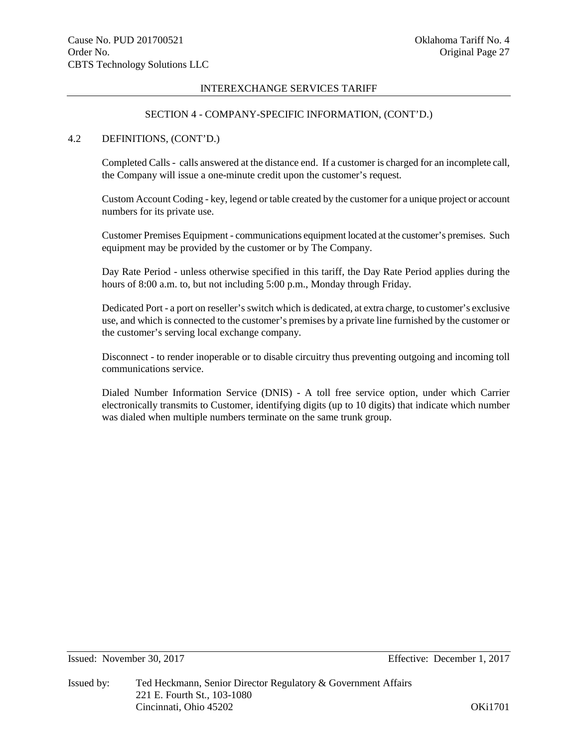## SECTION 4 - COMPANY-SPECIFIC INFORMATION, (CONT'D.)

### 4.2 DEFINITIONS, (CONT'D.)

Completed Calls - calls answered at the distance end. If a customer is charged for an incomplete call, the Company will issue a one-minute credit upon the customer's request.

Custom Account Coding - key, legend or table created by the customer for a unique project or account numbers for its private use.

Customer Premises Equipment - communications equipment located at the customer's premises. Such equipment may be provided by the customer or by The Company.

Day Rate Period - unless otherwise specified in this tariff, the Day Rate Period applies during the hours of 8:00 a.m. to, but not including 5:00 p.m., Monday through Friday.

Dedicated Port - a port on reseller's switch which is dedicated, at extra charge, to customer's exclusive use, and which is connected to the customer's premises by a private line furnished by the customer or the customer's serving local exchange company.

Disconnect - to render inoperable or to disable circuitry thus preventing outgoing and incoming toll communications service.

Dialed Number Information Service (DNIS) - A toll free service option, under which Carrier electronically transmits to Customer, identifying digits (up to 10 digits) that indicate which number was dialed when multiple numbers terminate on the same trunk group.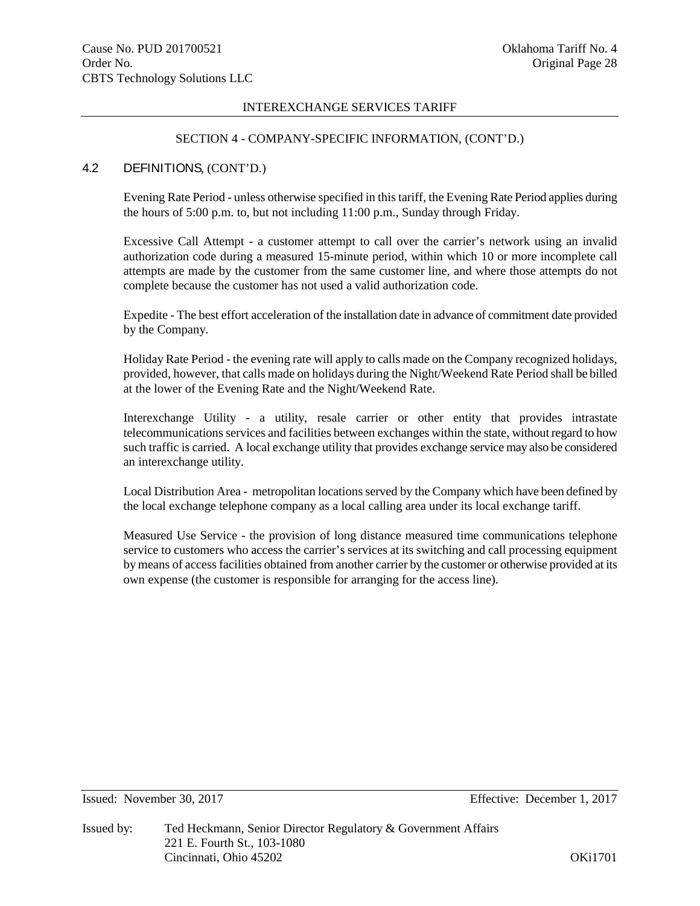INTEREXCHANGE SERVICES TARIFF

SECTION 4 - COMPANY-SPECIFIC INFORMATION, (CONT'D.)

## 4.2 DEFINITIONS, (CONT'D.)

Evening Rate Period - unless otherwise specified in this tariff, the Evening Rate Period applies during the hours of 5:00 p.m. to, but not including 11:00 p.m., Sunday through Friday.

Excessive Call Attempt - a customer attempt to call over the carrier's network using an invalid authorization code during a measured 15-minute period, within which 10 or more incomplete call attempts are made by the customer from the same customer line, and where those attempts do not complete because the customer has not used a valid authorization code.

Expedite - The best effort acceleration of the installation date in advance of commitment date provided by the Company.

Holiday Rate Period - the evening rate will apply to calls made on the Company recognized holidays, provided, however, that calls made on holidays during the Night/Weekend Rate Period shall be billed at the lower of the Evening Rate and the Night/Weekend Rate.

Interexchange Utility - a utility, resale carrier or other entity that provides intrastate telecommunications services and facilities between exchanges within the state, without regard to how such traffic is carried. A local exchange utility that provides exchange service may also be considered an interexchange utility.

Local Distribution Area - metropolitan locations served by the Company which have been defined by the local exchange telephone company as a local calling area under its local exchange tariff.

Measured Use Service - the provision of long distance measured time communications telephone service to customers who access the carrier's services at its switching and call processing equipment by means of access facilities obtained from another carrier by the customer or otherwise provided at its own expense (the customer is responsible for arranging for the access line).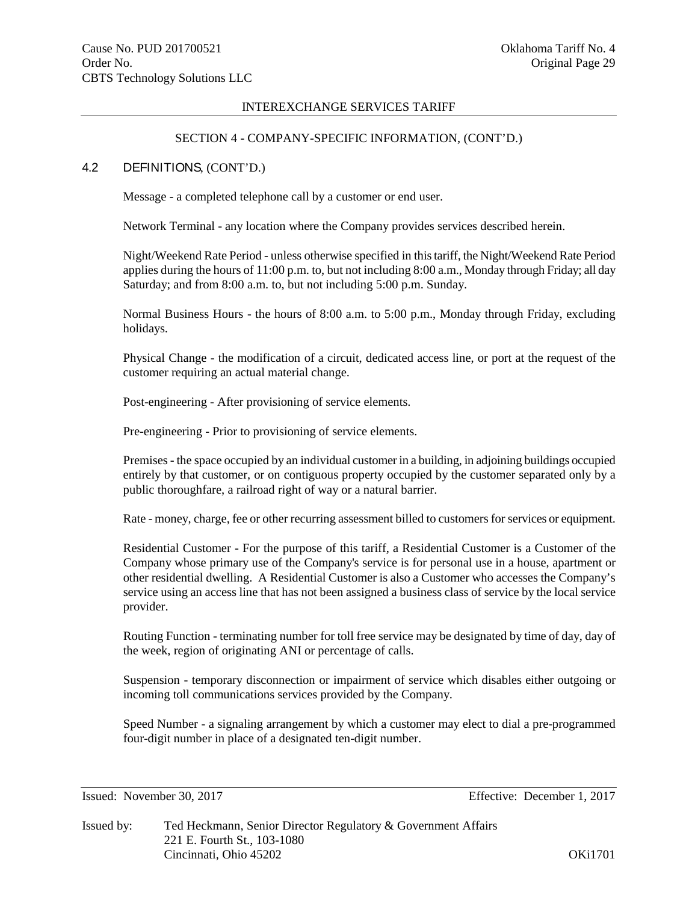INTEREXCHANGE SERVICES TARIFF

SECTION 4 - COMPANY-SPECIFIC INFORMATION, (CONT'D.)

## 4.2 DEFINITIONS, (CONT'D.)

Message - a completed telephone call by a customer or end user.

Network Terminal - any location where the Company provides services described herein.

Night/Weekend Rate Period - unless otherwise specified in this tariff, the Night/Weekend Rate Period applies during the hours of 11:00 p.m. to, but not including 8:00 a.m., Monday through Friday; all day Saturday; and from 8:00 a.m. to, but not including 5:00 p.m. Sunday.

Normal Business Hours - the hours of 8:00 a.m. to 5:00 p.m., Monday through Friday, excluding holidays.

Physical Change - the modification of a circuit, dedicated access line, or port at the request of the customer requiring an actual material change.

Post-engineering - After provisioning of service elements.

Pre-engineering - Prior to provisioning of service elements.

Premises - the space occupied by an individual customer in a building, in adjoining buildings occupied entirely by that customer, or on contiguous property occupied by the customer separated only by a public thoroughfare, a railroad right of way or a natural barrier.

Rate - money, charge, fee or other recurring assessment billed to customers for services or equipment.

Residential Customer - For the purpose of this tariff, a Residential Customer is a Customer of the Company whose primary use of the Company's service is for personal use in a house, apartment or other residential dwelling. A Residential Customer is also a Customer who accesses the Company's service using an access line that has not been assigned a business class of service by the local service provider.

Routing Function - terminating number for toll free service may be designated by time of day, day of the week, region of originating ANI or percentage of calls.

Suspension - temporary disconnection or impairment of service which disables either outgoing or incoming toll communications services provided by the Company.

Speed Number - a signaling arrangement by which a customer may elect to dial a pre-programmed four-digit number in place of a designated ten-digit number.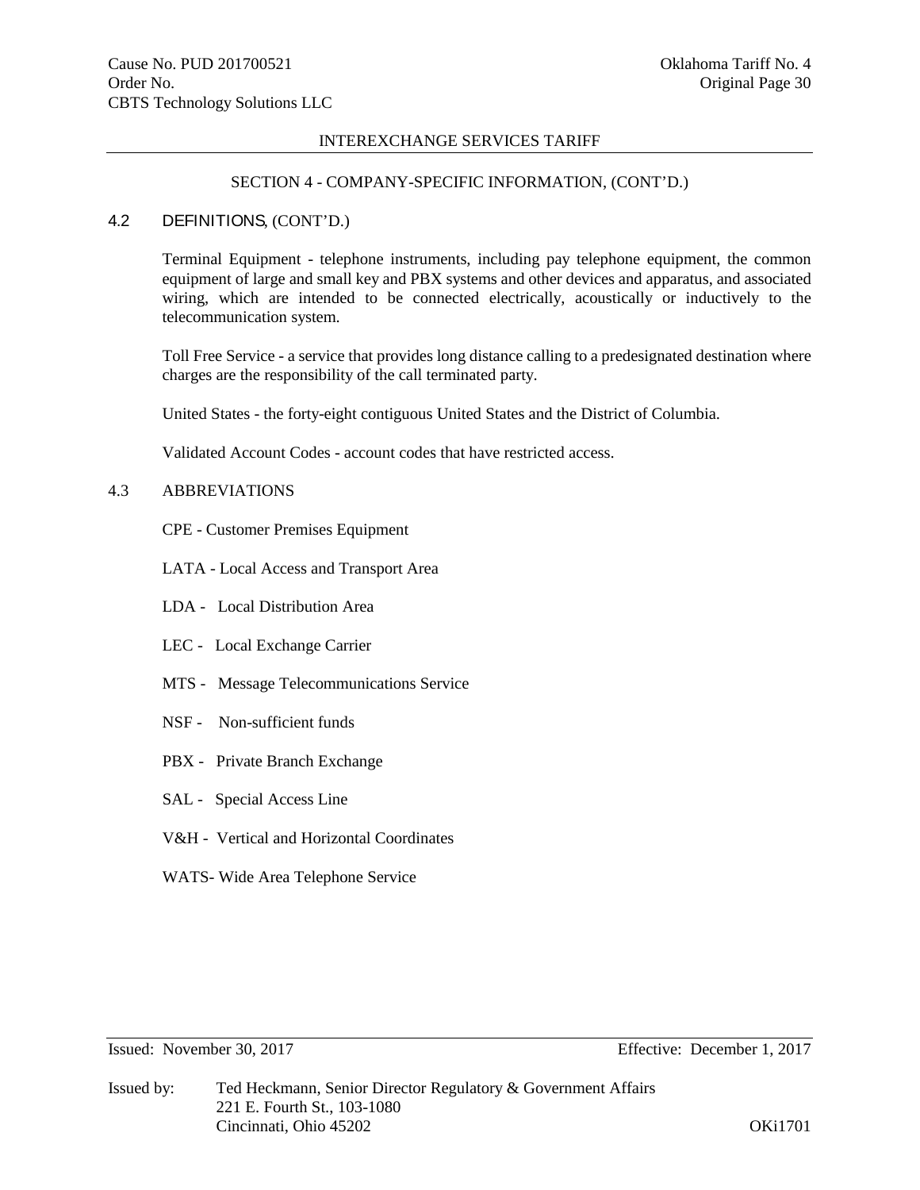INTEREXCHANGE SERVICES TARIFF

SECTION 4 - COMPANY-SPECIFIC INFORMATION, (CONT'D.)

## 4.2 DEFINITIONS, (CONT'D.)

Terminal Equipment - telephone instruments, including pay telephone equipment, the common equipment of large and small key and PBX systems and other devices and apparatus, and associated wiring, which are intended to be connected electrically, acoustically or inductively to the telecommunication system.

Toll Free Service - a service that provides long distance calling to a predesignated destination where charges are the responsibility of the call terminated party.

United States - the forty-eight contiguous United States and the District of Columbia.

Validated Account Codes - account codes that have restricted access.

## 4.3 ABBREVIATIONS

CPE - Customer Premises Equipment

LATA - Local Access and Transport Area

LDA - Local Distribution Area

LEC - Local Exchange Carrier

MTS - Message Telecommunications Service

NSF - Non-sufficient funds

PBX - Private Branch Exchange

SAL - Special Access Line

V&H - Vertical and Horizontal Coordinates

WATS- Wide Area Telephone Service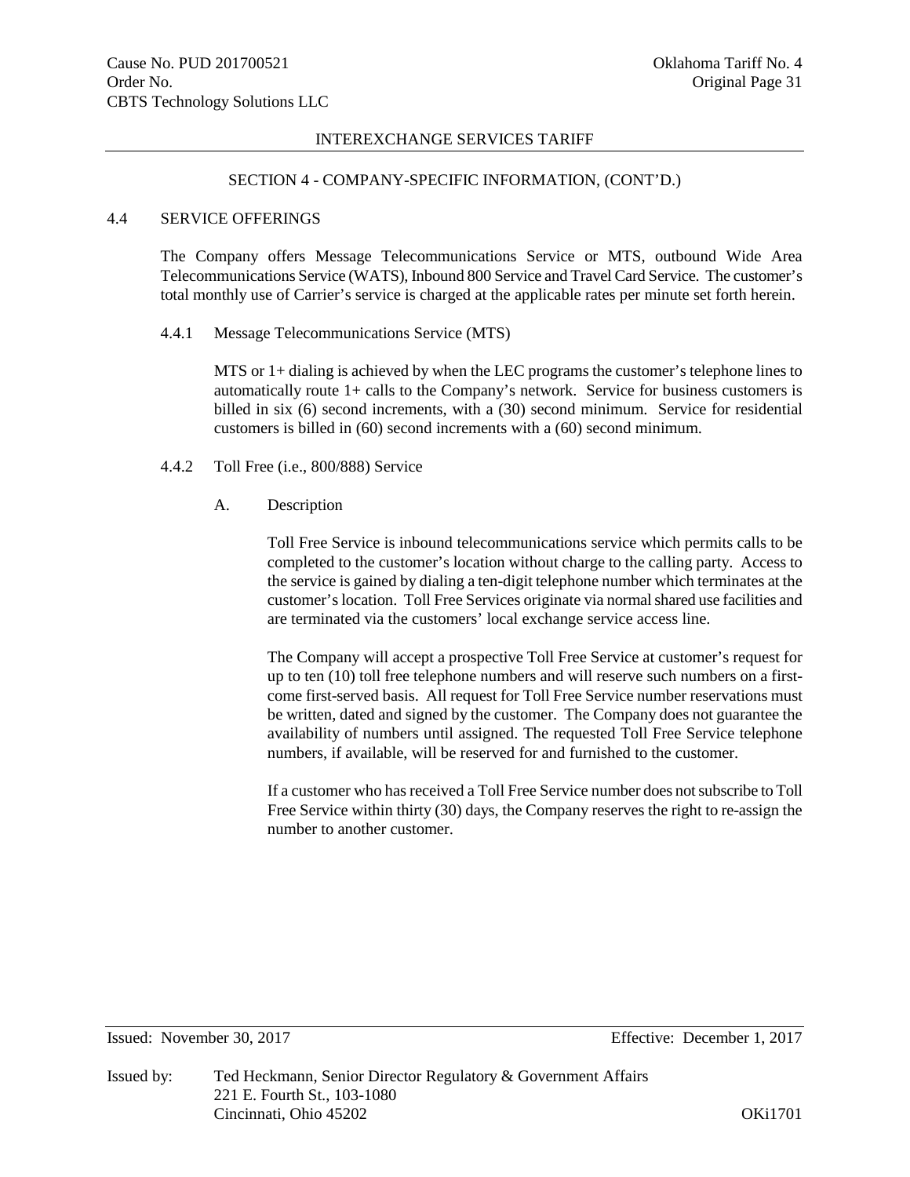## SECTION 4 - COMPANY-SPECIFIC INFORMATION, (CONT'D.)

### 4.4 SERVICE OFFERINGS

The Company offers Message Telecommunications Service or MTS, outbound Wide Area Telecommunications Service (WATS), Inbound 800 Service and Travel Card Service. The customer's total monthly use of Carrier's service is charged at the applicable rates per minute set forth herein.

#### 4.4.1 Message Telecommunications Service (MTS)

MTS or 1+ dialing is achieved by when the LEC programs the customer's telephone lines to automatically route 1+ calls to the Company's network. Service for business customers is billed in six (6) second increments, with a (30) second minimum. Service for residential customers is billed in (60) second increments with a (60) second minimum.

#### 4.4.2 Toll Free (i.e., 800/888) Service

A. Description

Toll Free Service is inbound telecommunications service which permits calls to be completed to the customer's location without charge to the calling party. Access to the service is gained by dialing a ten-digit telephone number which terminates at the customer's location. Toll Free Services originate via normal shared use facilities and are terminated via the customers' local exchange service access line.

The Company will accept a prospective Toll Free Service at customer's request for up to ten (10) toll free telephone numbers and will reserve such numbers on a first-come first-served basis. All request for Toll Free Service number reservations must be written, dated and signed by the customer. The Company does not guarantee the availability of numbers until assigned. The requested Toll Free Service telephone numbers, if available, will be reserved for and furnished to the customer.

If a customer who has received a Toll Free Service number does not subscribe to Toll Free Service within thirty (30) days, the Company reserves the right to re-assign the number to another customer.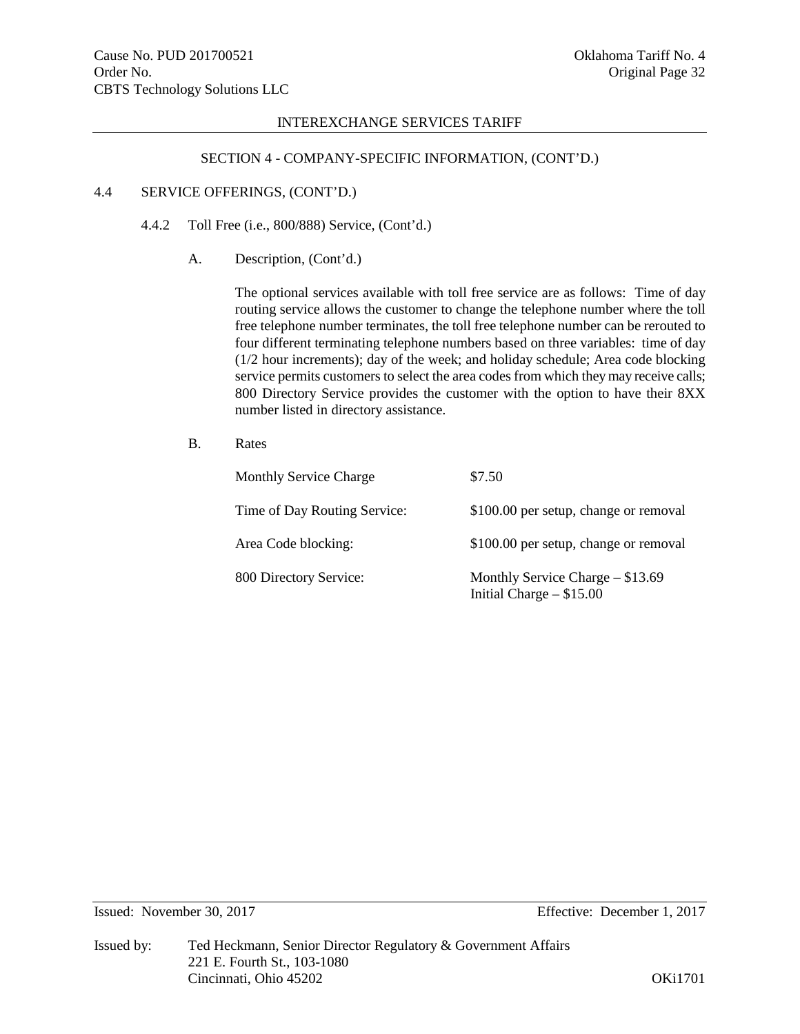# INTEREXCHANGE SERVICES TARIFF

## SECTION 4 - COMPANY-SPECIFIC INFORMATION, (CONT'D.)

### 4.4 SERVICE OFFERINGS, (CONT'D.)

#### 4.4.2 Toll Free (i.e., 800/888) Service, (Cont'd.)

A. Description, (Cont'd.)

The optional services available with toll free service are as follows: Time of day routing service allows the customer to change the telephone number where the toll free telephone number terminates, the toll free telephone number can be rerouted to four different terminating telephone numbers based on three variables: time of day (1/2 hour increments); day of the week; and holiday schedule; Area code blocking service permits customers to select the area codes from which they may receive calls; 800 Directory Service provides the customer with the option to have their 8XX number listed in directory assistance.

B. Rates

| | |
|---|---|
| Monthly Service Charge | $7.50 |
| Time of Day Routing Service: | $100.00 per setup, change or removal |
| Area Code blocking: | $100.00 per setup, change or removal |
| 800 Directory Service: | Monthly Service Charge – $13.69<br>Initial Charge – $15.00 |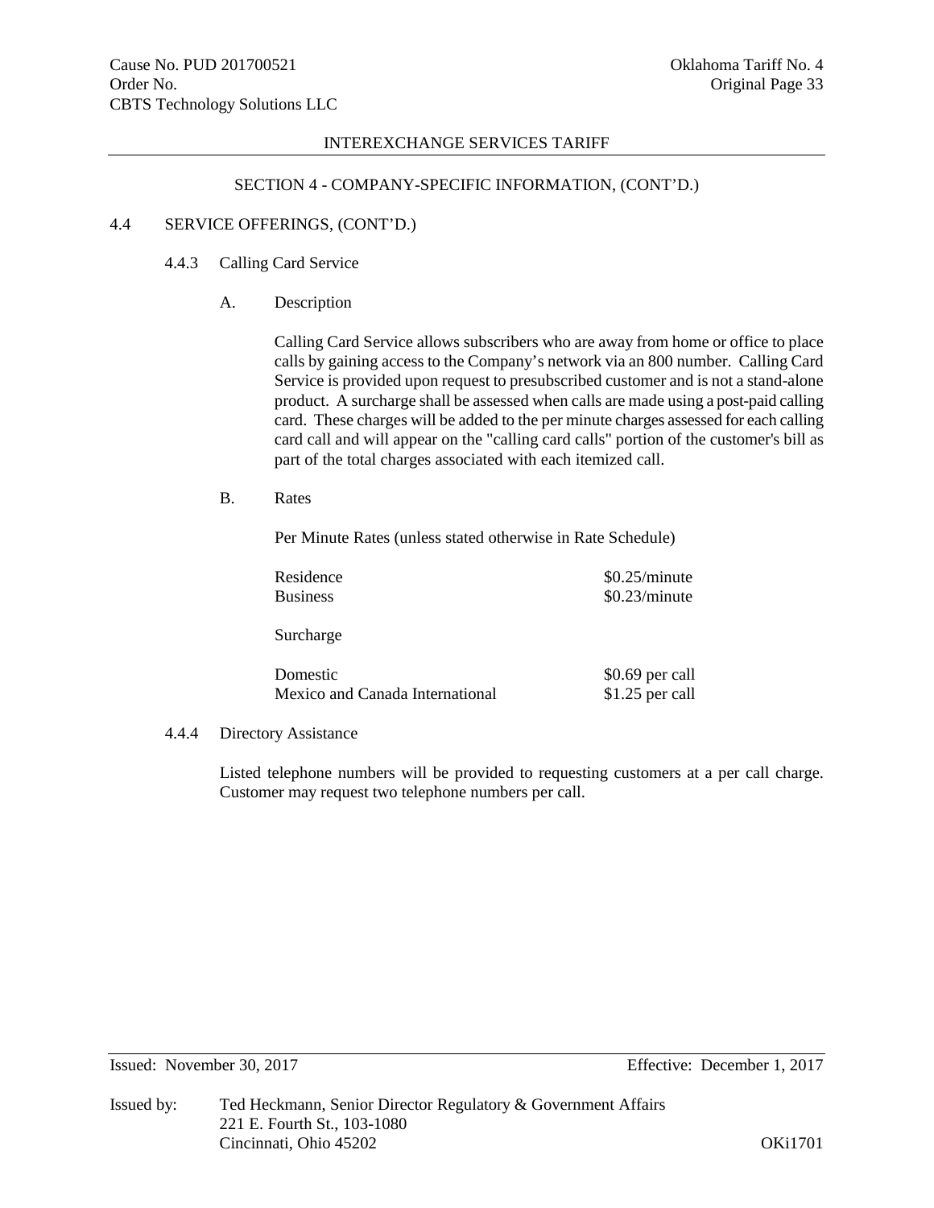INTEREXCHANGE SERVICES TARIFF

SECTION 4 - COMPANY-SPECIFIC INFORMATION, (CONT'D.)

## 4.4 SERVICE OFFERINGS, (CONT'D.)

### 4.4.3 Calling Card Service

A. Description

Calling Card Service allows subscribers who are away from home or office to place calls by gaining access to the Company's network via an 800 number. Calling Card Service is provided upon request to presubscribed customer and is not a stand-alone product. A surcharge shall be assessed when calls are made using a post-paid calling card. These charges will be added to the per minute charges assessed for each calling card call and will appear on the "calling card calls" portion of the customer's bill as part of the total charges associated with each itemized call.

B. Rates

Per Minute Rates (unless stated otherwise in Rate Schedule)

| | |
|---|---|
| Residence | $0.25/minute |
| Business | $0.23/minute |

Surcharge

| | |
|---|---|
| Domestic | $0.69 per call |
| Mexico and Canada International | $1.25 per call |

### 4.4.4 Directory Assistance

Listed telephone numbers will be provided to requesting customers at a per call charge. Customer may request two telephone numbers per call.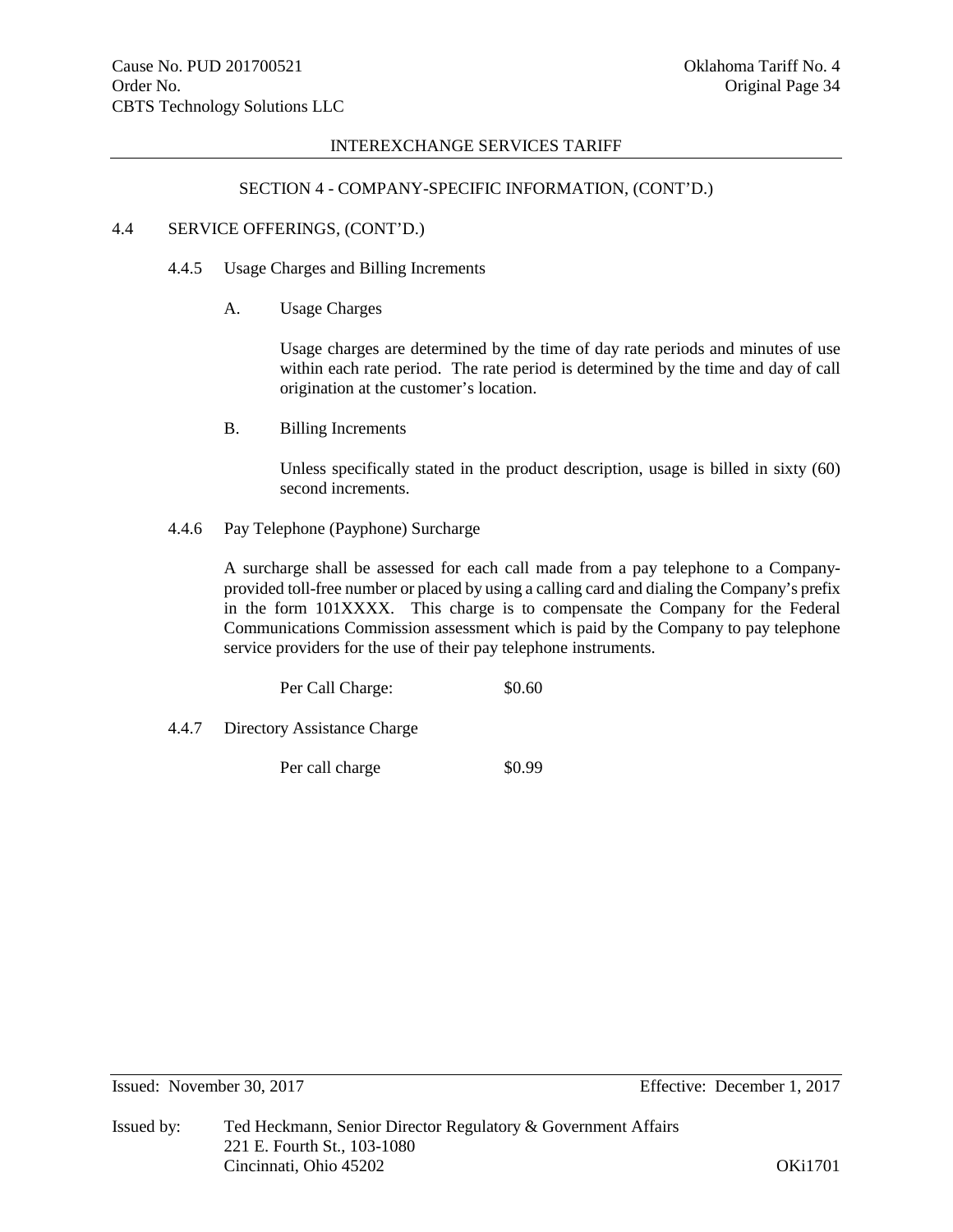## SECTION 4 - COMPANY-SPECIFIC INFORMATION, (CONT'D.)

### 4.4 SERVICE OFFERINGS, (CONT'D.)

#### 4.4.5 Usage Charges and Billing Increments

A. Usage Charges

Usage charges are determined by the time of day rate periods and minutes of use within each rate period. The rate period is determined by the time and day of call origination at the customer's location.

B. Billing Increments

Unless specifically stated in the product description, usage is billed in sixty (60) second increments.

#### 4.4.6 Pay Telephone (Payphone) Surcharge

A surcharge shall be assessed for each call made from a pay telephone to a Company-provided toll-free number or placed by using a calling card and dialing the Company's prefix in the form 101XXXX. This charge is to compensate the Company for the Federal Communications Commission assessment which is paid by the Company to pay telephone service providers for the use of their pay telephone instruments.

| | |
|---|---|
| Per Call Charge: | \$0.60 |

#### 4.4.7 Directory Assistance Charge

| | |
|---|---|
| Per call charge | \$0.99 |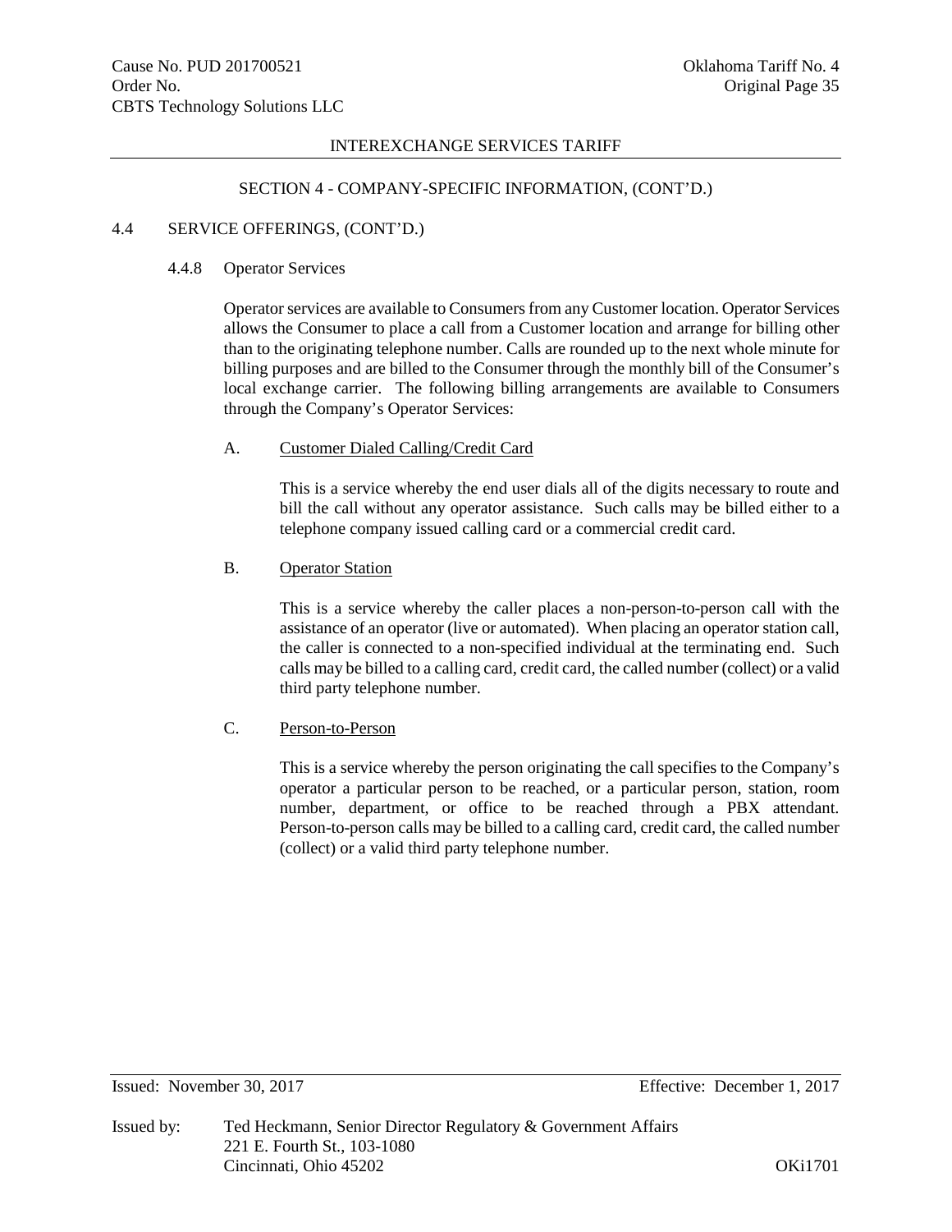SECTION 4 - COMPANY-SPECIFIC INFORMATION, (CONT'D.)

4.4 SERVICE OFFERINGS, (CONT'D.)

4.4.8 Operator Services

Operator services are available to Consumers from any Customer location. Operator Services allows the Consumer to place a call from a Customer location and arrange for billing other than to the originating telephone number. Calls are rounded up to the next whole minute for billing purposes and are billed to the Consumer through the monthly bill of the Consumer's local exchange carrier. The following billing arrangements are available to Consumers through the Company's Operator Services:

A. Customer Dialed Calling/Credit Card

This is a service whereby the end user dials all of the digits necessary to route and bill the call without any operator assistance. Such calls may be billed either to a telephone company issued calling card or a commercial credit card.

B. Operator Station

This is a service whereby the caller places a non-person-to-person call with the assistance of an operator (live or automated). When placing an operator station call, the caller is connected to a non-specified individual at the terminating end. Such calls may be billed to a calling card, credit card, the called number (collect) or a valid third party telephone number.

C. Person-to-Person

This is a service whereby the person originating the call specifies to the Company's operator a particular person to be reached, or a particular person, station, room number, department, or office to be reached through a PBX attendant. Person-to-person calls may be billed to a calling card, credit card, the called number (collect) or a valid third party telephone number.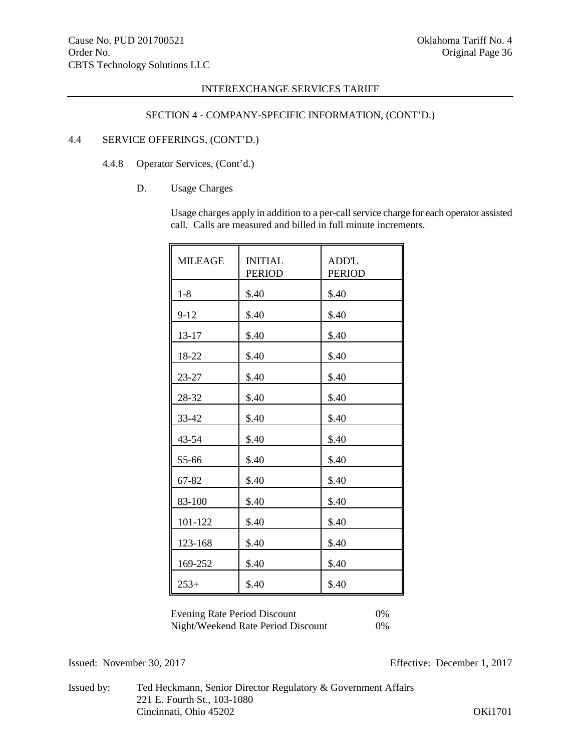INTEREXCHANGE SERVICES TARIFF

SECTION 4 - COMPANY-SPECIFIC INFORMATION, (CONT'D.)

4.4 SERVICE OFFERINGS, (CONT'D.)

4.4.8 Operator Services, (Cont'd.)

D. Usage Charges

Usage charges apply in addition to a per-call service charge for each operator assisted call. Calls are measured and billed in full minute increments.

| MILEAGE | INITIAL PERIOD | ADD'L PERIOD |
|---|---|---|
| 1-8 | $.40 | $.40 |
| 9-12 | $.40 | $.40 |
| 13-17 | $.40 | $.40 |
| 18-22 | $.40 | $.40 |
| 23-27 | $.40 | $.40 |
| 28-32 | $.40 | $.40 |
| 33-42 | $.40 | $.40 |
| 43-54 | $.40 | $.40 |
| 55-66 | $.40 | $.40 |
| 67-82 | $.40 | $.40 |
| 83-100 | $.40 | $.40 |
| 101-122 | $.40 | $.40 |
| 123-168 | $.40 | $.40 |
| 169-252 | $.40 | $.40 |
| 253+ | $.40 | $.40 |

Evening Rate Period Discount 0%
Night/Weekend Rate Period Discount 0%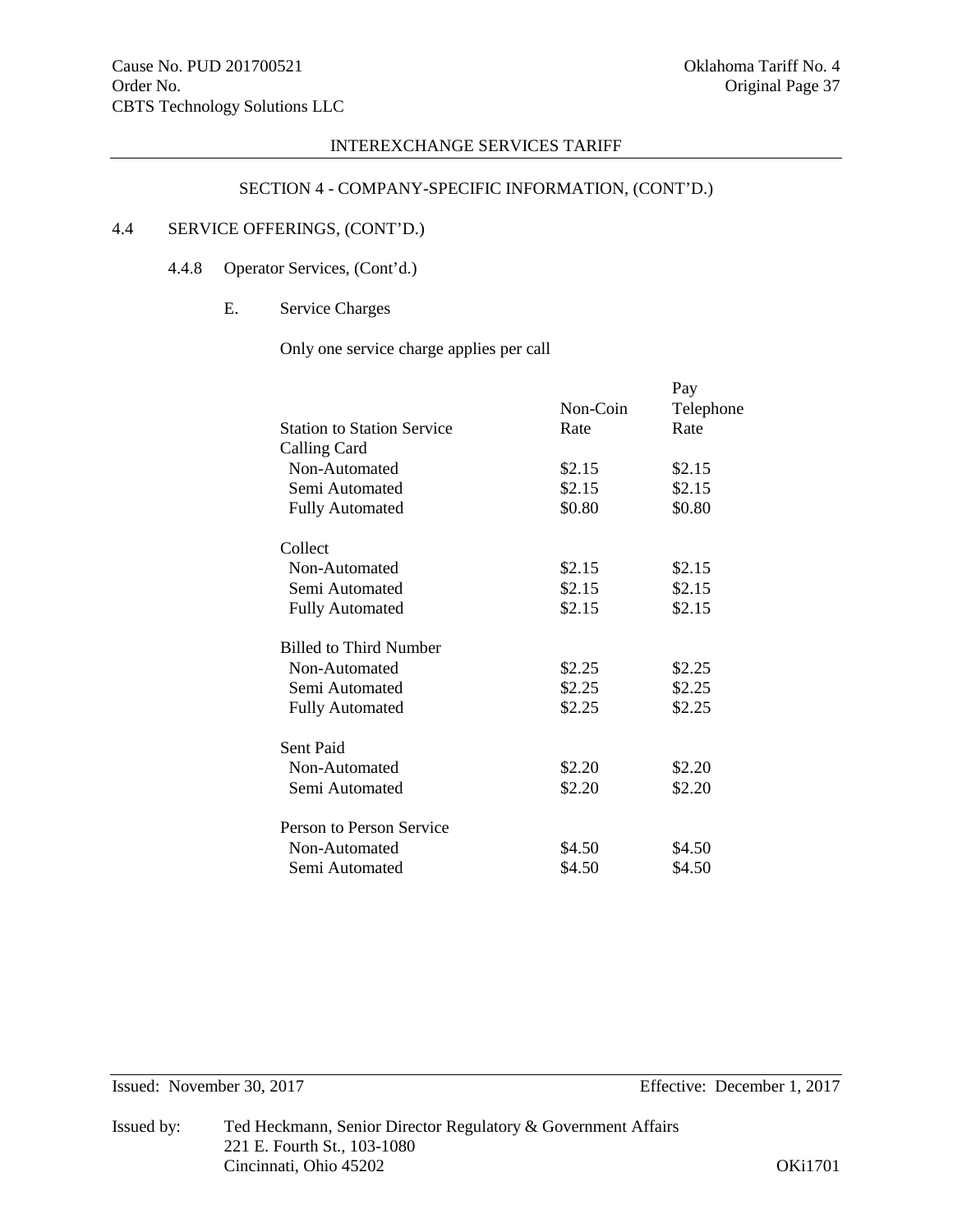## SECTION 4 - COMPANY-SPECIFIC INFORMATION, (CONT'D.)

### 4.4 SERVICE OFFERINGS, (CONT'D.)

#### 4.4.8 Operator Services, (Cont'd.)

E. Service Charges

Only one service charge applies per call

| Station to Station Service | Non-Coin Rate | Pay Telephone Rate |
|---|---|---|
| Calling Card | | |
| Non-Automated | $2.15 | $2.15 |
| Semi Automated | $2.15 | $2.15 |
| Fully Automated | $0.80 | $0.80 |
| Collect | | |
| Non-Automated | $2.15 | $2.15 |
| Semi Automated | $2.15 | $2.15 |
| Fully Automated | $2.15 | $2.15 |
| Billed to Third Number | | |
| Non-Automated | $2.25 | $2.25 |
| Semi Automated | $2.25 | $2.25 |
| Fully Automated | $2.25 | $2.25 |
| Sent Paid | | |
| Non-Automated | $2.20 | $2.20 |
| Semi Automated | $2.20 | $2.20 |
| Person to Person Service | | |
| Non-Automated | $4.50 | $4.50 |
| Semi Automated | $4.50 | $4.50 |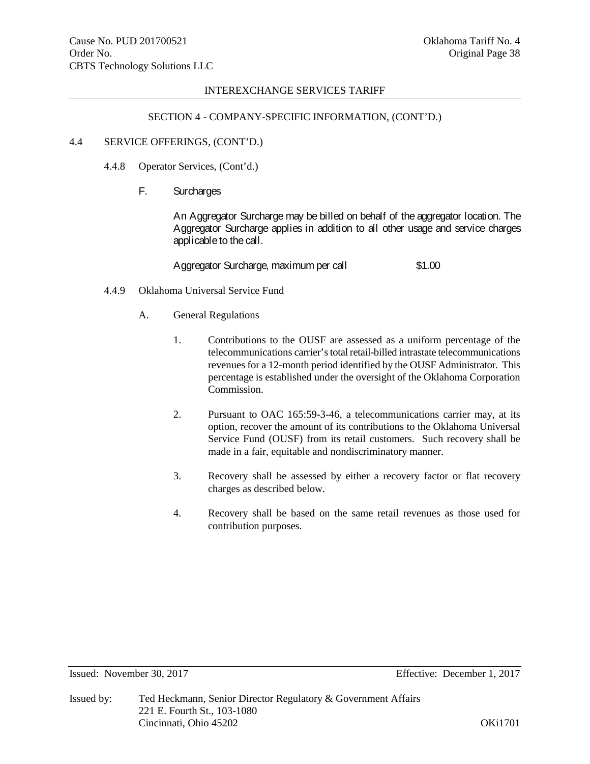## SECTION 4 - COMPANY-SPECIFIC INFORMATION, (CONT'D.)

### 4.4 SERVICE OFFERINGS, (CONT'D.)

#### 4.4.8 Operator Services, (Cont'd.)

F. Surcharges

An Aggregator Surcharge may be billed on behalf of the aggregator location. The Aggregator Surcharge applies in addition to all other usage and service charges applicable to the call.

| | |
|---|---|
| Aggregator Surcharge, maximum per call | $1.00 |

#### 4.4.9 Oklahoma Universal Service Fund

A. General Regulations

1. Contributions to the OUSF are assessed as a uniform percentage of the telecommunications carrier's total retail-billed intrastate telecommunications revenues for a 12-month period identified by the OUSF Administrator. This percentage is established under the oversight of the Oklahoma Corporation Commission.

2. Pursuant to OAC 165:59-3-46, a telecommunications carrier may, at its option, recover the amount of its contributions to the Oklahoma Universal Service Fund (OUSF) from its retail customers. Such recovery shall be made in a fair, equitable and nondiscriminatory manner.

3. Recovery shall be assessed by either a recovery factor or flat recovery charges as described below.

4. Recovery shall be based on the same retail revenues as those used for contribution purposes.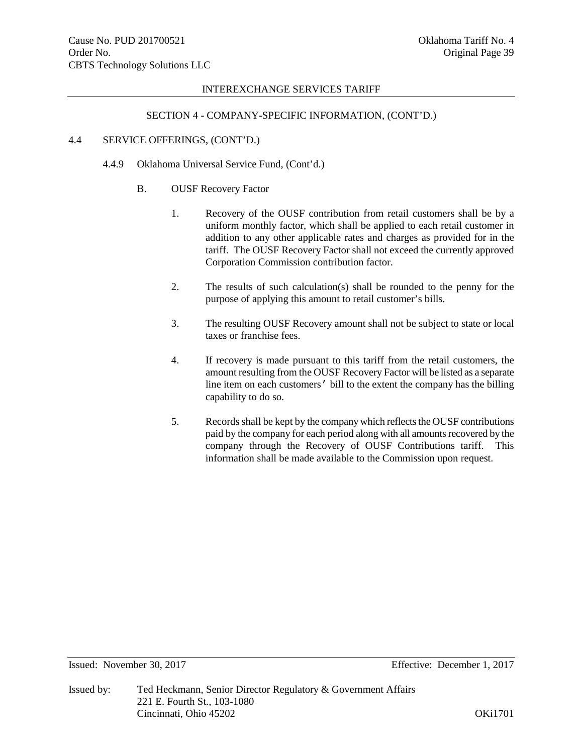SECTION 4 - COMPANY-SPECIFIC INFORMATION, (CONT'D.)

4.4 SERVICE OFFERINGS, (CONT'D.)

4.4.9 Oklahoma Universal Service Fund, (Cont'd.)

B. OUSF Recovery Factor

1. Recovery of the OUSF contribution from retail customers shall be by a uniform monthly factor, which shall be applied to each retail customer in addition to any other applicable rates and charges as provided for in the tariff. The OUSF Recovery Factor shall not exceed the currently approved Corporation Commission contribution factor.

2. The results of such calculation(s) shall be rounded to the penny for the purpose of applying this amount to retail customer's bills.

3. The resulting OUSF Recovery amount shall not be subject to state or local taxes or franchise fees.

4. If recovery is made pursuant to this tariff from the retail customers, the amount resulting from the OUSF Recovery Factor will be listed as a separate line item on each customers' bill to the extent the company has the billing capability to do so.

5. Records shall be kept by the company which reflects the OUSF contributions paid by the company for each period along with all amounts recovered by the company through the Recovery of OUSF Contributions tariff. This information shall be made available to the Commission upon request.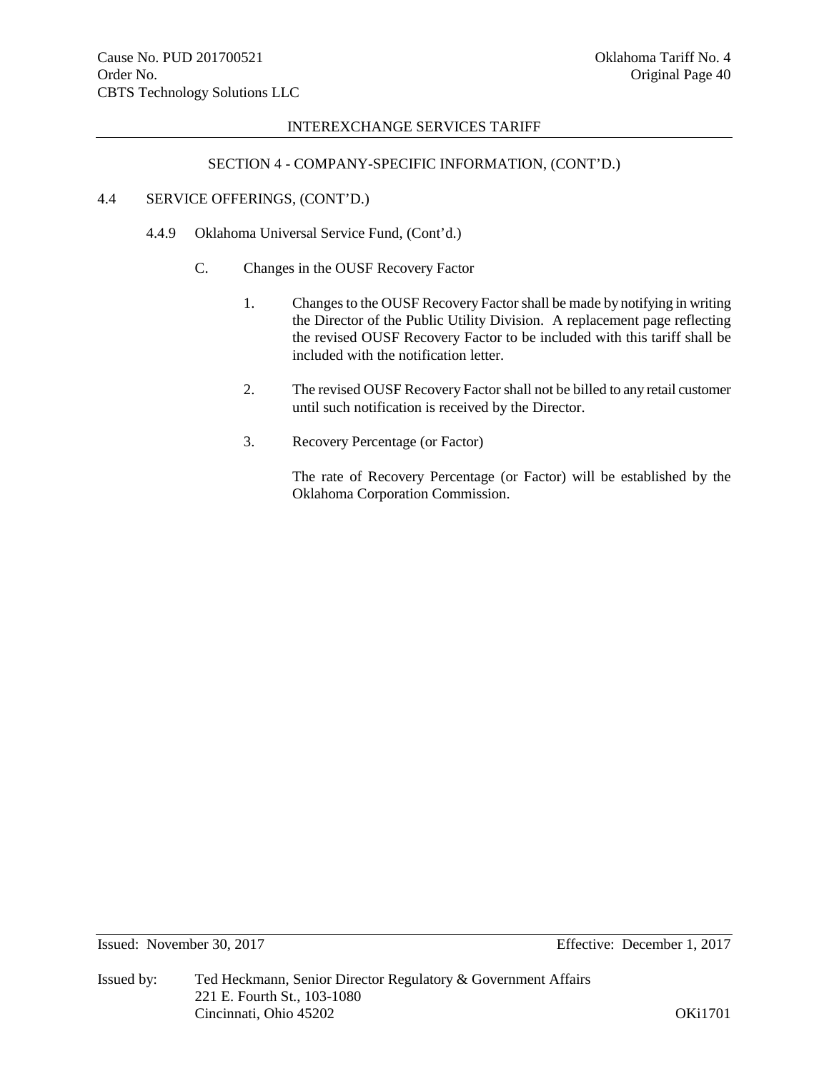## SECTION 4 - COMPANY-SPECIFIC INFORMATION, (CONT'D.)

### 4.4 SERVICE OFFERINGS, (CONT'D.)

#### 4.4.9 Oklahoma Universal Service Fund, (Cont'd.)

C. Changes in the OUSF Recovery Factor

1. Changes to the OUSF Recovery Factor shall be made by notifying in writing the Director of the Public Utility Division. A replacement page reflecting the revised OUSF Recovery Factor to be included with this tariff shall be included with the notification letter.

2. The revised OUSF Recovery Factor shall not be billed to any retail customer until such notification is received by the Director.

3. Recovery Percentage (or Factor)

   The rate of Recovery Percentage (or Factor) will be established by the Oklahoma Corporation Commission.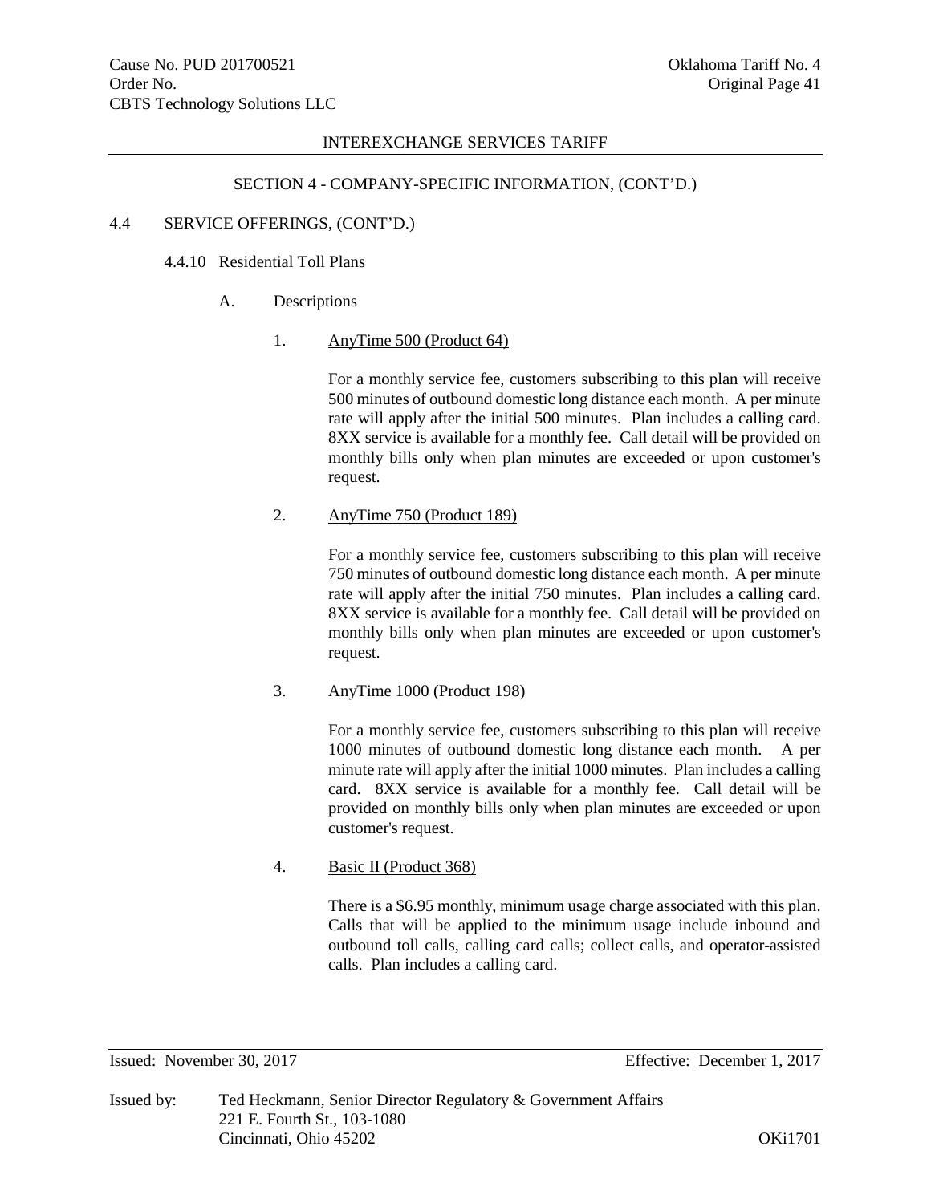INTEREXCHANGE SERVICES TARIFF

SECTION 4 - COMPANY-SPECIFIC INFORMATION, (CONT'D.)

4.4 SERVICE OFFERINGS, (CONT'D.)

4.4.10 Residential Toll Plans

A. Descriptions

1. AnyTime 500 (Product 64)

For a monthly service fee, customers subscribing to this plan will receive 500 minutes of outbound domestic long distance each month. A per minute rate will apply after the initial 500 minutes. Plan includes a calling card. 8XX service is available for a monthly fee. Call detail will be provided on monthly bills only when plan minutes are exceeded or upon customer's request.

2. AnyTime 750 (Product 189)

For a monthly service fee, customers subscribing to this plan will receive 750 minutes of outbound domestic long distance each month. A per minute rate will apply after the initial 750 minutes. Plan includes a calling card. 8XX service is available for a monthly fee. Call detail will be provided on monthly bills only when plan minutes are exceeded or upon customer's request.

3. AnyTime 1000 (Product 198)

For a monthly service fee, customers subscribing to this plan will receive 1000 minutes of outbound domestic long distance each month. A per minute rate will apply after the initial 1000 minutes. Plan includes a calling card. 8XX service is available for a monthly fee. Call detail will be provided on monthly bills only when plan minutes are exceeded or upon customer's request.

4. Basic II (Product 368)

There is a $6.95 monthly, minimum usage charge associated with this plan. Calls that will be applied to the minimum usage include inbound and outbound toll calls, calling card calls; collect calls, and operator-assisted calls. Plan includes a calling card.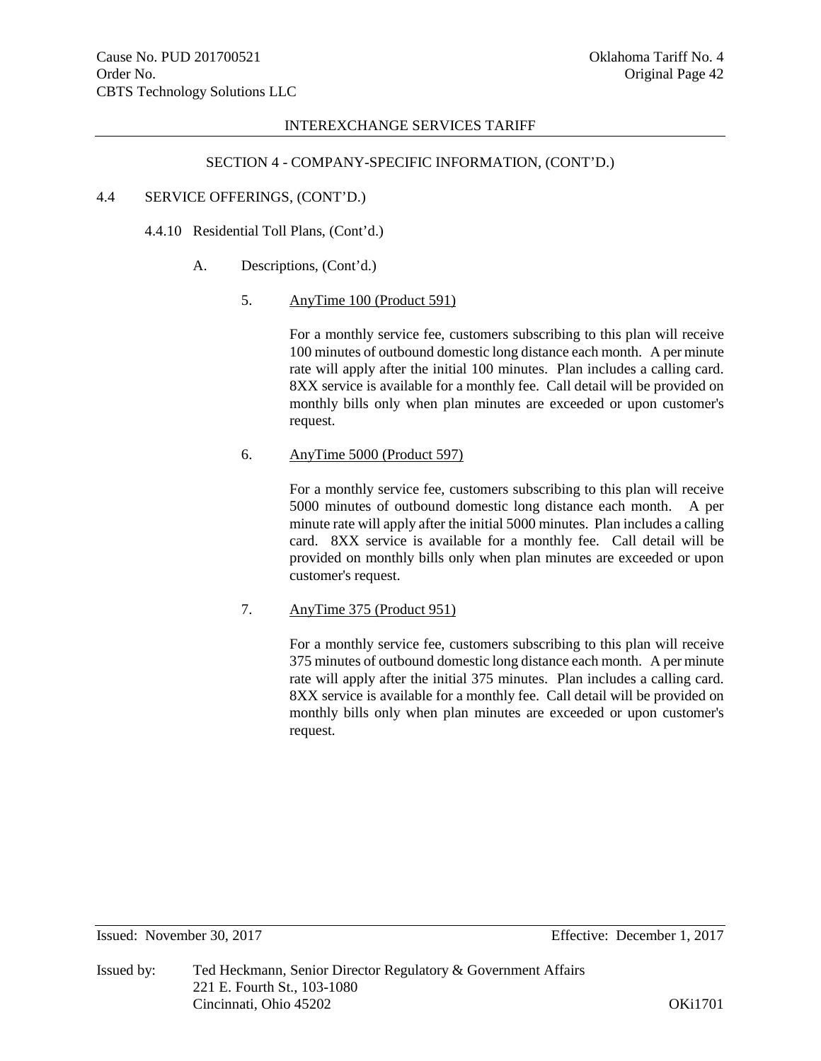## SECTION 4 - COMPANY-SPECIFIC INFORMATION, (CONT'D.)

4.4 SERVICE OFFERINGS, (CONT'D.)

4.4.10 Residential Toll Plans, (Cont'd.)

A. Descriptions, (Cont'd.)

5. AnyTime 100 (Product 591)

For a monthly service fee, customers subscribing to this plan will receive 100 minutes of outbound domestic long distance each month. A per minute rate will apply after the initial 100 minutes. Plan includes a calling card. 8XX service is available for a monthly fee. Call detail will be provided on monthly bills only when plan minutes are exceeded or upon customer's request.

6. AnyTime 5000 (Product 597)

For a monthly service fee, customers subscribing to this plan will receive 5000 minutes of outbound domestic long distance each month. A per minute rate will apply after the initial 5000 minutes. Plan includes a calling card. 8XX service is available for a monthly fee. Call detail will be provided on monthly bills only when plan minutes are exceeded or upon customer's request.

7. AnyTime 375 (Product 951)

For a monthly service fee, customers subscribing to this plan will receive 375 minutes of outbound domestic long distance each month. A per minute rate will apply after the initial 375 minutes. Plan includes a calling card. 8XX service is available for a monthly fee. Call detail will be provided on monthly bills only when plan minutes are exceeded or upon customer's request.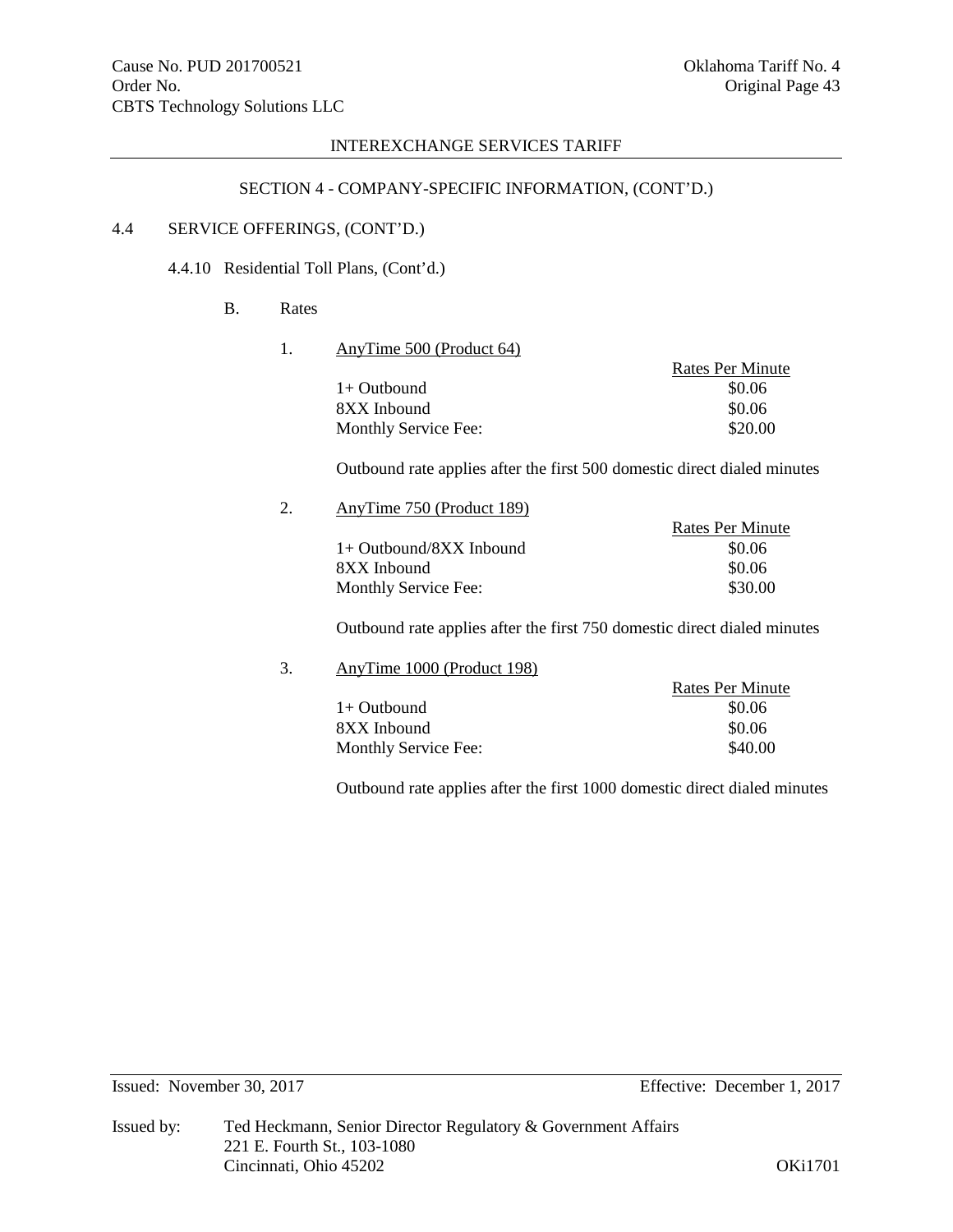INTEREXCHANGE SERVICES TARIFF

SECTION 4 - COMPANY-SPECIFIC INFORMATION, (CONT'D.)

4.4 SERVICE OFFERINGS, (CONT'D.)

4.4.10 Residential Toll Plans, (Cont'd.)

B. Rates

1. AnyTime 500 (Product 64)

| | Rates Per Minute |
|---|---|
| 1+ Outbound | $0.06 |
| 8XX Inbound | $0.06 |
| Monthly Service Fee: | $20.00 |

Outbound rate applies after the first 500 domestic direct dialed minutes

2. AnyTime 750 (Product 189)

| | Rates Per Minute |
|---|---|
| 1+ Outbound/8XX Inbound | $0.06 |
| 8XX Inbound | $0.06 |
| Monthly Service Fee: | $30.00 |

Outbound rate applies after the first 750 domestic direct dialed minutes

3. AnyTime 1000 (Product 198)

| | Rates Per Minute |
|---|---|
| 1+ Outbound | $0.06 |
| 8XX Inbound | $0.06 |
| Monthly Service Fee: | $40.00 |

Outbound rate applies after the first 1000 domestic direct dialed minutes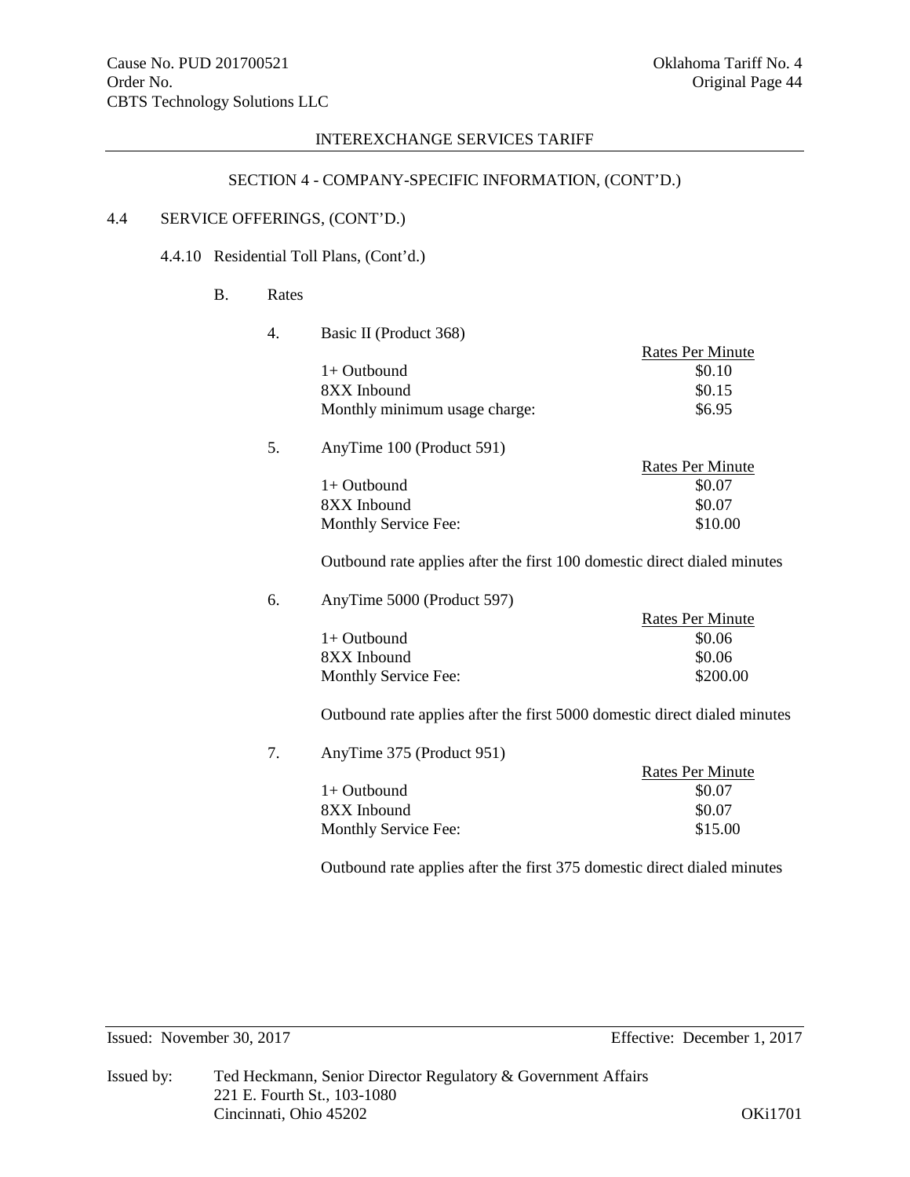INTEREXCHANGE SERVICES TARIFF

SECTION 4 - COMPANY-SPECIFIC INFORMATION, (CONT'D.)

4.4 SERVICE OFFERINGS, (CONT'D.)

4.4.10 Residential Toll Plans, (Cont'd.)

B. Rates

4. Basic II (Product 368)

| | Rates Per Minute |
|---|---|
| 1+ Outbound | $0.10 |
| 8XX Inbound | $0.15 |
| Monthly minimum usage charge: | $6.95 |

5. AnyTime 100 (Product 591)

| | Rates Per Minute |
|---|---|
| 1+ Outbound | $0.07 |
| 8XX Inbound | $0.07 |
| Monthly Service Fee: | $10.00 |

Outbound rate applies after the first 100 domestic direct dialed minutes

6. AnyTime 5000 (Product 597)

| | Rates Per Minute |
|---|---|
| 1+ Outbound | $0.06 |
| 8XX Inbound | $0.06 |
| Monthly Service Fee: | $200.00 |

Outbound rate applies after the first 5000 domestic direct dialed minutes

7. AnyTime 375 (Product 951)

| | Rates Per Minute |
|---|---|
| 1+ Outbound | $0.07 |
| 8XX Inbound | $0.07 |
| Monthly Service Fee: | $15.00 |

Outbound rate applies after the first 375 domestic direct dialed minutes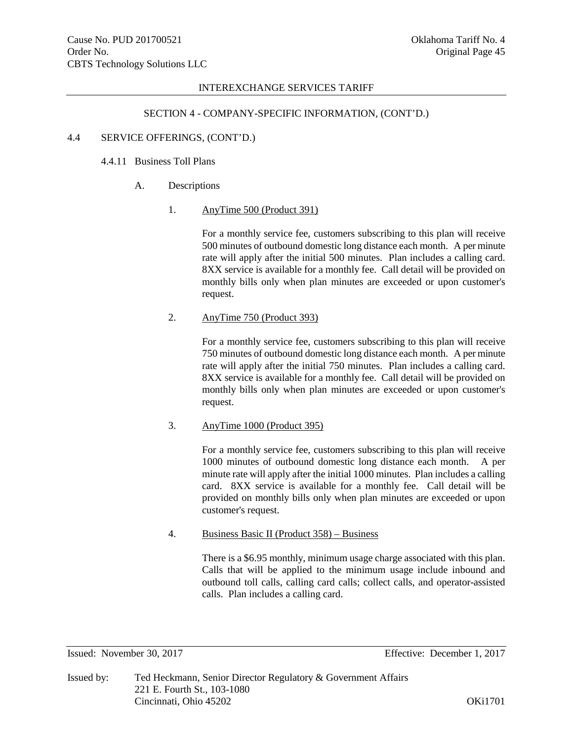INTEREXCHANGE SERVICES TARIFF

SECTION 4 - COMPANY-SPECIFIC INFORMATION, (CONT'D.)

4.4 SERVICE OFFERINGS, (CONT'D.)

4.4.11 Business Toll Plans

A. Descriptions

1. <u>AnyTime 500 (Product 391)</u>

For a monthly service fee, customers subscribing to this plan will receive 500 minutes of outbound domestic long distance each month. A per minute rate will apply after the initial 500 minutes. Plan includes a calling card. 8XX service is available for a monthly fee. Call detail will be provided on monthly bills only when plan minutes are exceeded or upon customer's request.

2. <u>AnyTime 750 (Product 393)</u>

For a monthly service fee, customers subscribing to this plan will receive 750 minutes of outbound domestic long distance each month. A per minute rate will apply after the initial 750 minutes. Plan includes a calling card. 8XX service is available for a monthly fee. Call detail will be provided on monthly bills only when plan minutes are exceeded or upon customer's request.

3. <u>AnyTime 1000 (Product 395)</u>

For a monthly service fee, customers subscribing to this plan will receive 1000 minutes of outbound domestic long distance each month. A per minute rate will apply after the initial 1000 minutes. Plan includes a calling card. 8XX service is available for a monthly fee. Call detail will be provided on monthly bills only when plan minutes are exceeded or upon customer's request.

4. <u>Business Basic II (Product 358) – Business</u>

There is a $6.95 monthly, minimum usage charge associated with this plan. Calls that will be applied to the minimum usage include inbound and outbound toll calls, calling card calls; collect calls, and operator-assisted calls. Plan includes a calling card.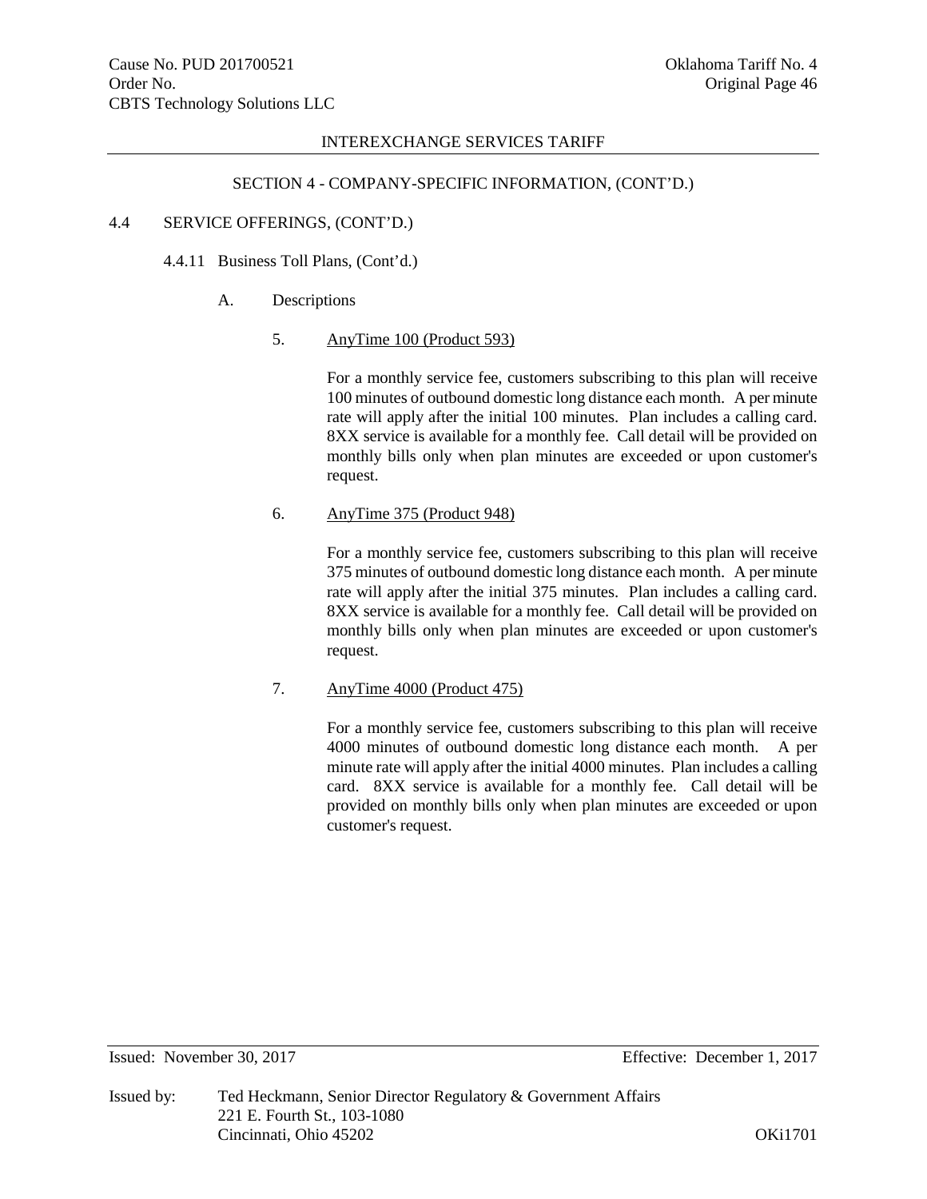## SECTION 4 - COMPANY-SPECIFIC INFORMATION, (CONT'D.)

### 4.4 SERVICE OFFERINGS, (CONT'D.)

#### 4.4.11 Business Toll Plans, (Cont'd.)

A. Descriptions

5. AnyTime 100 (Product 593)

   For a monthly service fee, customers subscribing to this plan will receive 100 minutes of outbound domestic long distance each month. A per minute rate will apply after the initial 100 minutes. Plan includes a calling card. 8XX service is available for a monthly fee. Call detail will be provided on monthly bills only when plan minutes are exceeded or upon customer's request.

6. AnyTime 375 (Product 948)

   For a monthly service fee, customers subscribing to this plan will receive 375 minutes of outbound domestic long distance each month. A per minute rate will apply after the initial 375 minutes. Plan includes a calling card. 8XX service is available for a monthly fee. Call detail will be provided on monthly bills only when plan minutes are exceeded or upon customer's request.

7. AnyTime 4000 (Product 475)

   For a monthly service fee, customers subscribing to this plan will receive 4000 minutes of outbound domestic long distance each month. A per minute rate will apply after the initial 4000 minutes. Plan includes a calling card. 8XX service is available for a monthly fee. Call detail will be provided on monthly bills only when plan minutes are exceeded or upon customer's request.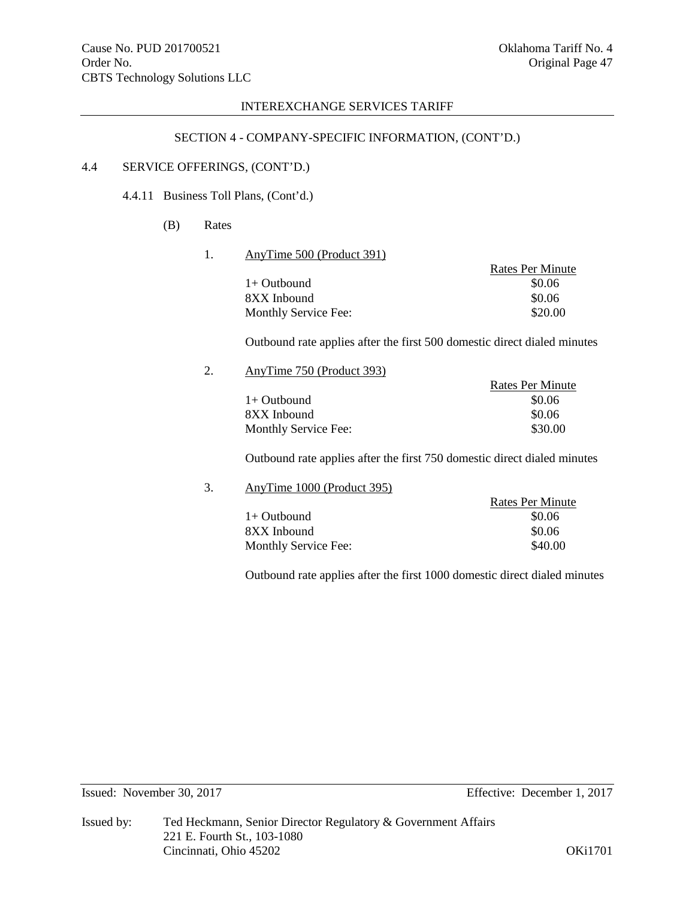SECTION 4 - COMPANY-SPECIFIC INFORMATION, (CONT'D.)

4.4 SERVICE OFFERINGS, (CONT'D.)

4.4.11 Business Toll Plans, (Cont'd.)

(B) Rates

1. AnyTime 500 (Product 391)

| | Rates Per Minute |
|---|---|
| 1+ Outbound | $0.06 |
| 8XX Inbound | $0.06 |
| Monthly Service Fee: | $20.00 |

Outbound rate applies after the first 500 domestic direct dialed minutes

2. AnyTime 750 (Product 393)

| | Rates Per Minute |
|---|---|
| 1+ Outbound | $0.06 |
| 8XX Inbound | $0.06 |
| Monthly Service Fee: | $30.00 |

Outbound rate applies after the first 750 domestic direct dialed minutes

3. AnyTime 1000 (Product 395)

| | Rates Per Minute |
|---|---|
| 1+ Outbound | $0.06 |
| 8XX Inbound | $0.06 |
| Monthly Service Fee: | $40.00 |

Outbound rate applies after the first 1000 domestic direct dialed minutes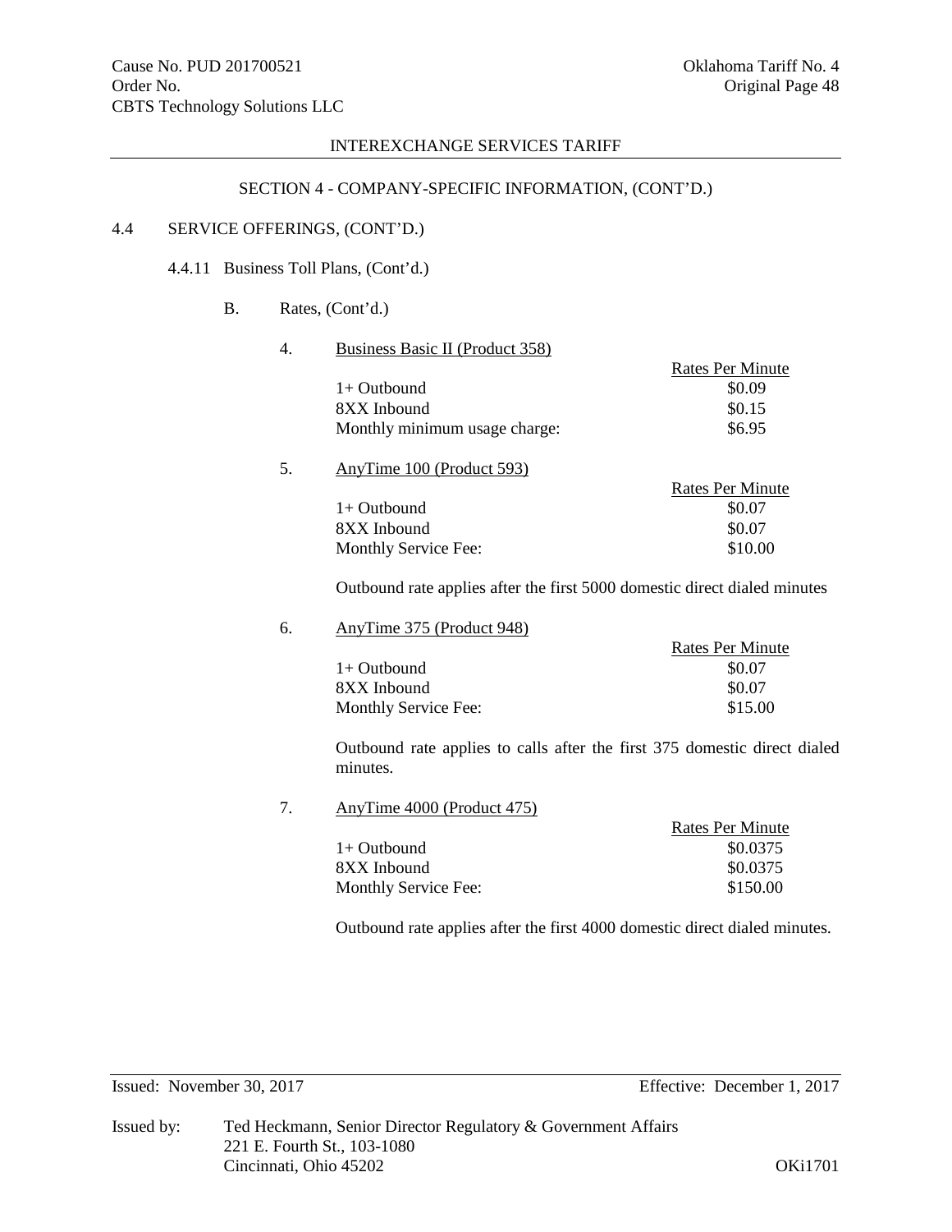INTEREXCHANGE SERVICES TARIFF

SECTION 4 - COMPANY-SPECIFIC INFORMATION, (CONT'D.)

4.4 SERVICE OFFERINGS, (CONT'D.)

4.4.11 Business Toll Plans, (Cont'd.)

B. Rates, (Cont'd.)

4. Business Basic II (Product 358)

| | Rates Per Minute |
|---|---|
| 1+ Outbound | $0.09 |
| 8XX Inbound | $0.15 |
| Monthly minimum usage charge: | $6.95 |

5. AnyTime 100 (Product 593)

| | Rates Per Minute |
|---|---|
| 1+ Outbound | $0.07 |
| 8XX Inbound | $0.07 |
| Monthly Service Fee: | $10.00 |

Outbound rate applies after the first 5000 domestic direct dialed minutes

6. AnyTime 375 (Product 948)

| | Rates Per Minute |
|---|---|
| 1+ Outbound | $0.07 |
| 8XX Inbound | $0.07 |
| Monthly Service Fee: | $15.00 |

Outbound rate applies to calls after the first 375 domestic direct dialed minutes.

7. AnyTime 4000 (Product 475)

| | Rates Per Minute |
|---|---|
| 1+ Outbound | $0.0375 |
| 8XX Inbound | $0.0375 |
| Monthly Service Fee: | $150.00 |

Outbound rate applies after the first 4000 domestic direct dialed minutes.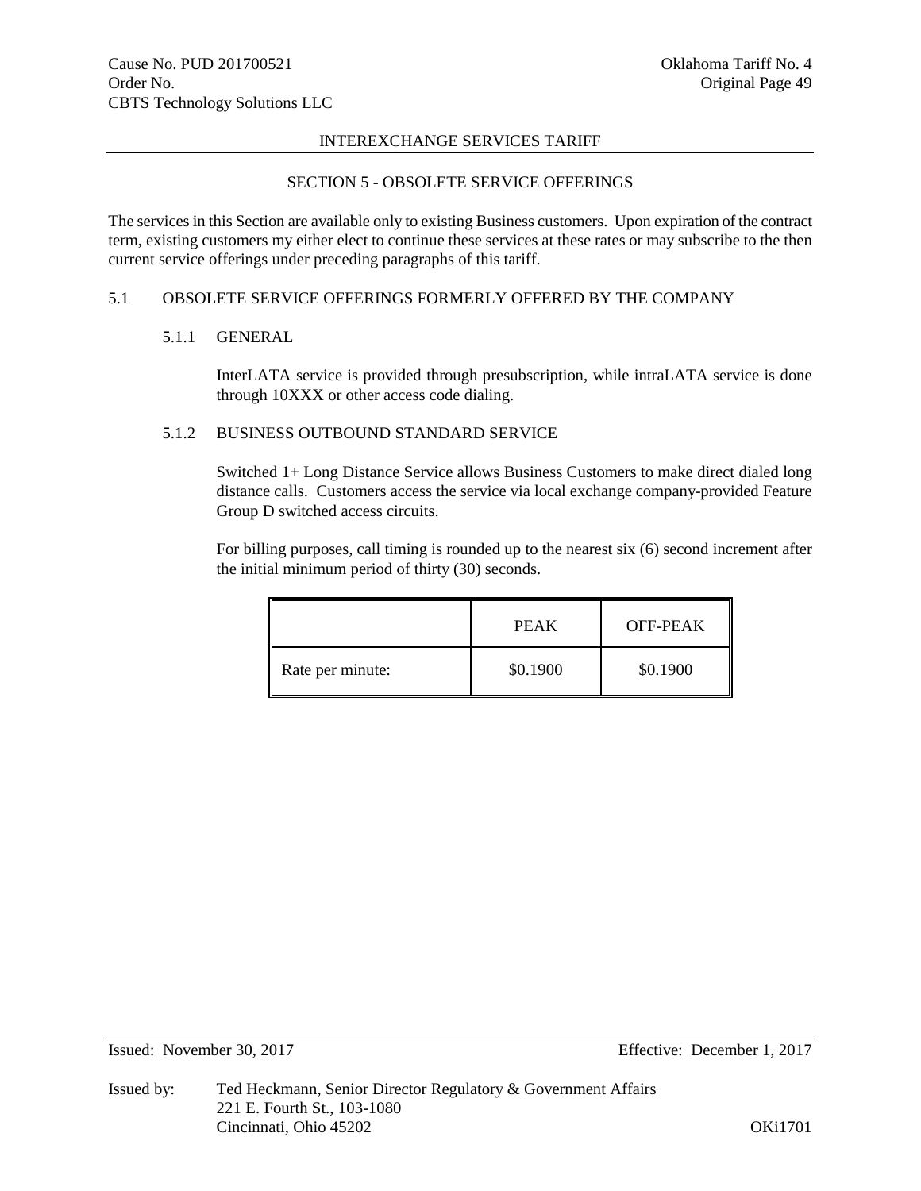## SECTION 5 - OBSOLETE SERVICE OFFERINGS

The services in this Section are available only to existing Business customers. Upon expiration of the contract term, existing customers my either elect to continue these services at these rates or may subscribe to the then current service offerings under preceding paragraphs of this tariff.

### 5.1 OBSOLETE SERVICE OFFERINGS FORMERLY OFFERED BY THE COMPANY

#### 5.1.1 GENERAL

InterLATA service is provided through presubscription, while intraLATA service is done through 10XXX or other access code dialing.

#### 5.1.2 BUSINESS OUTBOUND STANDARD SERVICE

Switched 1+ Long Distance Service allows Business Customers to make direct dialed long distance calls. Customers access the service via local exchange company-provided Feature Group D switched access circuits.

For billing purposes, call timing is rounded up to the nearest six (6) second increment after the initial minimum period of thirty (30) seconds.

| | PEAK | OFF-PEAK |
|---|---|---|
| Rate per minute: | $0.1900 | $0.1900 |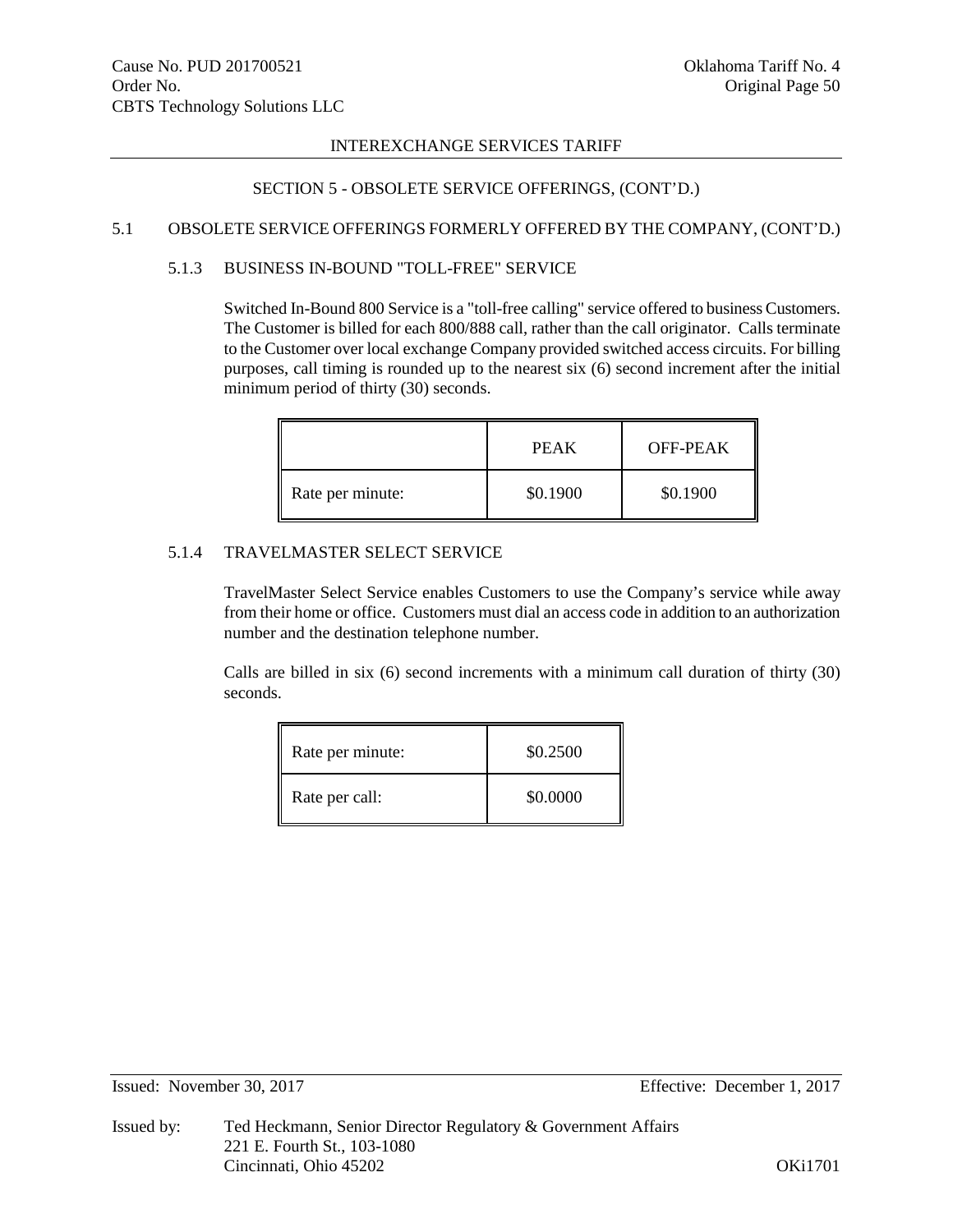INTEREXCHANGE SERVICES TARIFF

SECTION 5 - OBSOLETE SERVICE OFFERINGS, (CONT'D.)

## 5.1 OBSOLETE SERVICE OFFERINGS FORMERLY OFFERED BY THE COMPANY, (CONT'D.)

### 5.1.3 BUSINESS IN-BOUND "TOLL-FREE" SERVICE

Switched In-Bound 800 Service is a "toll-free calling" service offered to business Customers. The Customer is billed for each 800/888 call, rather than the call originator. Calls terminate to the Customer over local exchange Company provided switched access circuits. For billing purposes, call timing is rounded up to the nearest six (6) second increment after the initial minimum period of thirty (30) seconds.

| | PEAK | OFF-PEAK |
|---|---|---|
| Rate per minute: | $0.1900 | $0.1900 |

### 5.1.4 TRAVELMASTER SELECT SERVICE

TravelMaster Select Service enables Customers to use the Company's service while away from their home or office. Customers must dial an access code in addition to an authorization number and the destination telephone number.

Calls are billed in six (6) second increments with a minimum call duration of thirty (30) seconds.

| | |
|---|---|
| Rate per minute: | $0.2500 |
| Rate per call: | $0.0000 |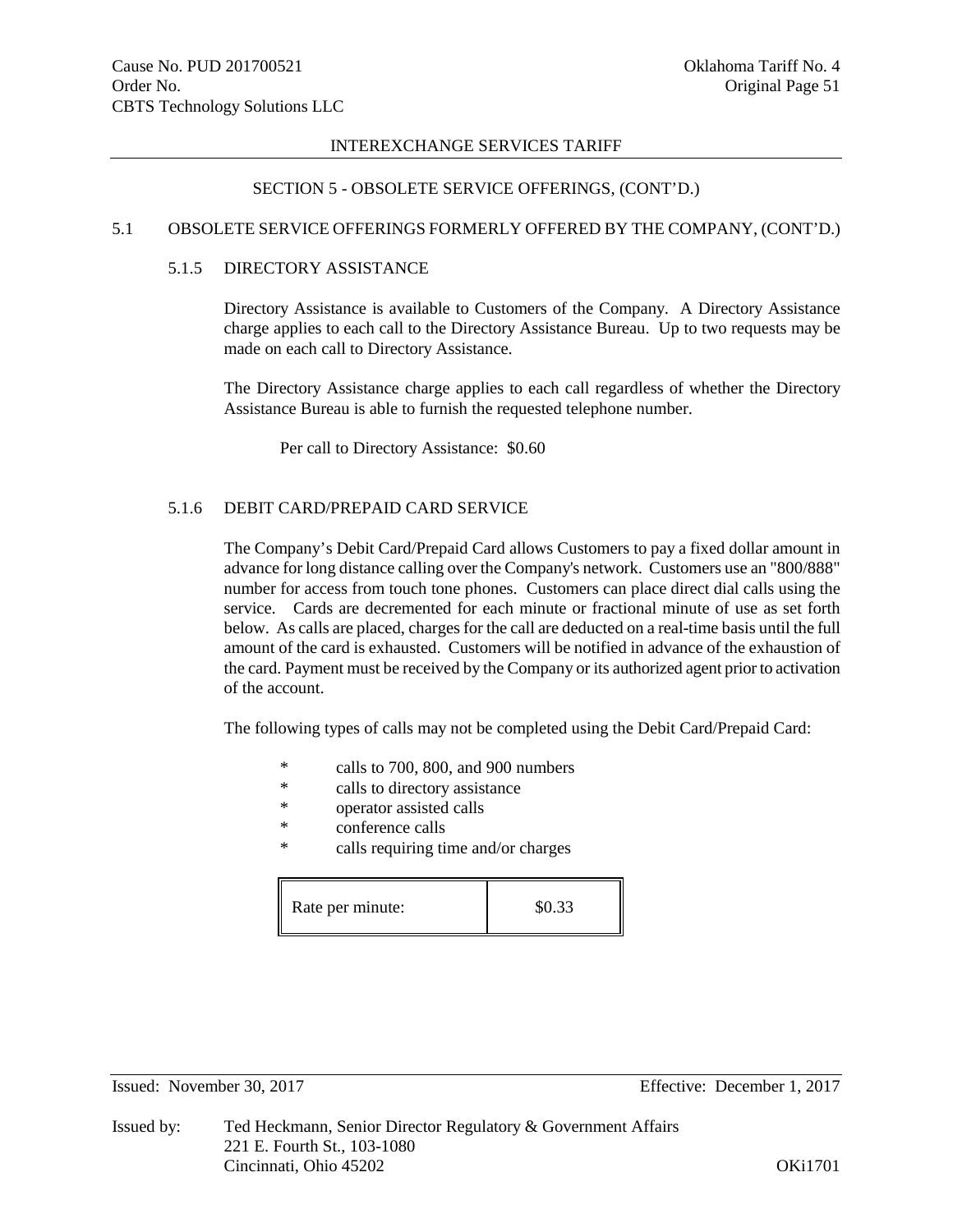INTEREXCHANGE SERVICES TARIFF

SECTION 5 - OBSOLETE SERVICE OFFERINGS, (CONT'D.)

## 5.1 OBSOLETE SERVICE OFFERINGS FORMERLY OFFERED BY THE COMPANY, (CONT'D.)

### 5.1.5 DIRECTORY ASSISTANCE

Directory Assistance is available to Customers of the Company. A Directory Assistance charge applies to each call to the Directory Assistance Bureau. Up to two requests may be made on each call to Directory Assistance.

The Directory Assistance charge applies to each call regardless of whether the Directory Assistance Bureau is able to furnish the requested telephone number.

Per call to Directory Assistance: $0.60

### 5.1.6 DEBIT CARD/PREPAID CARD SERVICE

The Company's Debit Card/Prepaid Card allows Customers to pay a fixed dollar amount in advance for long distance calling over the Company's network. Customers use an "800/888" number for access from touch tone phones. Customers can place direct dial calls using the service. Cards are decremented for each minute or fractional minute of use as set forth below. As calls are placed, charges for the call are deducted on a real-time basis until the full amount of the card is exhausted. Customers will be notified in advance of the exhaustion of the card. Payment must be received by the Company or its authorized agent prior to activation of the account.

The following types of calls may not be completed using the Debit Card/Prepaid Card:

* calls to 700, 800, and 900 numbers
* calls to directory assistance
* operator assisted calls
* conference calls
* calls requiring time and/or charges

| Rate per minute: | $0.33 |
|---|---|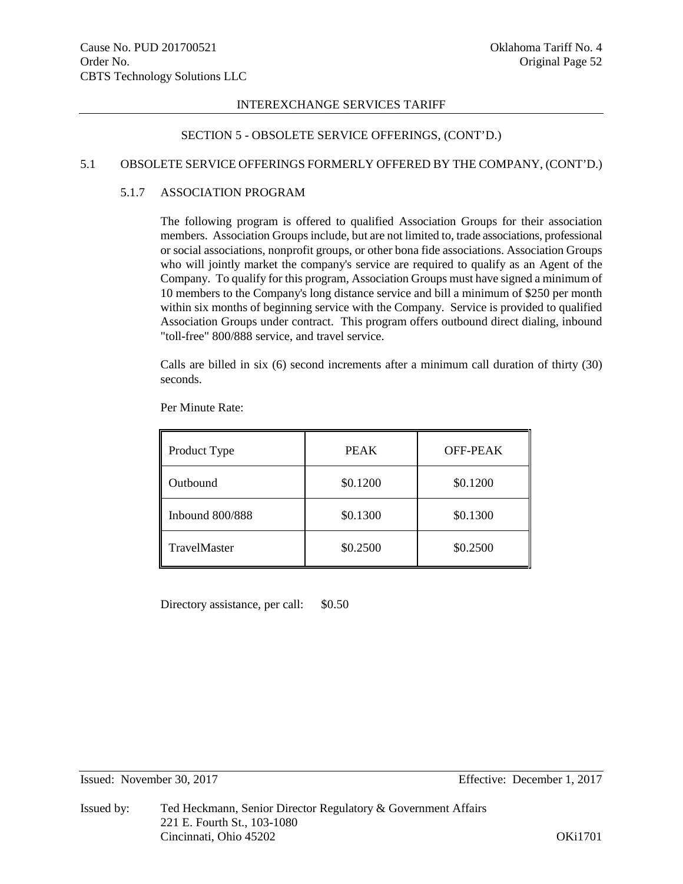## SECTION 5 - OBSOLETE SERVICE OFFERINGS, (CONT'D.)

### 5.1 OBSOLETE SERVICE OFFERINGS FORMERLY OFFERED BY THE COMPANY, (CONT'D.)

#### 5.1.7 ASSOCIATION PROGRAM

The following program is offered to qualified Association Groups for their association members. Association Groups include, but are not limited to, trade associations, professional or social associations, nonprofit groups, or other bona fide associations. Association Groups who will jointly market the company's service are required to qualify as an Agent of the Company. To qualify for this program, Association Groups must have signed a minimum of 10 members to the Company's long distance service and bill a minimum of $250 per month within six months of beginning service with the Company. Service is provided to qualified Association Groups under contract. This program offers outbound direct dialing, inbound "toll-free" 800/888 service, and travel service.

Calls are billed in six (6) second increments after a minimum call duration of thirty (30) seconds.

Per Minute Rate:

| Product Type | PEAK | OFF-PEAK |
|---|---|---|
| Outbound | $0.1200 | $0.1200 |
| Inbound 800/888 | $0.1300 | $0.1300 |
| TravelMaster | $0.2500 | $0.2500 |

Directory assistance, per call: $0.50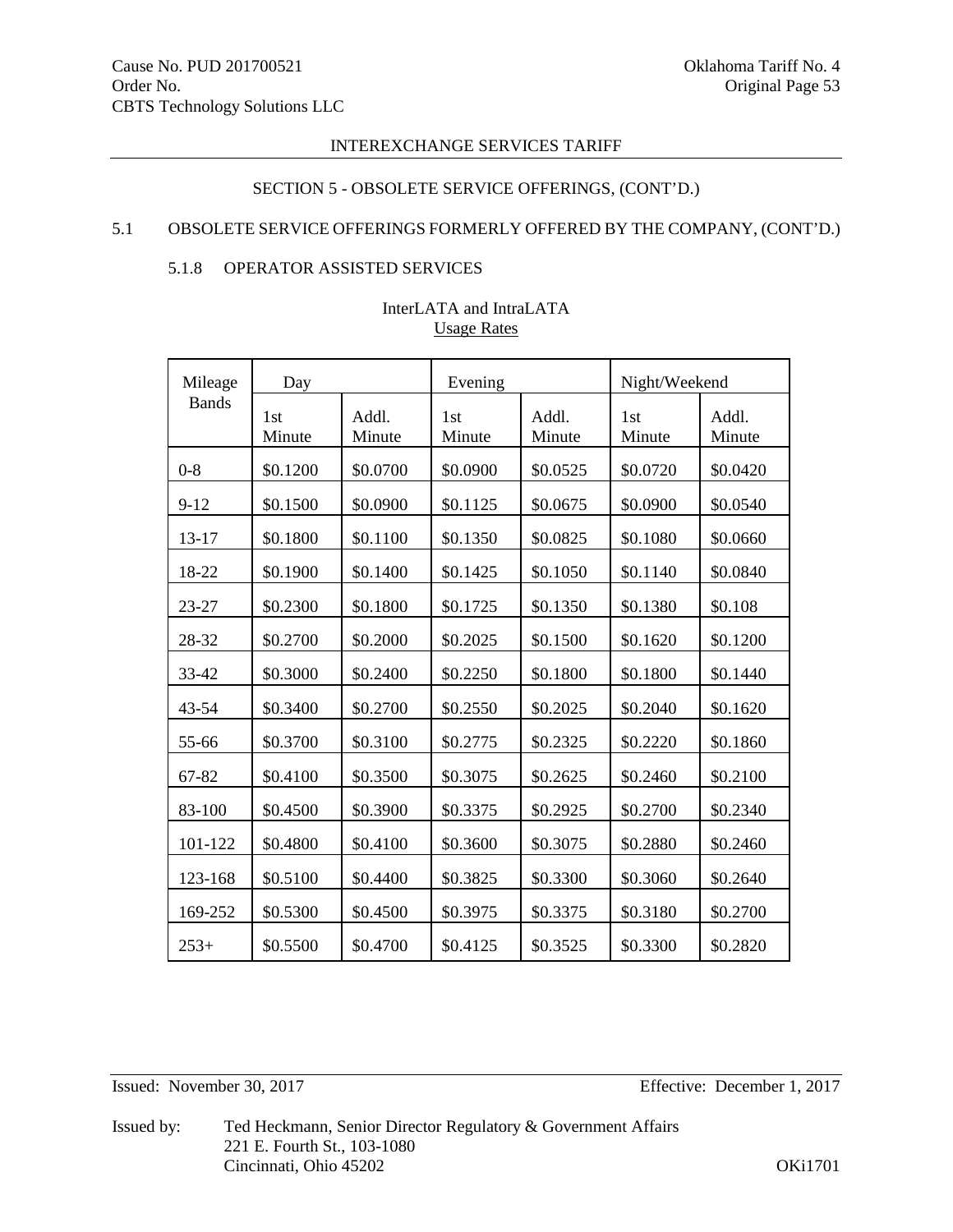## SECTION 5 - OBSOLETE SERVICE OFFERINGS, (CONT'D.)

### 5.1 OBSOLETE SERVICE OFFERINGS FORMERLY OFFERED BY THE COMPANY, (CONT'D.)

#### 5.1.8 OPERATOR ASSISTED SERVICES

InterLATA and IntraLATA
Usage Rates

| Mileage Bands | Day | | Evening | | Night/Weekend | |
|---|---|---|---|---|---|---|
| | 1st Minute | Addl. Minute | 1st Minute | Addl. Minute | 1st Minute | Addl. Minute |
| 0-8 | $0.1200 | $0.0700 | $0.0900 | $0.0525 | $0.0720 | $0.0420 |
| 9-12 | $0.1500 | $0.0900 | $0.1125 | $0.0675 | $0.0900 | $0.0540 |
| 13-17 | $0.1800 | $0.1100 | $0.1350 | $0.0825 | $0.1080 | $0.0660 |
| 18-22 | $0.1900 | $0.1400 | $0.1425 | $0.1050 | $0.1140 | $0.0840 |
| 23-27 | $0.2300 | $0.1800 | $0.1725 | $0.1350 | $0.1380 | $0.108 |
| 28-32 | $0.2700 | $0.2000 | $0.2025 | $0.1500 | $0.1620 | $0.1200 |
| 33-42 | $0.3000 | $0.2400 | $0.2250 | $0.1800 | $0.1800 | $0.1440 |
| 43-54 | $0.3400 | $0.2700 | $0.2550 | $0.2025 | $0.2040 | $0.1620 |
| 55-66 | $0.3700 | $0.3100 | $0.2775 | $0.2325 | $0.2220 | $0.1860 |
| 67-82 | $0.4100 | $0.3500 | $0.3075 | $0.2625 | $0.2460 | $0.2100 |
| 83-100 | $0.4500 | $0.3900 | $0.3375 | $0.2925 | $0.2700 | $0.2340 |
| 101-122 | $0.4800 | $0.4100 | $0.3600 | $0.3075 | $0.2880 | $0.2460 |
| 123-168 | $0.5100 | $0.4400 | $0.3825 | $0.3300 | $0.3060 | $0.2640 |
| 169-252 | $0.5300 | $0.4500 | $0.3975 | $0.3375 | $0.3180 | $0.2700 |
| 253+ | $0.5500 | $0.4700 | $0.4125 | $0.3525 | $0.3300 | $0.2820 |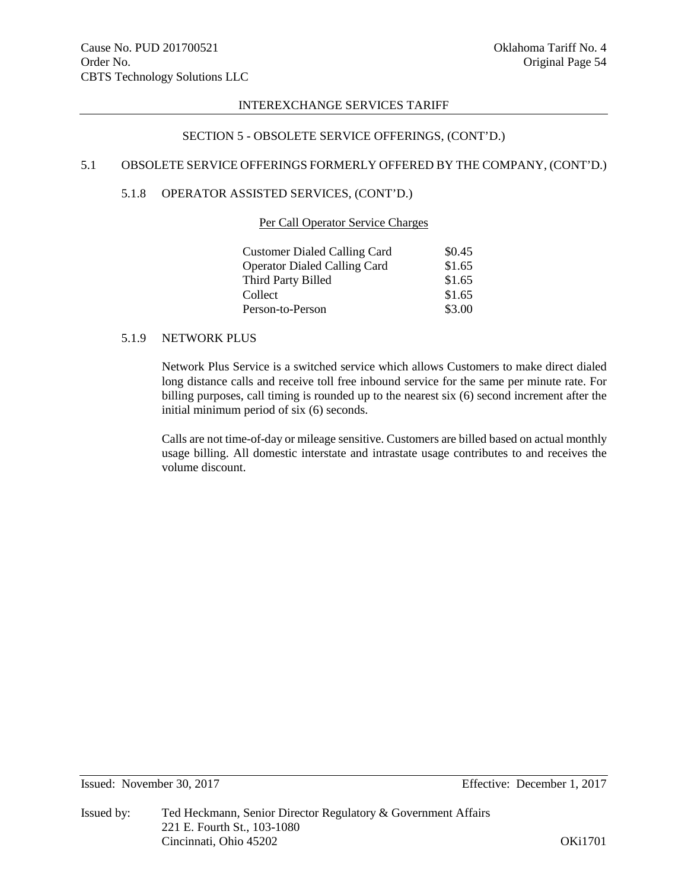SECTION 5 - OBSOLETE SERVICE OFFERINGS, (CONT'D.)

### 5.1 OBSOLETE SERVICE OFFERINGS FORMERLY OFFERED BY THE COMPANY, (CONT'D.)

#### 5.1.8 OPERATOR ASSISTED SERVICES, (CONT'D.)

Per Call Operator Service Charges

| | |
|---|---|
| Customer Dialed Calling Card | $0.45 |
| Operator Dialed Calling Card | $1.65 |
| Third Party Billed | $1.65 |
| Collect | $1.65 |
| Person-to-Person | $3.00 |

#### 5.1.9 NETWORK PLUS

Network Plus Service is a switched service which allows Customers to make direct dialed long distance calls and receive toll free inbound service for the same per minute rate. For billing purposes, call timing is rounded up to the nearest six (6) second increment after the initial minimum period of six (6) seconds.

Calls are not time-of-day or mileage sensitive. Customers are billed based on actual monthly usage billing. All domestic interstate and intrastate usage contributes to and receives the volume discount.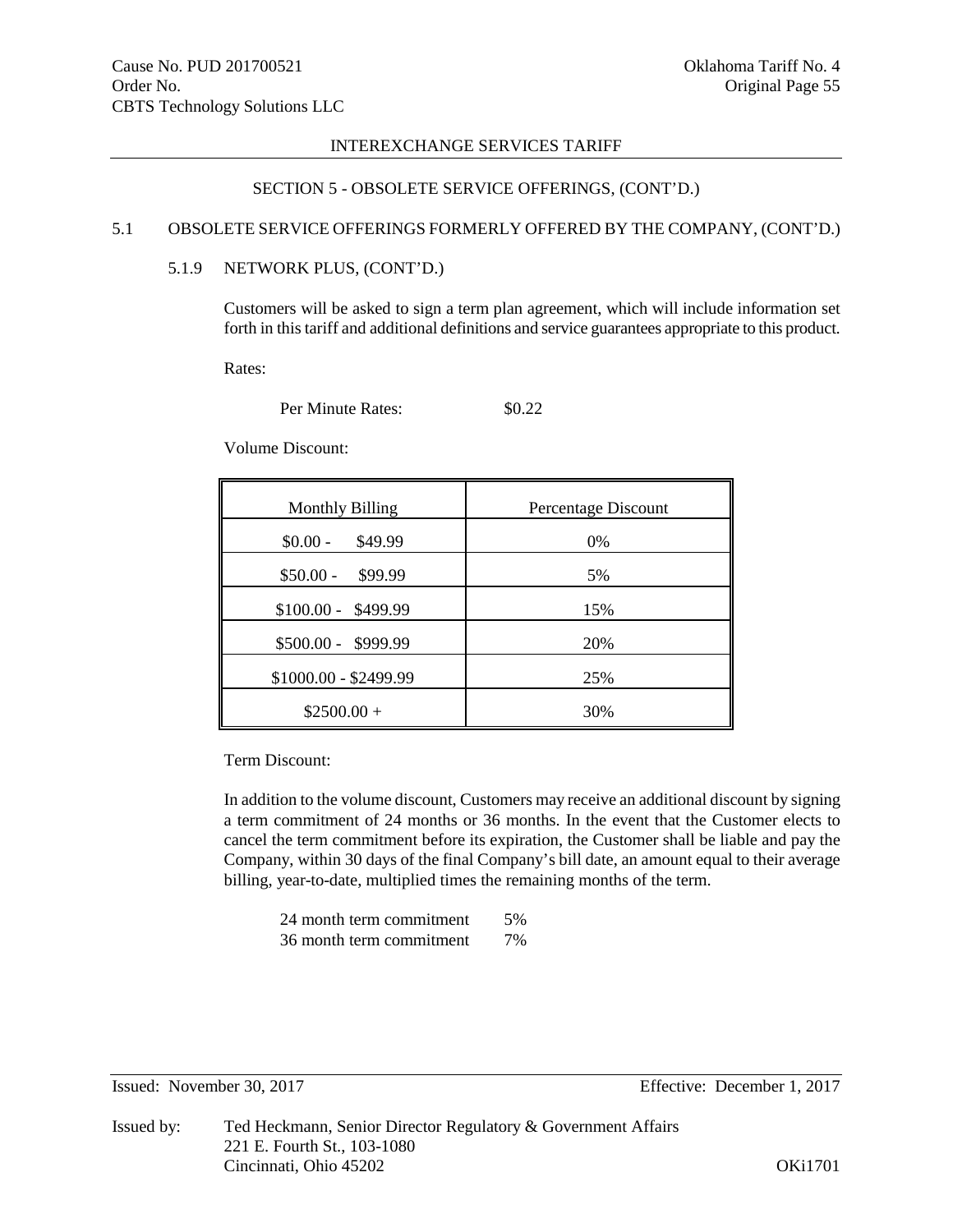## SECTION 5 - OBSOLETE SERVICE OFFERINGS, (CONT'D.)

### 5.1 OBSOLETE SERVICE OFFERINGS FORMERLY OFFERED BY THE COMPANY, (CONT'D.)

#### 5.1.9 NETWORK PLUS, (CONT'D.)

Customers will be asked to sign a term plan agreement, which will include information set forth in this tariff and additional definitions and service guarantees appropriate to this product.

Rates:

Per Minute Rates: $0.22

Volume Discount:

| Monthly Billing | Percentage Discount |
|---|---|
| $0.00 - $49.99 | 0% |
| $50.00 - $99.99 | 5% |
| $100.00 - $499.99 | 15% |
| $500.00 - $999.99 | 20% |
| $1000.00 - $2499.99 | 25% |
| $2500.00 + | 30% |

Term Discount:

In addition to the volume discount, Customers may receive an additional discount by signing a term commitment of 24 months or 36 months. In the event that the Customer elects to cancel the term commitment before its expiration, the Customer shall be liable and pay the Company, within 30 days of the final Company's bill date, an amount equal to their average billing, year-to-date, multiplied times the remaining months of the term.

| | |
|---|---|
| 24 month term commitment | 5% |
| 36 month term commitment | 7% |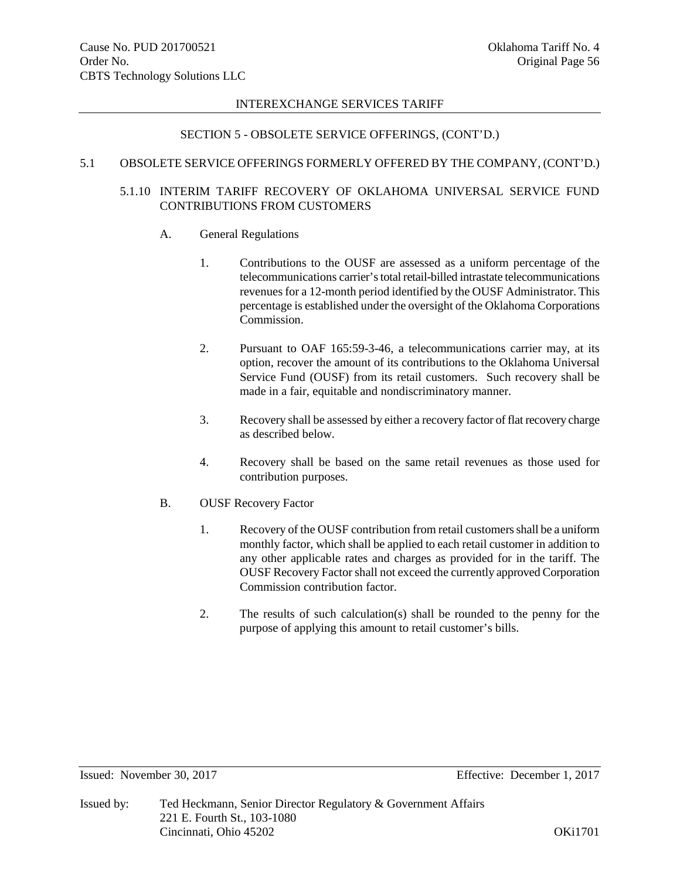INTEREXCHANGE SERVICES TARIFF

SECTION 5 - OBSOLETE SERVICE OFFERINGS, (CONT'D.)

5.1 OBSOLETE SERVICE OFFERINGS FORMERLY OFFERED BY THE COMPANY, (CONT'D.)

5.1.10 INTERIM TARIFF RECOVERY OF OKLAHOMA UNIVERSAL SERVICE FUND CONTRIBUTIONS FROM CUSTOMERS

A. General Regulations

1. Contributions to the OUSF are assessed as a uniform percentage of the telecommunications carrier's total retail-billed intrastate telecommunications revenues for a 12-month period identified by the OUSF Administrator. This percentage is established under the oversight of the Oklahoma Corporations Commission.

2. Pursuant to OAF 165:59-3-46, a telecommunications carrier may, at its option, recover the amount of its contributions to the Oklahoma Universal Service Fund (OUSF) from its retail customers. Such recovery shall be made in a fair, equitable and nondiscriminatory manner.

3. Recovery shall be assessed by either a recovery factor of flat recovery charge as described below.

4. Recovery shall be based on the same retail revenues as those used for contribution purposes.

B. OUSF Recovery Factor

1. Recovery of the OUSF contribution from retail customers shall be a uniform monthly factor, which shall be applied to each retail customer in addition to any other applicable rates and charges as provided for in the tariff. The OUSF Recovery Factor shall not exceed the currently approved Corporation Commission contribution factor.

2. The results of such calculation(s) shall be rounded to the penny for the purpose of applying this amount to retail customer's bills.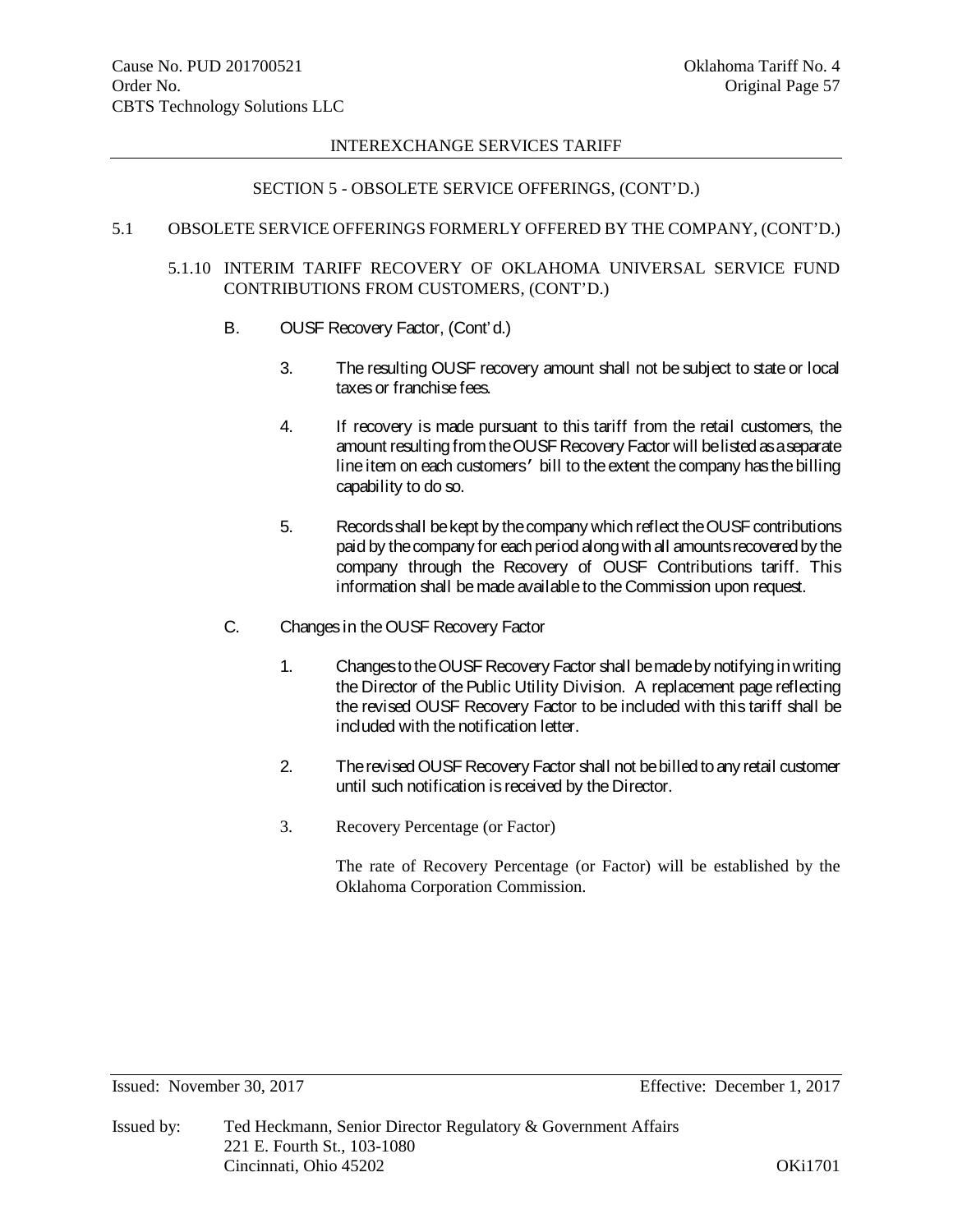## SECTION 5 - OBSOLETE SERVICE OFFERINGS, (CONT'D.)

5.1 OBSOLETE SERVICE OFFERINGS FORMERLY OFFERED BY THE COMPANY, (CONT'D.)

5.1.10 INTERIM TARIFF RECOVERY OF OKLAHOMA UNIVERSAL SERVICE FUND CONTRIBUTIONS FROM CUSTOMERS, (CONT'D.)

B. OUSF Recovery Factor, (Cont'd.)

3. The resulting OUSF recovery amount shall not be subject to state or local taxes or franchise fees.

4. If recovery is made pursuant to this tariff from the retail customers, the amount resulting from the OUSF Recovery Factor will be listed as a separate line item on each customers' bill to the extent the company has the billing capability to do so.

5. Records shall be kept by the company which reflect the OUSF contributions paid by the company for each period along with all amounts recovered by the company through the Recovery of OUSF Contributions tariff. This information shall be made available to the Commission upon request.

C. Changes in the OUSF Recovery Factor

1. Changes to the OUSF Recovery Factor shall be made by notifying in writing the Director of the Public Utility Division. A replacement page reflecting the revised OUSF Recovery Factor to be included with this tariff shall be included with the notification letter.

2. The revised OUSF Recovery Factor shall not be billed to any retail customer until such notification is received by the Director.

3. Recovery Percentage (or Factor)

The rate of Recovery Percentage (or Factor) will be established by the Oklahoma Corporation Commission.